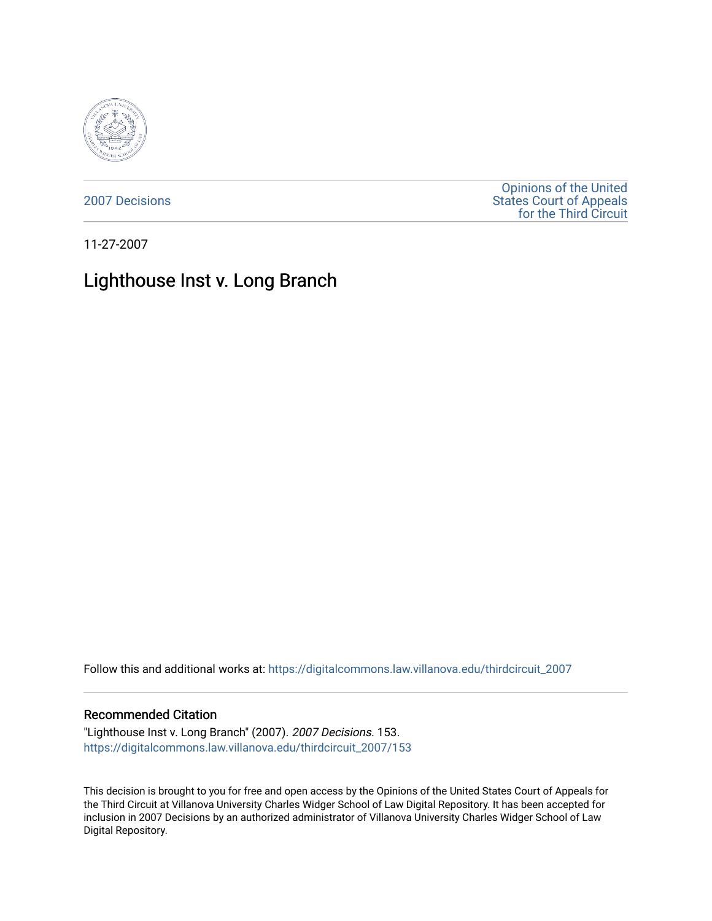2007 Decisions

Opinions of the United States Court of Appeals for the Third Circuit

11-27-2007

# Lighthouse Inst v. Long Branch

Follow this and additional works at: https://digitalcommons.law.villanova.edu/thirdcircuit_2007

### Recommended Citation

"Lighthouse Inst v. Long Branch" (2007). *2007 Decisions*. 153.
https://digitalcommons.law.villanova.edu/thirdcircuit_2007/153

This decision is brought to you for free and open access by the Opinions of the United States Court of Appeals for the Third Circuit at Villanova University Charles Widger School of Law Digital Repository. It has been accepted for inclusion in 2007 Decisions by an authorized administrator of Villanova University Charles Widger School of Law Digital Repository.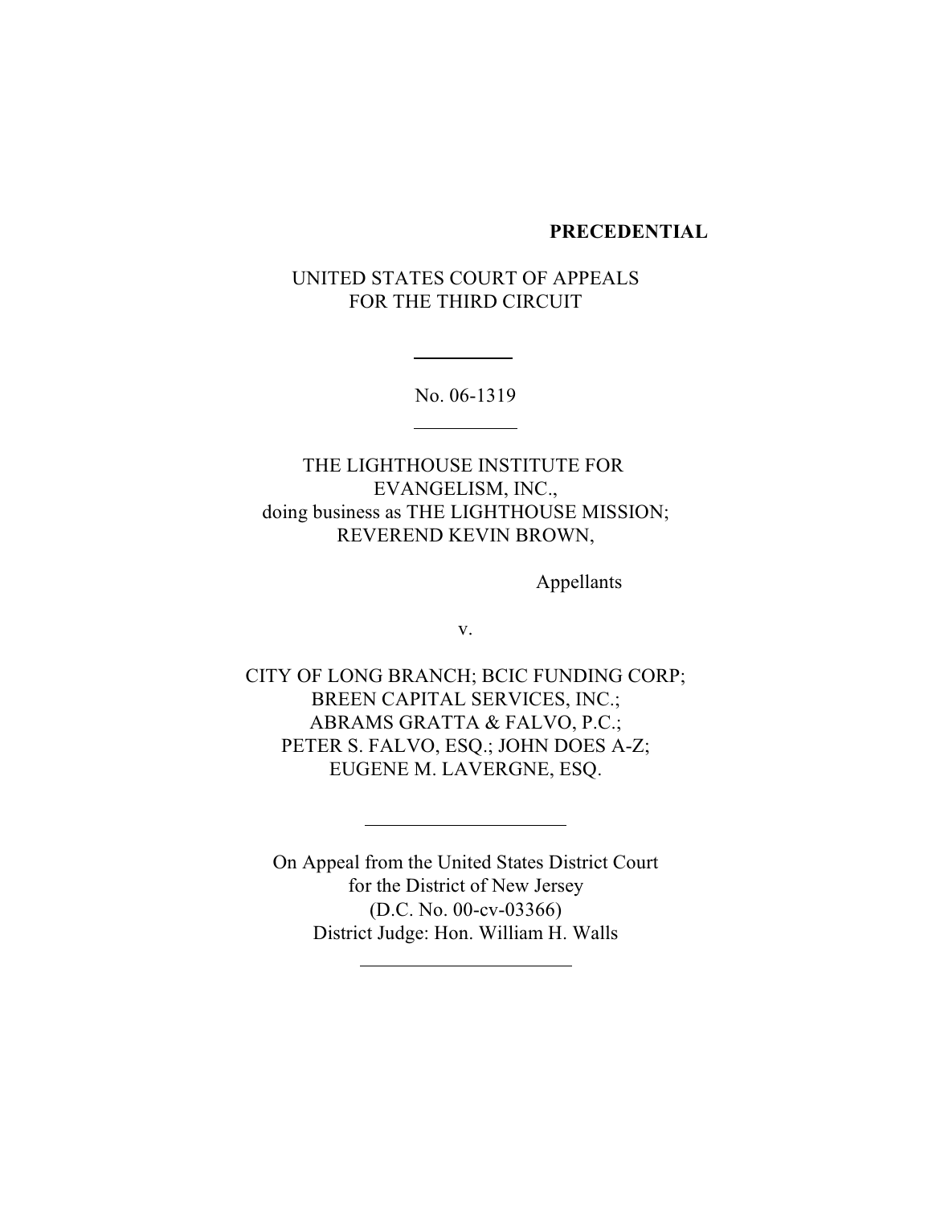**PRECEDENTIAL**

UNITED STATES COURT OF APPEALS
FOR THE THIRD CIRCUIT

No. 06-1319

THE LIGHTHOUSE INSTITUTE FOR EVANGELISM, INC.,
doing business as THE LIGHTHOUSE MISSION;
REVEREND KEVIN BROWN,

Appellants

v.

CITY OF LONG BRANCH; BCIC FUNDING CORP;
BREEN CAPITAL SERVICES, INC.;
ABRAMS GRATTA & FALVO, P.C.;
PETER S. FALVO, ESQ.; JOHN DOES A-Z;
EUGENE M. LAVERGNE, ESQ.

On Appeal from the United States District Court
for the District of New Jersey
(D.C. No. 00-cv-03366)
District Judge: Hon. William H. Walls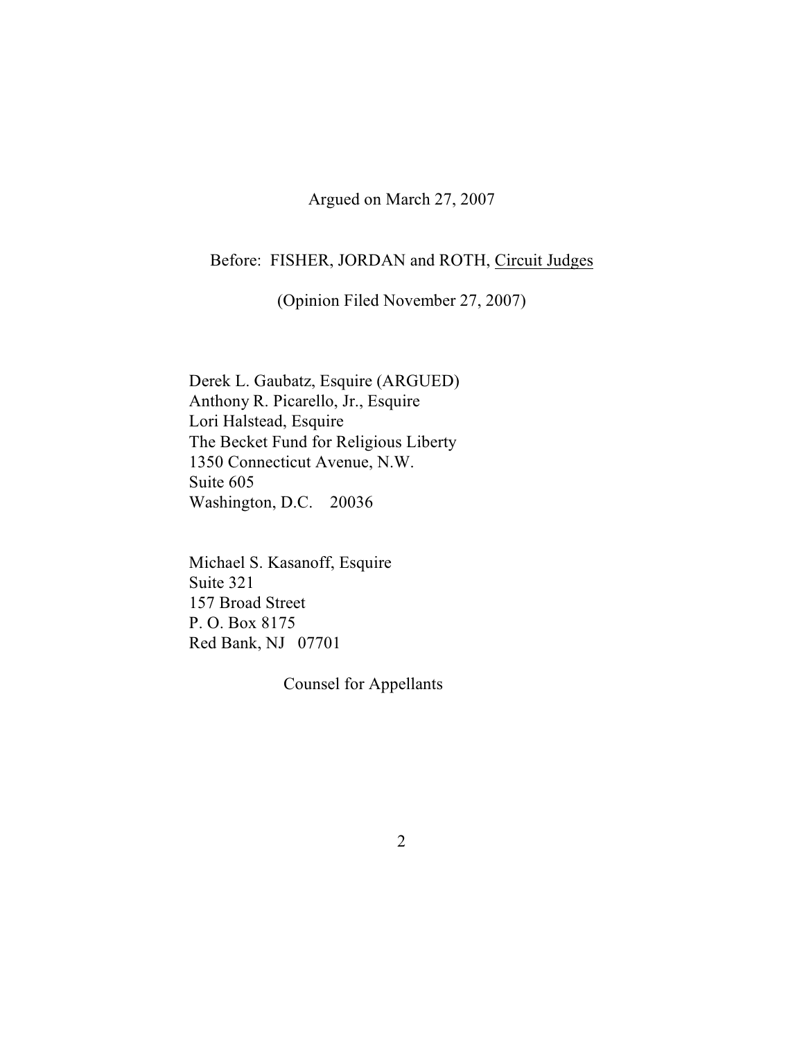Argued on March 27, 2007

Before: FISHER, JORDAN and ROTH, Circuit Judges

(Opinion Filed November 27, 2007)

Derek L. Gaubatz, Esquire (ARGUED)
Anthony R. Picarello, Jr., Esquire
Lori Halstead, Esquire
The Becket Fund for Religious Liberty
1350 Connecticut Avenue, N.W.
Suite 605
Washington, D.C. 20036

Michael S. Kasanoff, Esquire
Suite 321
157 Broad Street
P. O. Box 8175
Red Bank, NJ 07701

Counsel for Appellants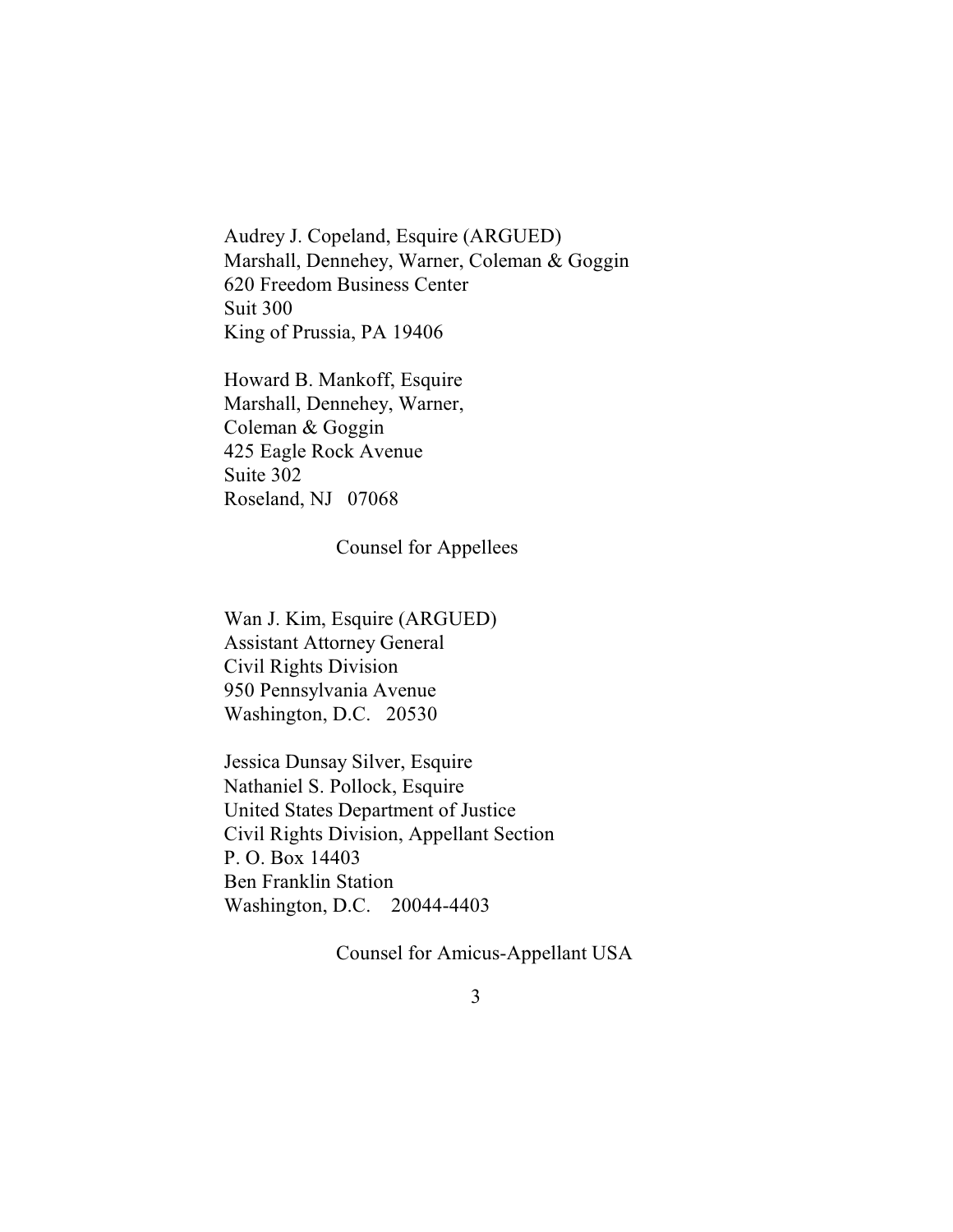Audrey J. Copeland, Esquire (ARGUED)
Marshall, Dennehey, Warner, Coleman & Goggin
620 Freedom Business Center
Suit 300
King of Prussia, PA 19406

Howard B. Mankoff, Esquire
Marshall, Dennehey, Warner,
Coleman & Goggin
425 Eagle Rock Avenue
Suite 302
Roseland, NJ 07068

Counsel for Appellees

Wan J. Kim, Esquire (ARGUED)
Assistant Attorney General
Civil Rights Division
950 Pennsylvania Avenue
Washington, D.C. 20530

Jessica Dunsay Silver, Esquire
Nathaniel S. Pollock, Esquire
United States Department of Justice
Civil Rights Division, Appellant Section
P. O. Box 14403
Ben Franklin Station
Washington, D.C. 20044-4403

Counsel for Amicus-Appellant USA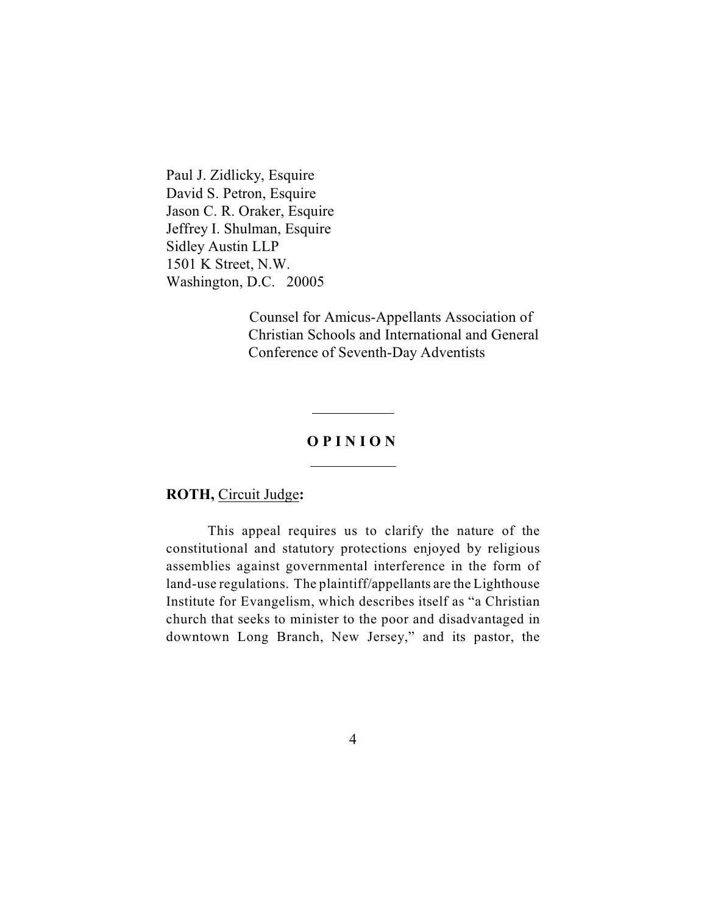Paul J. Zidlicky, Esquire
David S. Petron, Esquire
Jason C. R. Oraker, Esquire
Jeffrey I. Shulman, Esquire
Sidley Austin LLP
1501 K Street, N.W.
Washington, D.C. 20005

Counsel for Amicus-Appellants Association of Christian Schools and International and General Conference of Seventh-Day Adventists

---

**O P I N I O N**

---

**ROTH,** Circuit Judge**:**

This appeal requires us to clarify the nature of the constitutional and statutory protections enjoyed by religious assemblies against governmental interference in the form of land-use regulations. The plaintiff/appellants are the Lighthouse Institute for Evangelism, which describes itself as "a Christian church that seeks to minister to the poor and disadvantaged in downtown Long Branch, New Jersey," and its pastor, the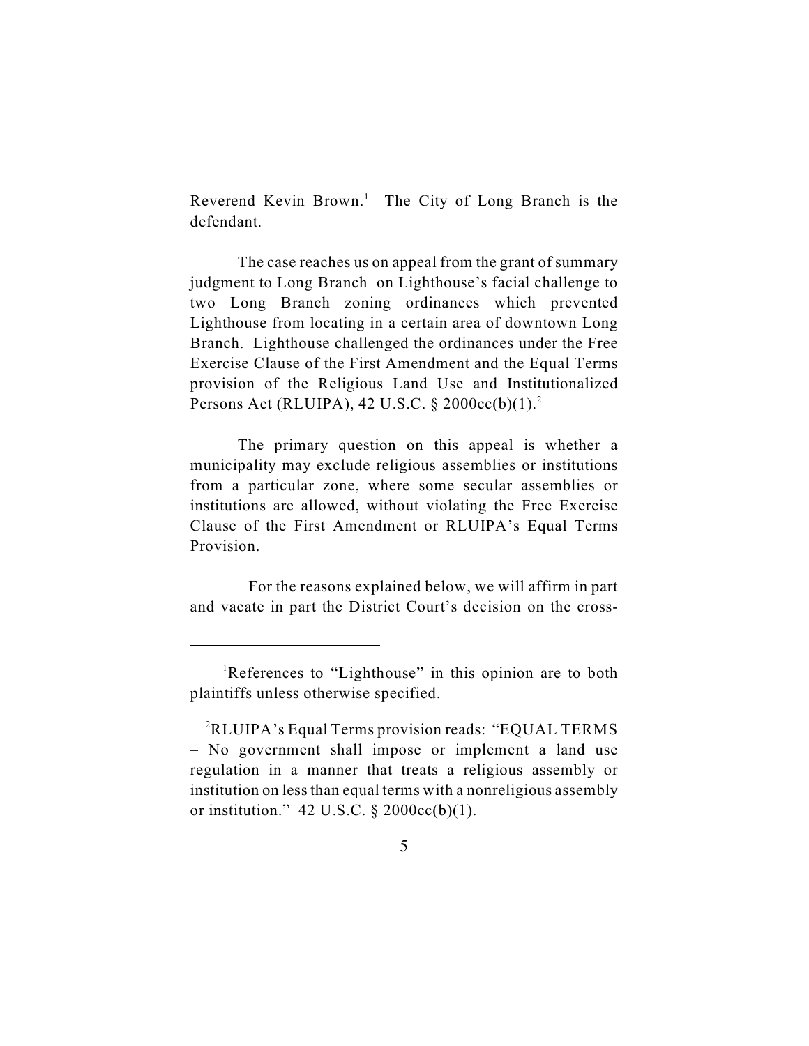Reverend Kevin Brown.[1] The City of Long Branch is the defendant.

The case reaches us on appeal from the grant of summary judgment to Long Branch on Lighthouse's facial challenge to two Long Branch zoning ordinances which prevented Lighthouse from locating in a certain area of downtown Long Branch. Lighthouse challenged the ordinances under the Free Exercise Clause of the First Amendment and the Equal Terms provision of the Religious Land Use and Institutionalized Persons Act (RLUIPA), 42 U.S.C. § 2000cc(b)(1).[2]

The primary question on this appeal is whether a municipality may exclude religious assemblies or institutions from a particular zone, where some secular assemblies or institutions are allowed, without violating the Free Exercise Clause of the First Amendment or RLUIPA's Equal Terms Provision.

For the reasons explained below, we will affirm in part and vacate in part the District Court's decision on the cross-

---

[1]References to "Lighthouse" in this opinion are to both plaintiffs unless otherwise specified.

[2]RLUIPA's Equal Terms provision reads: "EQUAL TERMS – No government shall impose or implement a land use regulation in a manner that treats a religious assembly or institution on less than equal terms with a nonreligious assembly or institution." 42 U.S.C. § 2000cc(b)(1).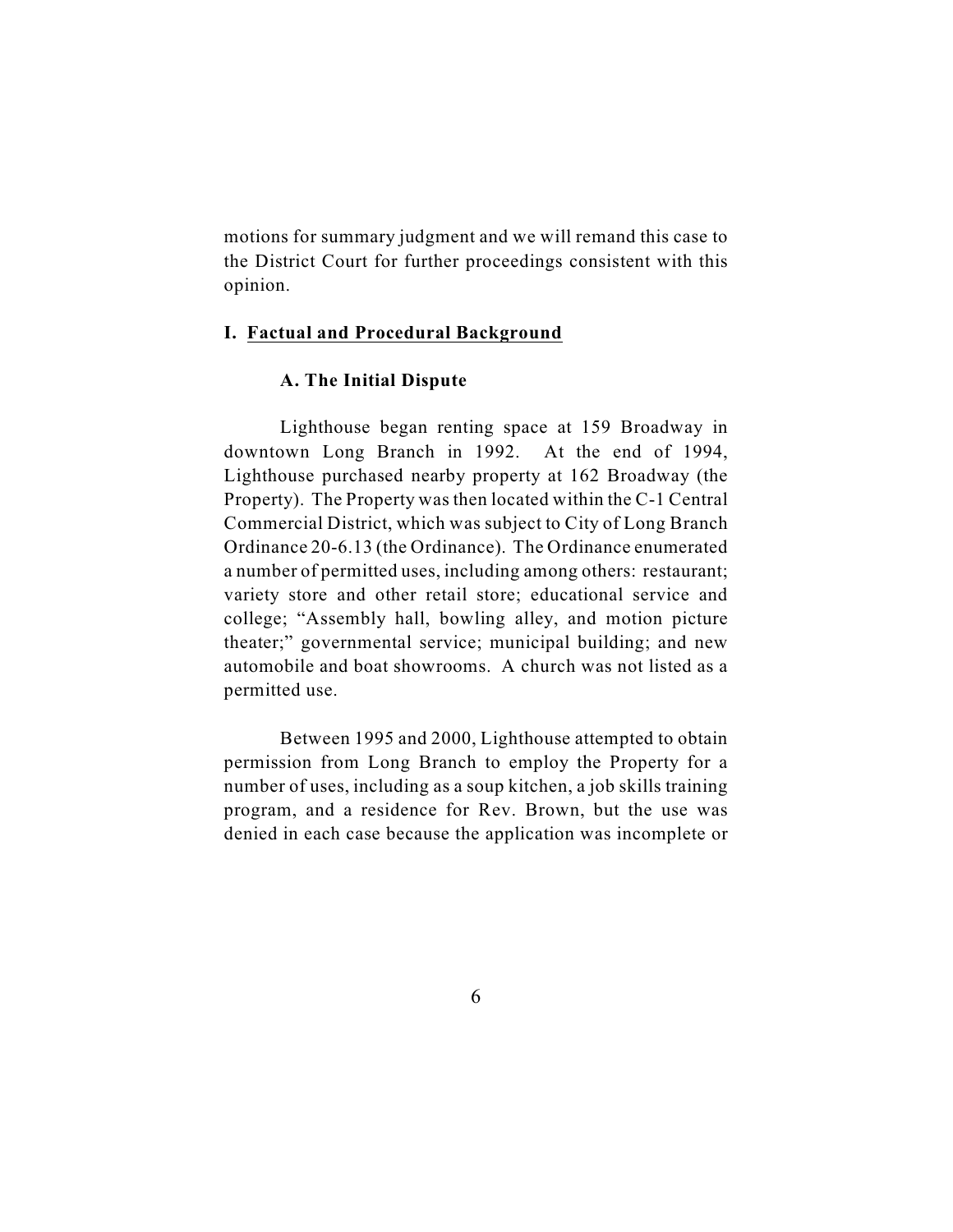motions for summary judgment and we will remand this case to the District Court for further proceedings consistent with this opinion.

## I. Factual and Procedural Background

### A. The Initial Dispute

Lighthouse began renting space at 159 Broadway in downtown Long Branch in 1992. At the end of 1994, Lighthouse purchased nearby property at 162 Broadway (the Property). The Property was then located within the C-1 Central Commercial District, which was subject to City of Long Branch Ordinance 20-6.13 (the Ordinance). The Ordinance enumerated a number of permitted uses, including among others: restaurant; variety store and other retail store; educational service and college; "Assembly hall, bowling alley, and motion picture theater;" governmental service; municipal building; and new automobile and boat showrooms. A church was not listed as a permitted use.

Between 1995 and 2000, Lighthouse attempted to obtain permission from Long Branch to employ the Property for a number of uses, including as a soup kitchen, a job skills training program, and a residence for Rev. Brown, but the use was denied in each case because the application was incomplete or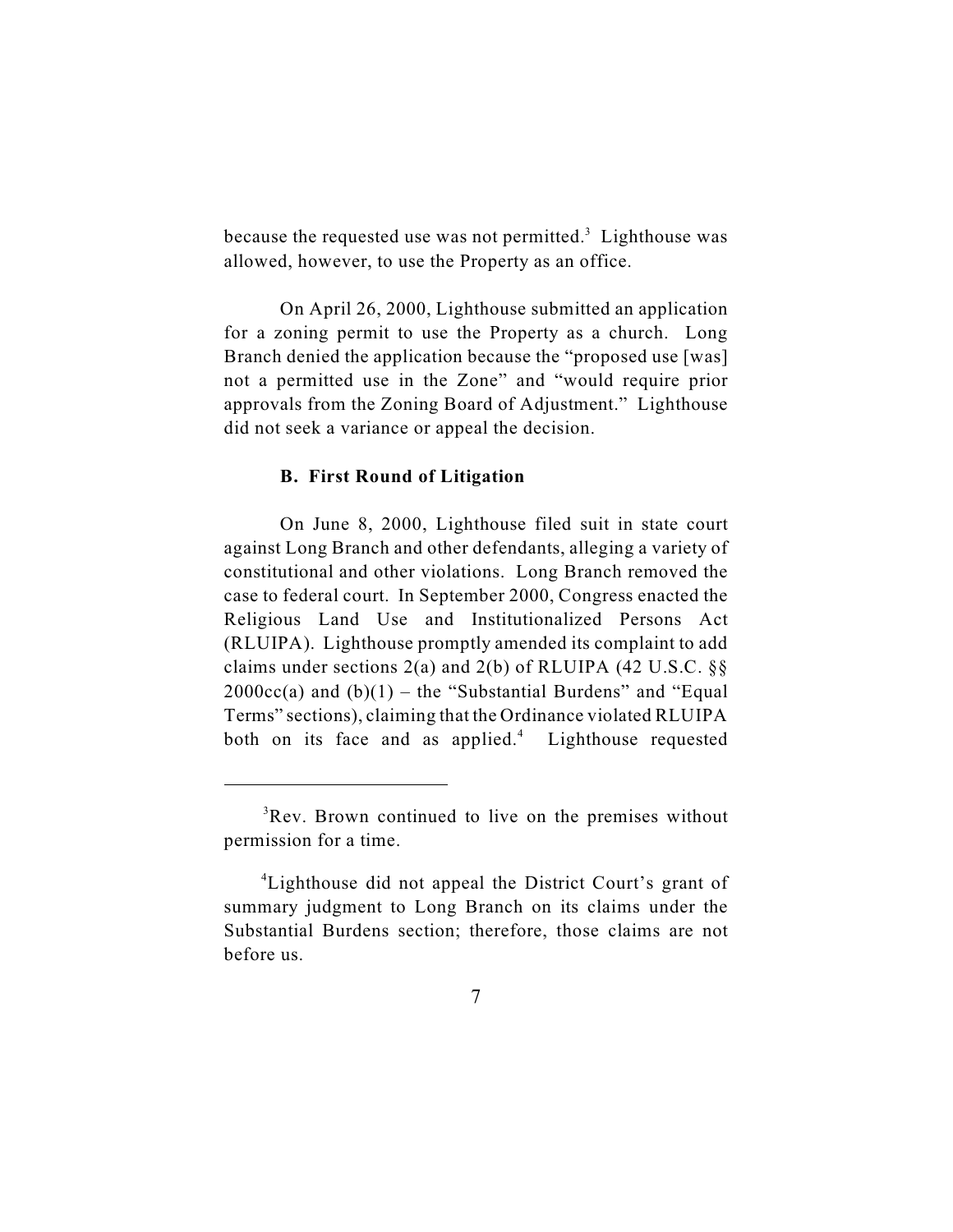because the requested use was not permitted.[3] Lighthouse was allowed, however, to use the Property as an office.

On April 26, 2000, Lighthouse submitted an application for a zoning permit to use the Property as a church. Long Branch denied the application because the "proposed use [was] not a permitted use in the Zone" and "would require prior approvals from the Zoning Board of Adjustment." Lighthouse did not seek a variance or appeal the decision.

### B. First Round of Litigation

On June 8, 2000, Lighthouse filed suit in state court against Long Branch and other defendants, alleging a variety of constitutional and other violations. Long Branch removed the case to federal court. In September 2000, Congress enacted the Religious Land Use and Institutionalized Persons Act (RLUIPA). Lighthouse promptly amended its complaint to add claims under sections 2(a) and 2(b) of RLUIPA (42 U.S.C. §§ 2000cc(a) and (b)(1) – the "Substantial Burdens" and "Equal Terms" sections), claiming that the Ordinance violated RLUIPA both on its face and as applied.[4] Lighthouse requested

---

[3] Rev. Brown continued to live on the premises without permission for a time.

[4] Lighthouse did not appeal the District Court's grant of summary judgment to Long Branch on its claims under the Substantial Burdens section; therefore, those claims are not before us.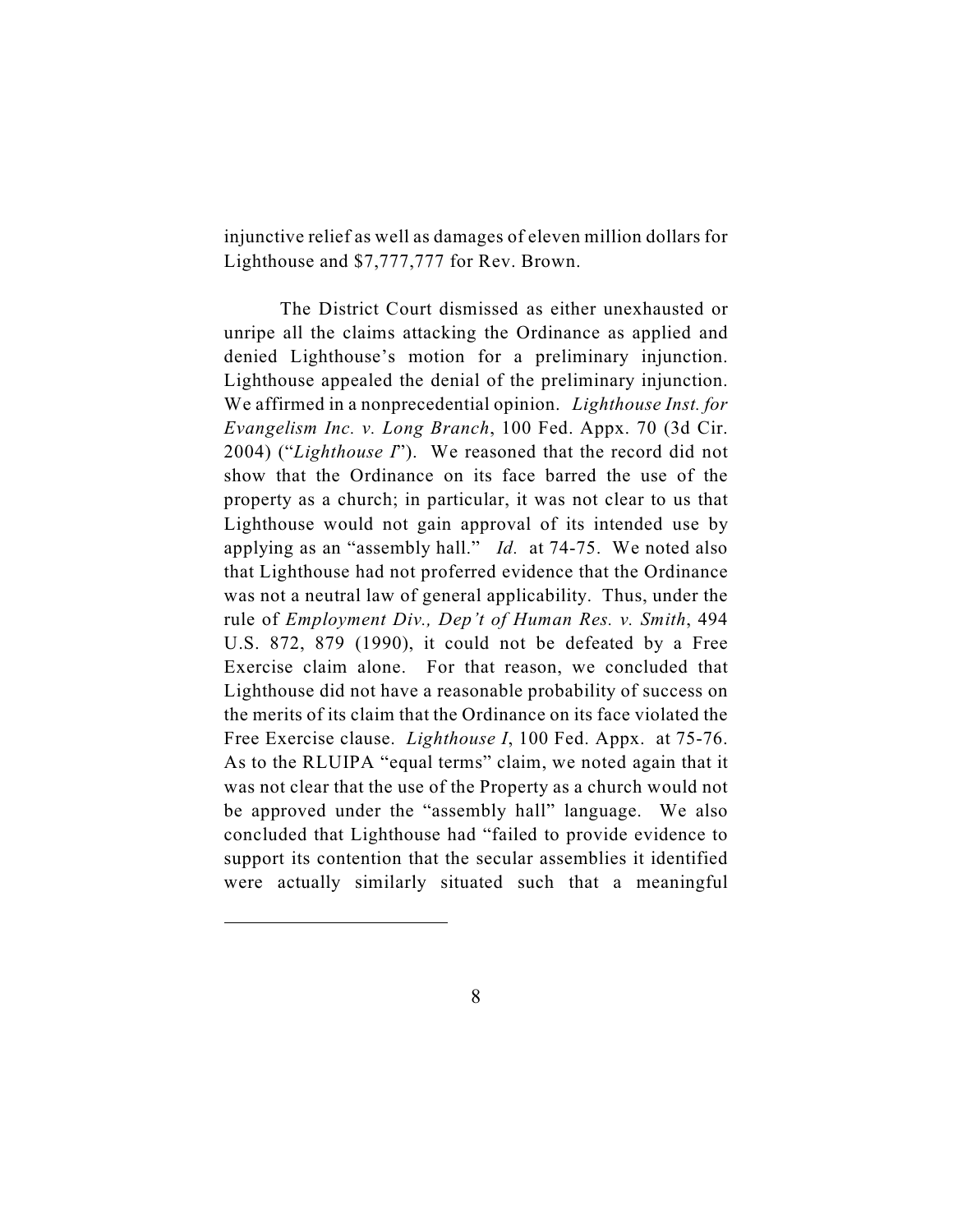injunctive relief as well as damages of eleven million dollars for Lighthouse and $7,777,777 for Rev. Brown.

The District Court dismissed as either unexhausted or unripe all the claims attacking the Ordinance as applied and denied Lighthouse's motion for a preliminary injunction. Lighthouse appealed the denial of the preliminary injunction. We affirmed in a nonprecedential opinion. *Lighthouse Inst. for Evangelism Inc. v. Long Branch*, 100 Fed. Appx. 70 (3d Cir. 2004) ("*Lighthouse I*"). We reasoned that the record did not show that the Ordinance on its face barred the use of the property as a church; in particular, it was not clear to us that Lighthouse would not gain approval of its intended use by applying as an "assembly hall." *Id.* at 74-75. We noted also that Lighthouse had not proferred evidence that the Ordinance was not a neutral law of general applicability. Thus, under the rule of *Employment Div., Dep't of Human Res. v. Smith*, 494 U.S. 872, 879 (1990), it could not be defeated by a Free Exercise claim alone. For that reason, we concluded that Lighthouse did not have a reasonable probability of success on the merits of its claim that the Ordinance on its face violated the Free Exercise clause. *Lighthouse I*, 100 Fed. Appx. at 75-76. As to the RLUIPA "equal terms" claim, we noted again that it was not clear that the use of the Property as a church would not be approved under the "assembly hall" language. We also concluded that Lighthouse had "failed to provide evidence to support its contention that the secular assemblies it identified were actually similarly situated such that a meaningful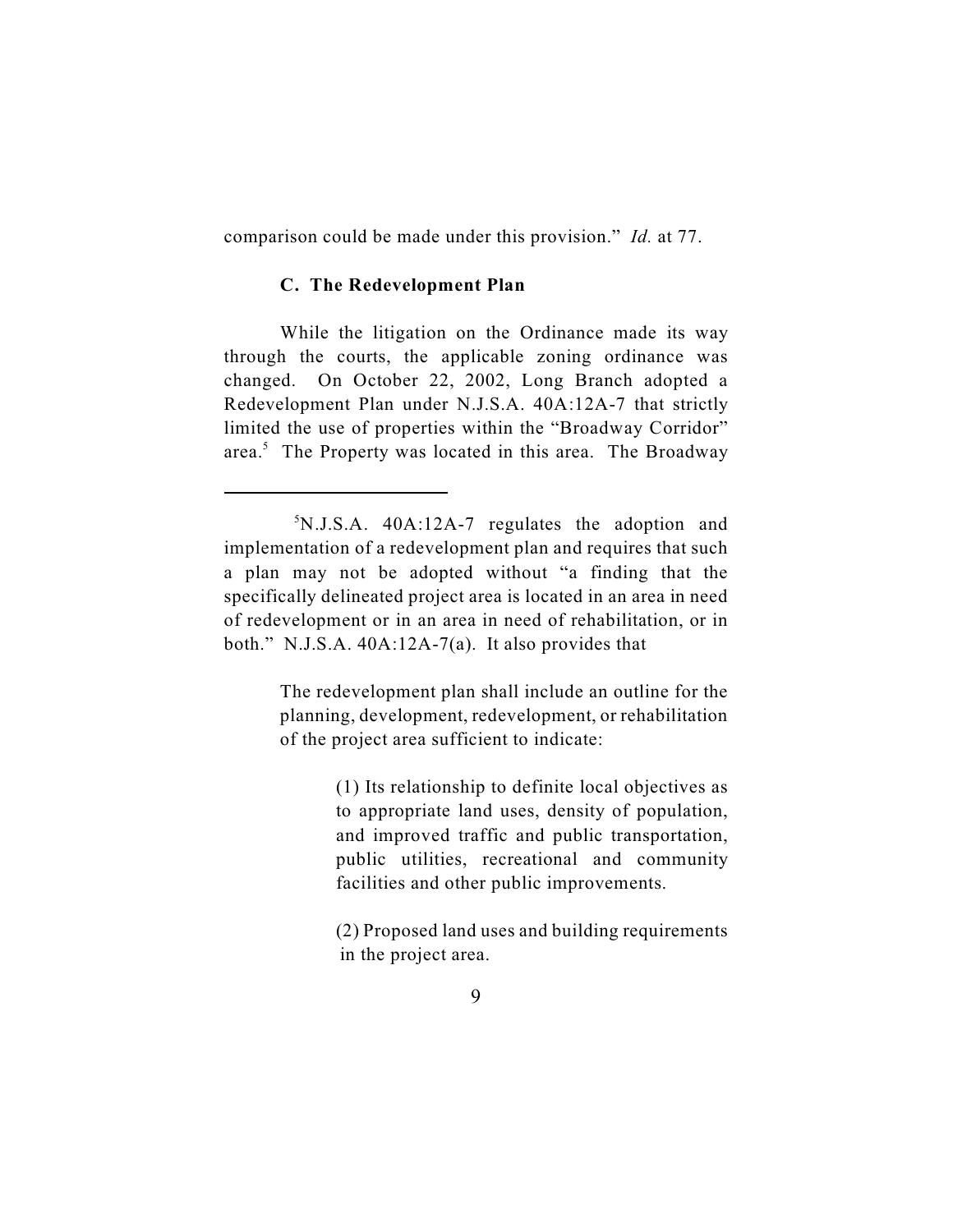comparison could be made under this provision." *Id.* at 77.

### C. The Redevelopment Plan

While the litigation on the Ordinance made its way through the courts, the applicable zoning ordinance was changed. On October 22, 2002, Long Branch adopted a Redevelopment Plan under N.J.S.A. 40A:12A-7 that strictly limited the use of properties within the "Broadway Corridor" area.[5] The Property was located in this area. The Broadway

---

[5]N.J.S.A. 40A:12A-7 regulates the adoption and implementation of a redevelopment plan and requires that such a plan may not be adopted without "a finding that the specifically delineated project area is located in an area in need of redevelopment or in an area in need of rehabilitation, or in both." N.J.S.A. 40A:12A-7(a). It also provides that

> The redevelopment plan shall include an outline for the planning, development, redevelopment, or rehabilitation of the project area sufficient to indicate:
>
> > (1) Its relationship to definite local objectives as to appropriate land uses, density of population, and improved traffic and public transportation, public utilities, recreational and community facilities and other public improvements.
> >
> > (2) Proposed land uses and building requirements in the project area.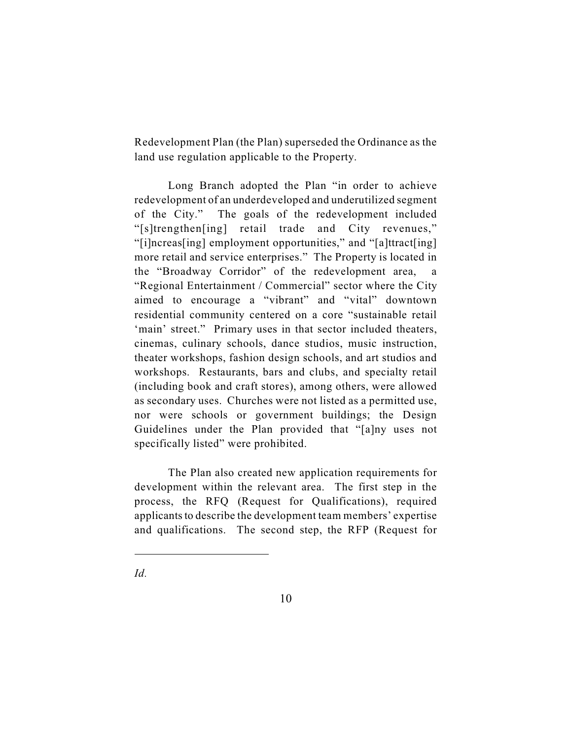Redevelopment Plan (the Plan) superseded the Ordinance as the land use regulation applicable to the Property.

Long Branch adopted the Plan "in order to achieve redevelopment of an underdeveloped and underutilized segment of the City." The goals of the redevelopment included "[s]trengthen[ing] retail trade and City revenues," "[i]ncreas[ing] employment opportunities," and "[a]ttract[ing] more retail and service enterprises." The Property is located in the "Broadway Corridor" of the redevelopment area, a "Regional Entertainment / Commercial" sector where the City aimed to encourage a "vibrant" and "vital" downtown residential community centered on a core "sustainable retail 'main' street." Primary uses in that sector included theaters, cinemas, culinary schools, dance studios, music instruction, theater workshops, fashion design schools, and art studios and workshops. Restaurants, bars and clubs, and specialty retail (including book and craft stores), among others, were allowed as secondary uses. Churches were not listed as a permitted use, nor were schools or government buildings; the Design Guidelines under the Plan provided that "[a]ny uses not specifically listed" were prohibited.

The Plan also created new application requirements for development within the relevant area. The first step in the process, the RFQ (Request for Qualifications), required applicants to describe the development team members' expertise and qualifications. The second step, the RFP (Request for

---

*Id.*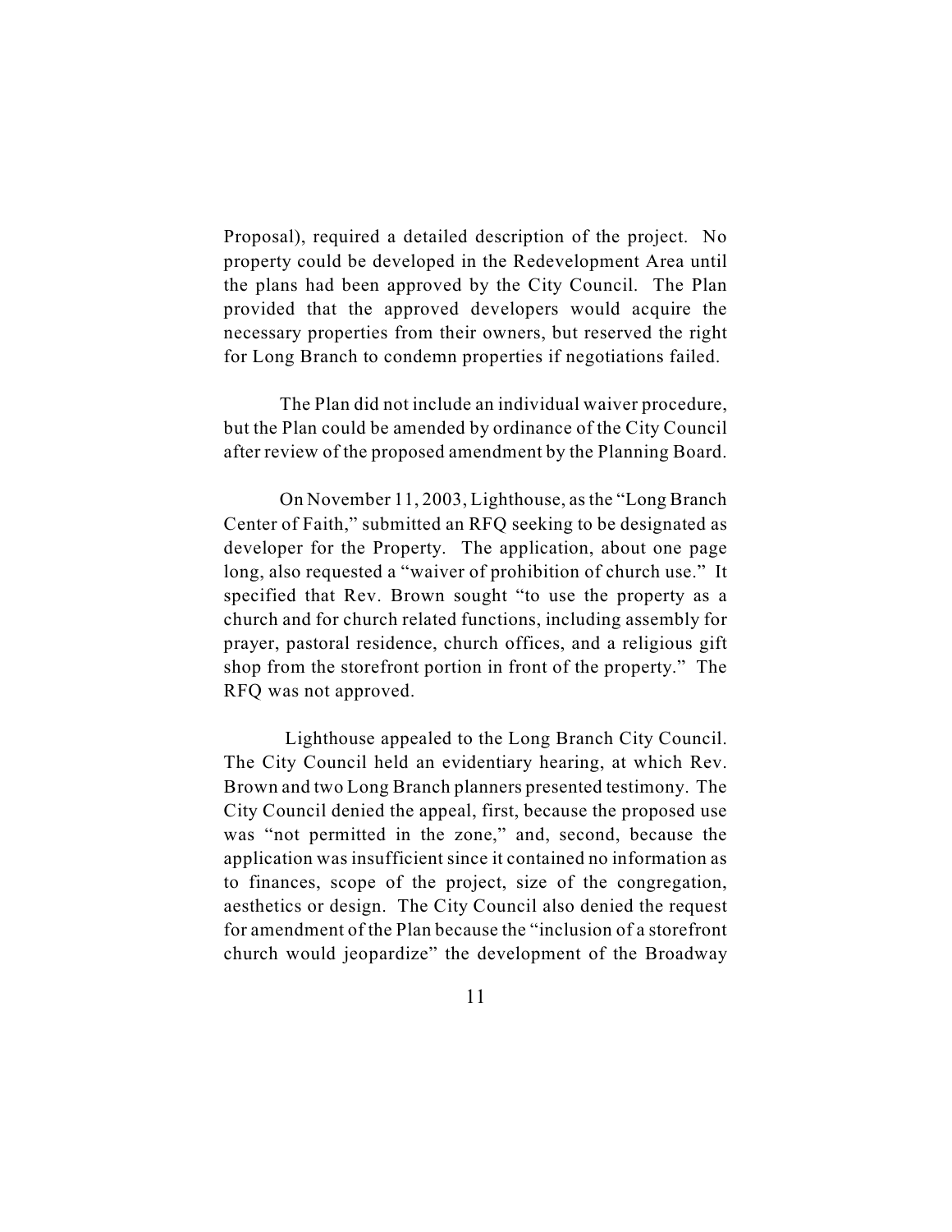Proposal), required a detailed description of the project. No property could be developed in the Redevelopment Area until the plans had been approved by the City Council. The Plan provided that the approved developers would acquire the necessary properties from their owners, but reserved the right for Long Branch to condemn properties if negotiations failed.

The Plan did not include an individual waiver procedure, but the Plan could be amended by ordinance of the City Council after review of the proposed amendment by the Planning Board.

On November 11, 2003, Lighthouse, as the "Long Branch Center of Faith," submitted an RFQ seeking to be designated as developer for the Property. The application, about one page long, also requested a "waiver of prohibition of church use." It specified that Rev. Brown sought "to use the property as a church and for church related functions, including assembly for prayer, pastoral residence, church offices, and a religious gift shop from the storefront portion in front of the property." The RFQ was not approved.

Lighthouse appealed to the Long Branch City Council. The City Council held an evidentiary hearing, at which Rev. Brown and two Long Branch planners presented testimony. The City Council denied the appeal, first, because the proposed use was "not permitted in the zone," and, second, because the application was insufficient since it contained no information as to finances, scope of the project, size of the congregation, aesthetics or design. The City Council also denied the request for amendment of the Plan because the "inclusion of a storefront church would jeopardize" the development of the Broadway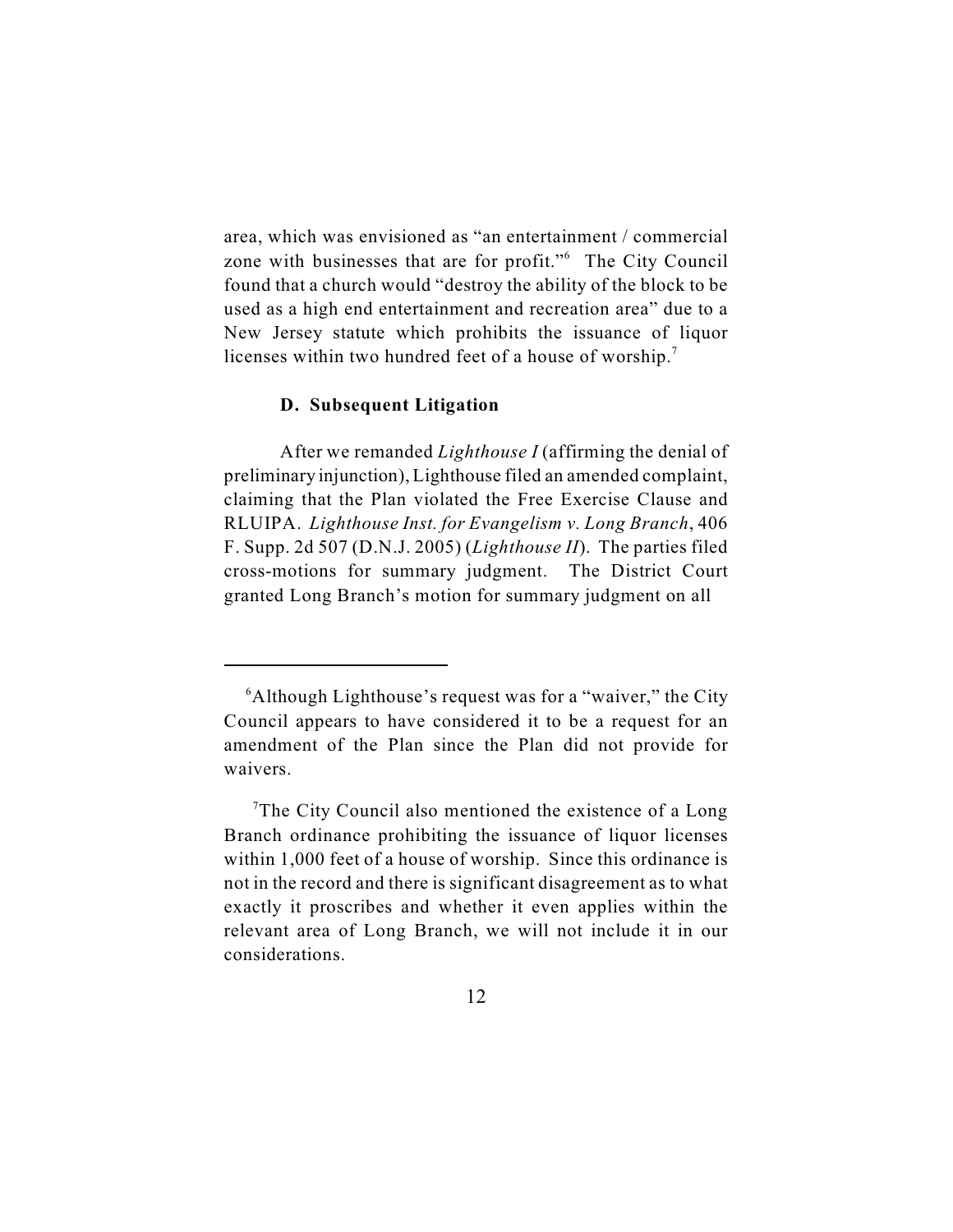area, which was envisioned as "an entertainment / commercial zone with businesses that are for profit."[6] The City Council found that a church would "destroy the ability of the block to be used as a high end entertainment and recreation area" due to a New Jersey statute which prohibits the issuance of liquor licenses within two hundred feet of a house of worship.[7]

### D. Subsequent Litigation

After we remanded *Lighthouse I* (affirming the denial of preliminary injunction), Lighthouse filed an amended complaint, claiming that the Plan violated the Free Exercise Clause and RLUIPA. *Lighthouse Inst. for Evangelism v. Long Branch*, 406 F. Supp. 2d 507 (D.N.J. 2005) (*Lighthouse II*). The parties filed cross-motions for summary judgment. The District Court granted Long Branch's motion for summary judgment on all

---

[6]Although Lighthouse's request was for a "waiver," the City Council appears to have considered it to be a request for an amendment of the Plan since the Plan did not provide for waivers.

[7]The City Council also mentioned the existence of a Long Branch ordinance prohibiting the issuance of liquor licenses within 1,000 feet of a house of worship. Since this ordinance is not in the record and there is significant disagreement as to what exactly it proscribes and whether it even applies within the relevant area of Long Branch, we will not include it in our considerations.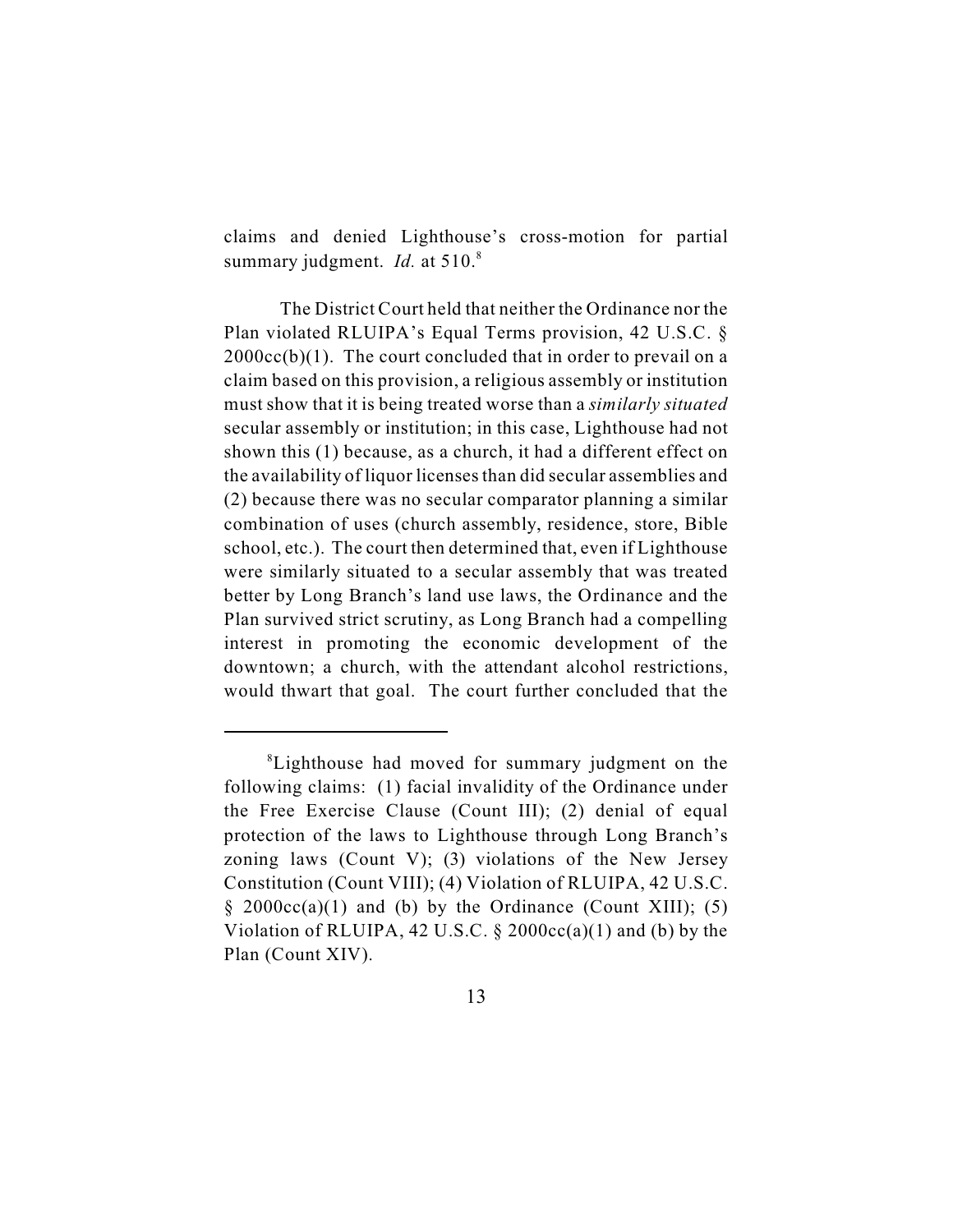claims and denied Lighthouse's cross-motion for partial summary judgment. *Id.* at 510.[8]

The District Court held that neither the Ordinance nor the Plan violated RLUIPA's Equal Terms provision, 42 U.S.C. § 2000cc(b)(1). The court concluded that in order to prevail on a claim based on this provision, a religious assembly or institution must show that it is being treated worse than a *similarly situated* secular assembly or institution; in this case, Lighthouse had not shown this (1) because, as a church, it had a different effect on the availability of liquor licenses than did secular assemblies and (2) because there was no secular comparator planning a similar combination of uses (church assembly, residence, store, Bible school, etc.). The court then determined that, even if Lighthouse were similarly situated to a secular assembly that was treated better by Long Branch's land use laws, the Ordinance and the Plan survived strict scrutiny, as Long Branch had a compelling interest in promoting the economic development of the downtown; a church, with the attendant alcohol restrictions, would thwart that goal. The court further concluded that the

---

[8]Lighthouse had moved for summary judgment on the following claims: (1) facial invalidity of the Ordinance under the Free Exercise Clause (Count III); (2) denial of equal protection of the laws to Lighthouse through Long Branch's zoning laws (Count V); (3) violations of the New Jersey Constitution (Count VIII); (4) Violation of RLUIPA, 42 U.S.C. § 2000cc(a)(1) and (b) by the Ordinance (Count XIII); (5) Violation of RLUIPA, 42 U.S.C. § 2000cc(a)(1) and (b) by the Plan (Count XIV).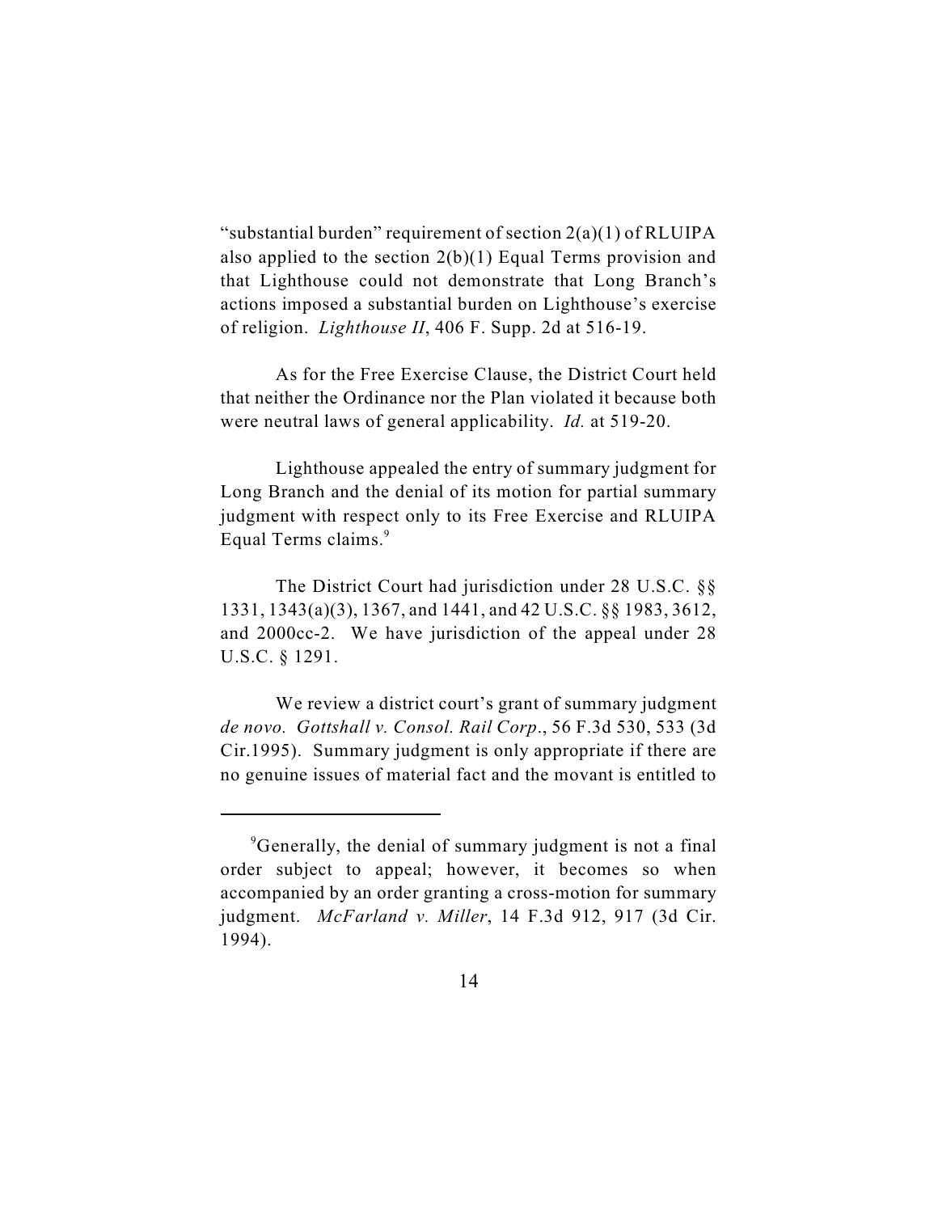"substantial burden" requirement of section 2(a)(1) of RLUIPA also applied to the section 2(b)(1) Equal Terms provision and that Lighthouse could not demonstrate that Long Branch's actions imposed a substantial burden on Lighthouse's exercise of religion. *Lighthouse II*, 406 F. Supp. 2d at 516-19.

As for the Free Exercise Clause, the District Court held that neither the Ordinance nor the Plan violated it because both were neutral laws of general applicability. *Id.* at 519-20.

Lighthouse appealed the entry of summary judgment for Long Branch and the denial of its motion for partial summary judgment with respect only to its Free Exercise and RLUIPA Equal Terms claims.[9]

The District Court had jurisdiction under 28 U.S.C. §§ 1331, 1343(a)(3), 1367, and 1441, and 42 U.S.C. §§ 1983, 3612, and 2000cc-2. We have jurisdiction of the appeal under 28 U.S.C. § 1291.

We review a district court's grant of summary judgment *de novo. Gottshall v. Consol. Rail Corp.*, 56 F.3d 530, 533 (3d Cir.1995). Summary judgment is only appropriate if there are no genuine issues of material fact and the movant is entitled to

---

[9] Generally, the denial of summary judgment is not a final order subject to appeal; however, it becomes so when accompanied by an order granting a cross-motion for summary judgment. *McFarland v. Miller*, 14 F.3d 912, 917 (3d Cir. 1994).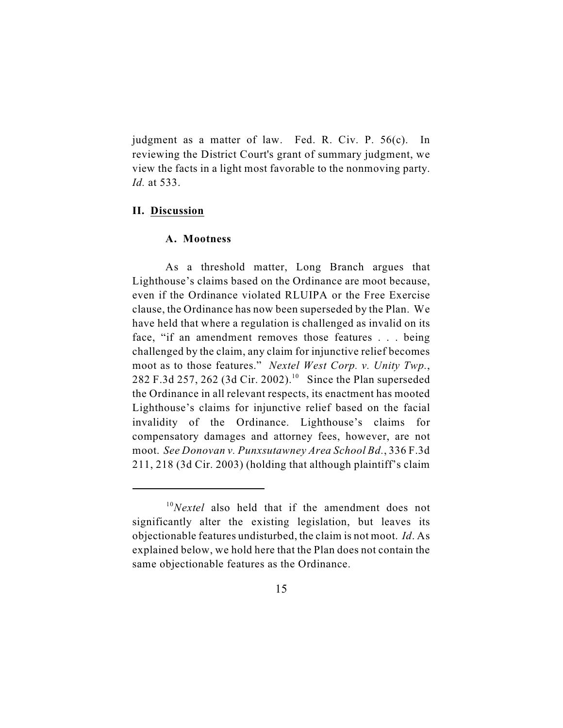judgment as a matter of law. Fed. R. Civ. P. 56(c). In reviewing the District Court's grant of summary judgment, we view the facts in a light most favorable to the nonmoving party. *Id.* at 533.

## II. Discussion

### A. Mootness

As a threshold matter, Long Branch argues that Lighthouse's claims based on the Ordinance are moot because, even if the Ordinance violated RLUIPA or the Free Exercise clause, the Ordinance has now been superseded by the Plan. We have held that where a regulation is challenged as invalid on its face, "if an amendment removes those features . . . being challenged by the claim, any claim for injunctive relief becomes moot as to those features." *Nextel West Corp. v. Unity Twp.*, 282 F.3d 257, 262 (3d Cir. 2002).[10] Since the Plan superseded the Ordinance in all relevant respects, its enactment has mooted Lighthouse's claims for injunctive relief based on the facial invalidity of the Ordinance. Lighthouse's claims for compensatory damages and attorney fees, however, are not moot. *See Donovan v. Punxsutawney Area School Bd.*, 336 F.3d 211, 218 (3d Cir. 2003) (holding that although plaintiff's claim

---

[10] *Nextel* also held that if the amendment does not significantly alter the existing legislation, but leaves its objectionable features undisturbed, the claim is not moot. *Id*. As explained below, we hold here that the Plan does not contain the same objectionable features as the Ordinance.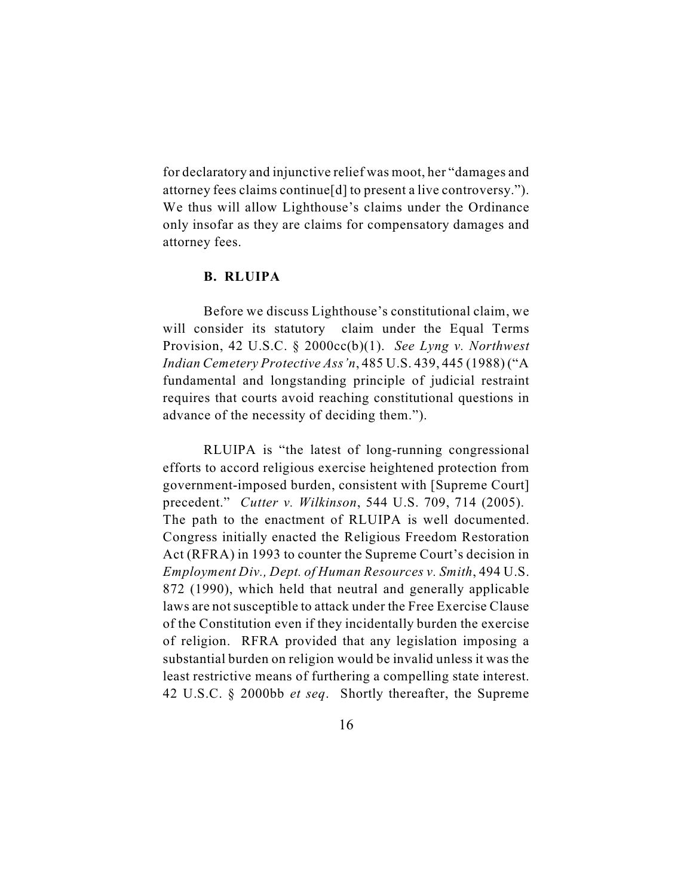for declaratory and injunctive relief was moot, her "damages and attorney fees claims continue[d] to present a live controversy."). We thus will allow Lighthouse's claims under the Ordinance only insofar as they are claims for compensatory damages and attorney fees.

### B. RLUIPA

Before we discuss Lighthouse's constitutional claim, we will consider its statutory claim under the Equal Terms Provision, 42 U.S.C. § 2000cc(b)(1). *See Lyng v. Northwest Indian Cemetery Protective Ass'n*, 485 U.S. 439, 445 (1988) ("A fundamental and longstanding principle of judicial restraint requires that courts avoid reaching constitutional questions in advance of the necessity of deciding them.").

RLUIPA is "the latest of long-running congressional efforts to accord religious exercise heightened protection from government-imposed burden, consistent with [Supreme Court] precedent." *Cutter v. Wilkinson*, 544 U.S. 709, 714 (2005). The path to the enactment of RLUIPA is well documented. Congress initially enacted the Religious Freedom Restoration Act (RFRA) in 1993 to counter the Supreme Court's decision in *Employment Div., Dept. of Human Resources v. Smith*, 494 U.S. 872 (1990), which held that neutral and generally applicable laws are not susceptible to attack under the Free Exercise Clause of the Constitution even if they incidentally burden the exercise of religion. RFRA provided that any legislation imposing a substantial burden on religion would be invalid unless it was the least restrictive means of furthering a compelling state interest. 42 U.S.C. § 2000bb *et seq*. Shortly thereafter, the Supreme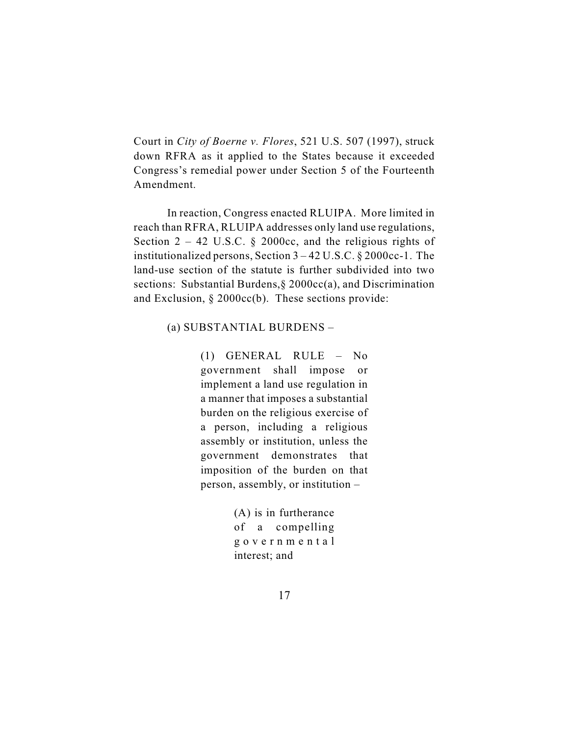Court in *City of Boerne v. Flores*, 521 U.S. 507 (1997), struck down RFRA as it applied to the States because it exceeded Congress's remedial power under Section 5 of the Fourteenth Amendment.

In reaction, Congress enacted RLUIPA. More limited in reach than RFRA, RLUIPA addresses only land use regulations, Section 2 – 42 U.S.C. § 2000cc, and the religious rights of institutionalized persons, Section 3 – 42 U.S.C. § 2000cc-1. The land-use section of the statute is further subdivided into two sections: Substantial Burdens,§ 2000cc(a), and Discrimination and Exclusion, § 2000cc(b). These sections provide:

> (a) SUBSTANTIAL BURDENS –
>
> > (1) GENERAL RULE – No government shall impose or implement a land use regulation in a manner that imposes a substantial burden on the religious exercise of a person, including a religious assembly or institution, unless the government demonstrates that imposition of the burden on that person, assembly, or institution –
> >
> > > (A) is in furtherance of a compelling governmental interest; and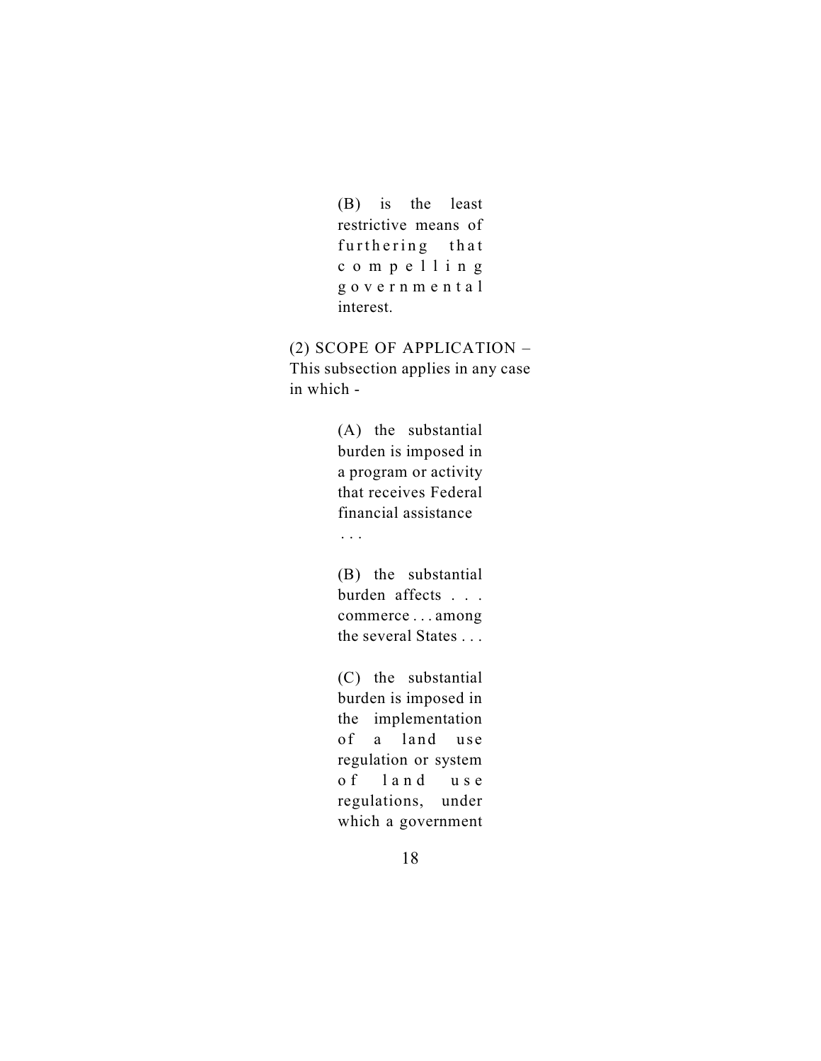(B) is the least restrictive means of furthering that compelling governmental interest.

(2) SCOPE OF APPLICATION – This subsection applies in any case in which -

(A) the substantial burden is imposed in a program or activity that receives Federal financial assistance . . .

(B) the substantial burden affects . . . commerce . . . among the several States . . .

(C) the substantial burden is imposed in the implementation of a land use regulation or system of land use regulations, under which a government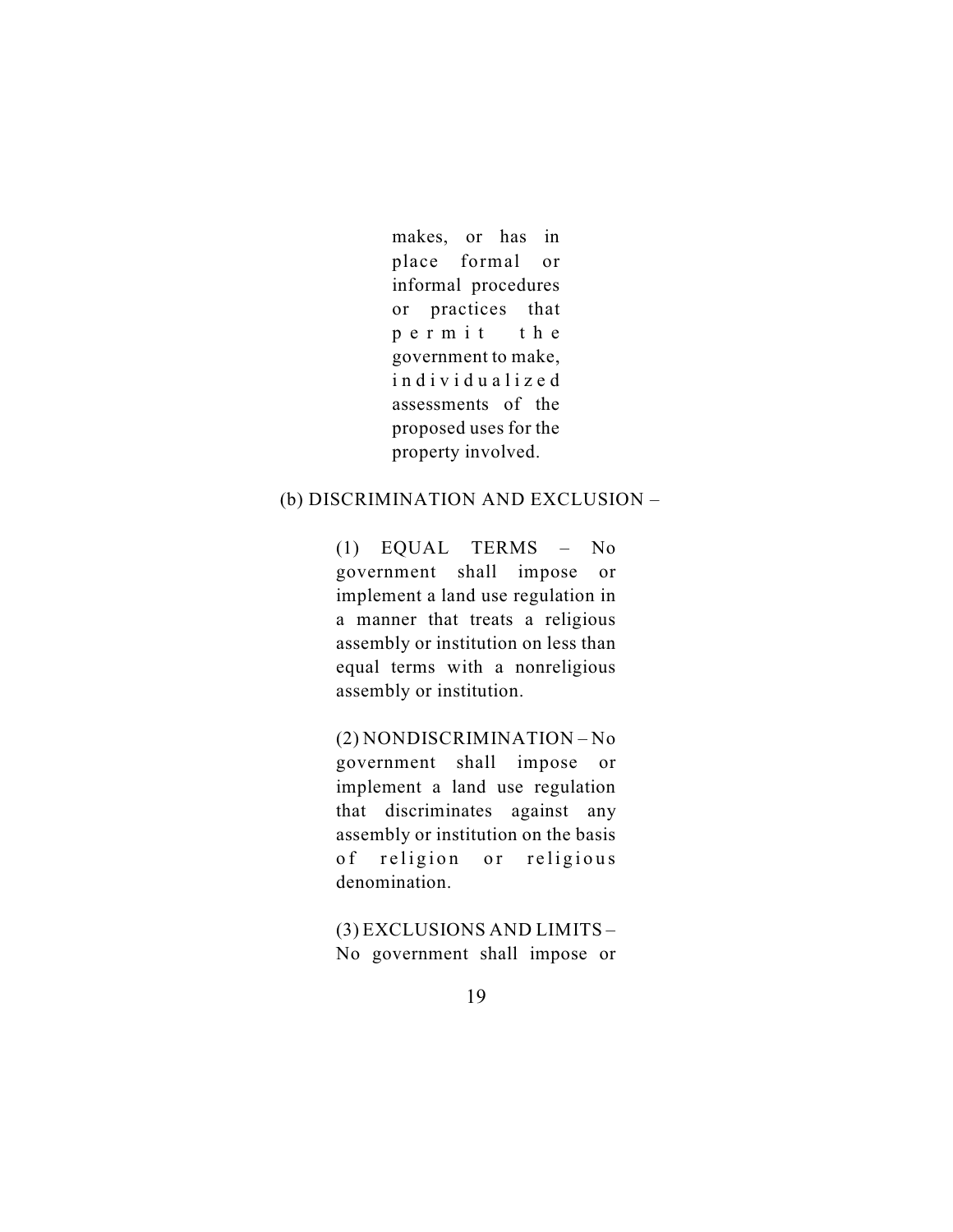makes, or has in place formal or informal procedures or practices that permit the government to make, individualized assessments of the proposed uses for the property involved.

(b) DISCRIMINATION AND EXCLUSION –

(1) EQUAL TERMS – No government shall impose or implement a land use regulation in a manner that treats a religious assembly or institution on less than equal terms with a nonreligious assembly or institution.

(2) NONDISCRIMINATION – No government shall impose or implement a land use regulation that discriminates against any assembly or institution on the basis of religion or religious denomination.

(3) EXCLUSIONS AND LIMITS – No government shall impose or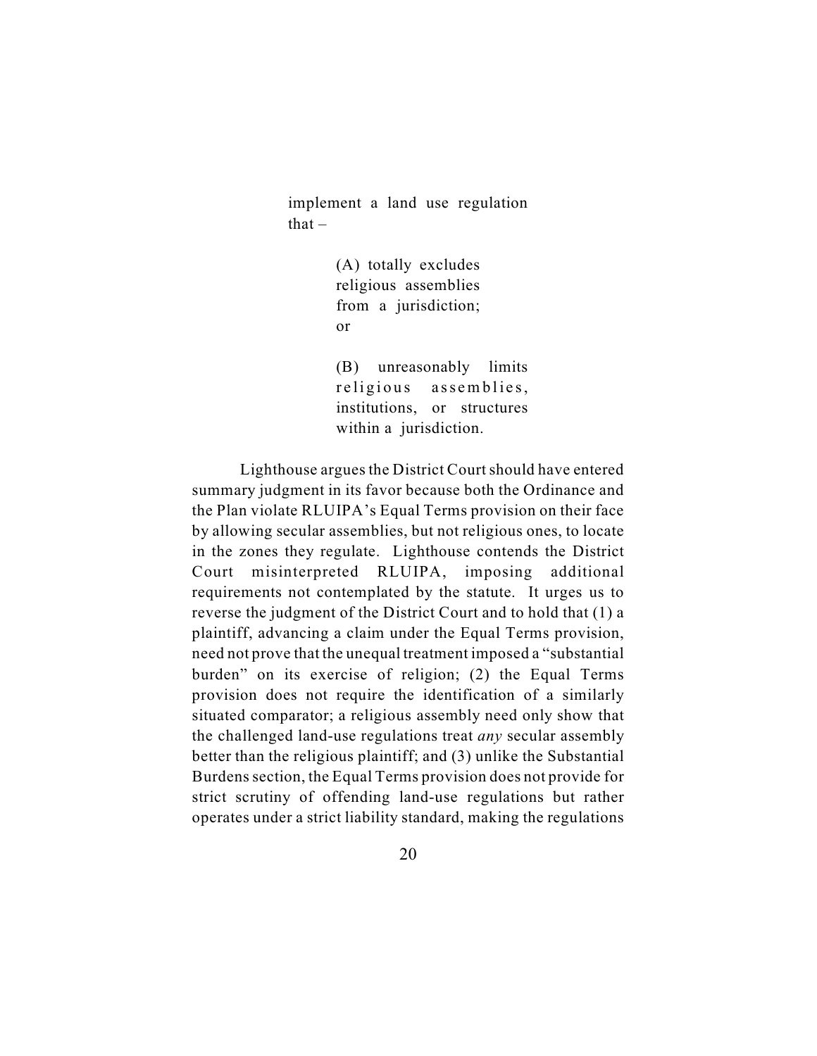> implement a land use regulation that –
>
> > (A) totally excludes religious assemblies from a jurisdiction; or
> >
> > (B) unreasonably limits religious assemblies, institutions, or structures within a jurisdiction.

Lighthouse argues the District Court should have entered summary judgment in its favor because both the Ordinance and the Plan violate RLUIPA's Equal Terms provision on their face by allowing secular assemblies, but not religious ones, to locate in the zones they regulate. Lighthouse contends the District Court misinterpreted RLUIPA, imposing additional requirements not contemplated by the statute. It urges us to reverse the judgment of the District Court and to hold that (1) a plaintiff, advancing a claim under the Equal Terms provision, need not prove that the unequal treatment imposed a "substantial burden" on its exercise of religion; (2) the Equal Terms provision does not require the identification of a similarly situated comparator; a religious assembly need only show that the challenged land-use regulations treat *any* secular assembly better than the religious plaintiff; and (3) unlike the Substantial Burdens section, the Equal Terms provision does not provide for strict scrutiny of offending land-use regulations but rather operates under a strict liability standard, making the regulations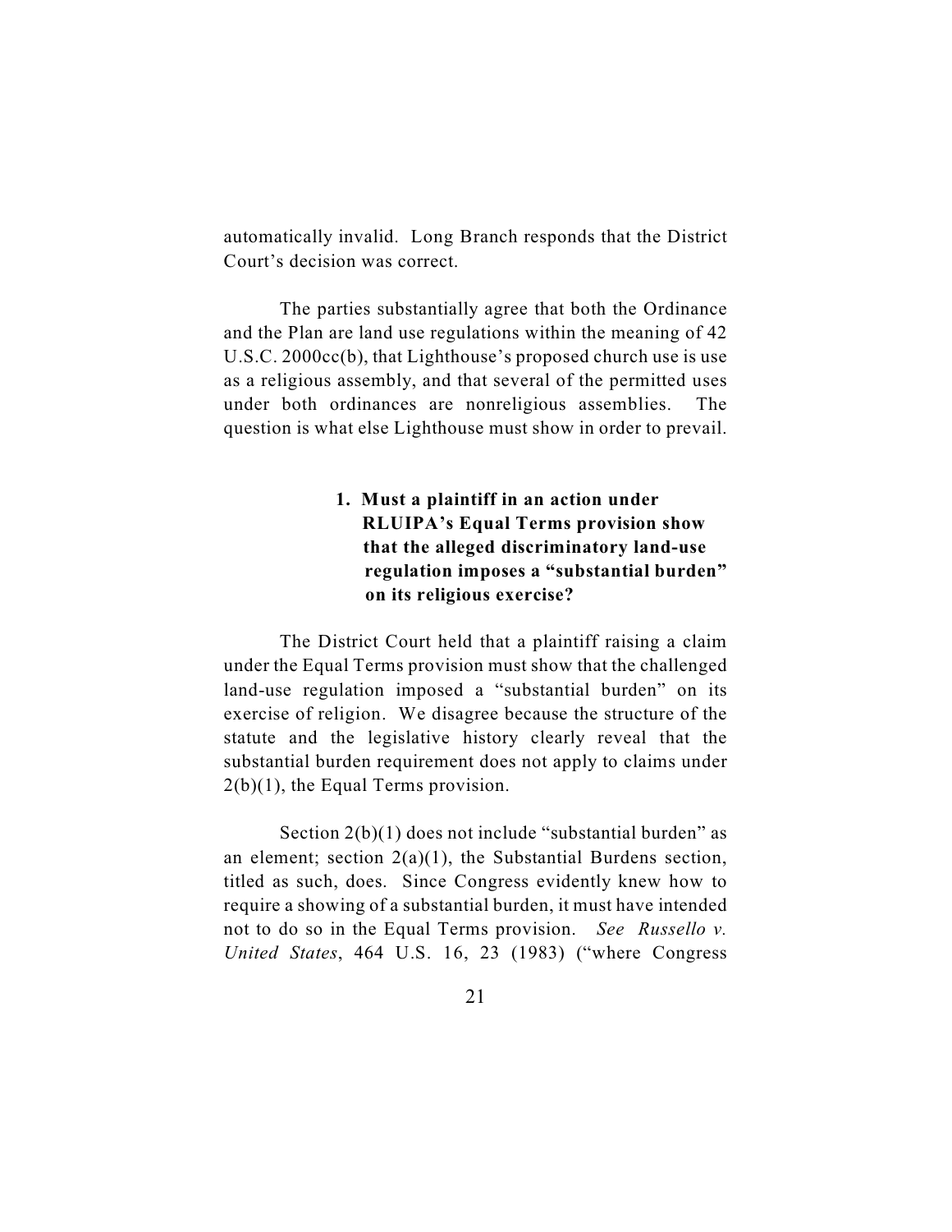automatically invalid. Long Branch responds that the District Court's decision was correct.

The parties substantially agree that both the Ordinance and the Plan are land use regulations within the meaning of 42 U.S.C. 2000cc(b), that Lighthouse's proposed church use is use as a religious assembly, and that several of the permitted uses under both ordinances are nonreligious assemblies. The question is what else Lighthouse must show in order to prevail.

### 1. Must a plaintiff in an action under RLUIPA's Equal Terms provision show that the alleged discriminatory land-use regulation imposes a "substantial burden" on its religious exercise?

The District Court held that a plaintiff raising a claim under the Equal Terms provision must show that the challenged land-use regulation imposed a "substantial burden" on its exercise of religion. We disagree because the structure of the statute and the legislative history clearly reveal that the substantial burden requirement does not apply to claims under 2(b)(1), the Equal Terms provision.

Section 2(b)(1) does not include "substantial burden" as an element; section 2(a)(1), the Substantial Burdens section, titled as such, does. Since Congress evidently knew how to require a showing of a substantial burden, it must have intended not to do so in the Equal Terms provision. *See Russello v. United States*, 464 U.S. 16, 23 (1983) ("where Congress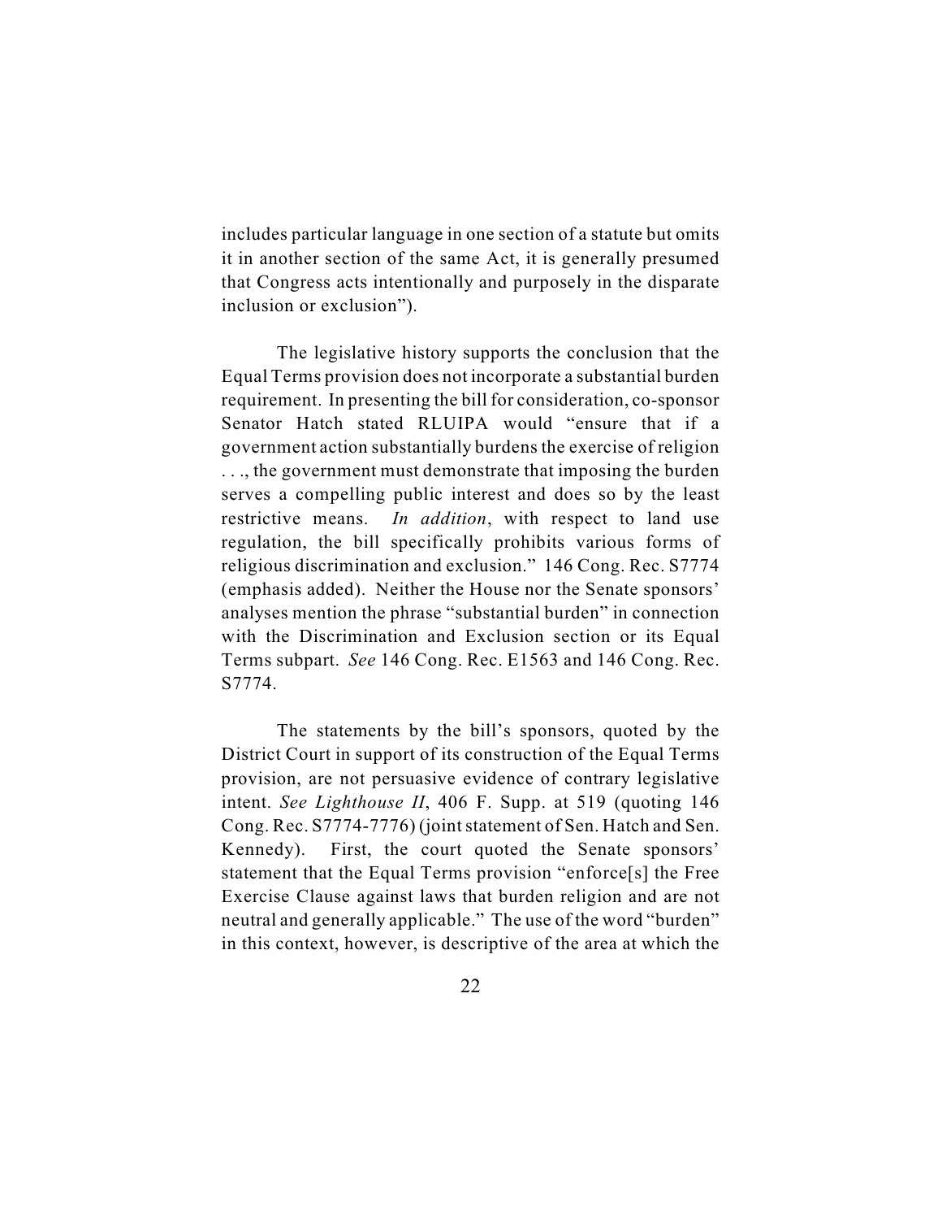includes particular language in one section of a statute but omits it in another section of the same Act, it is generally presumed that Congress acts intentionally and purposely in the disparate inclusion or exclusion").

The legislative history supports the conclusion that the Equal Terms provision does not incorporate a substantial burden requirement. In presenting the bill for consideration, co-sponsor Senator Hatch stated RLUIPA would "ensure that if a government action substantially burdens the exercise of religion . . ., the government must demonstrate that imposing the burden serves a compelling public interest and does so by the least restrictive means. *In addition*, with respect to land use regulation, the bill specifically prohibits various forms of religious discrimination and exclusion." 146 Cong. Rec. S7774 (emphasis added). Neither the House nor the Senate sponsors' analyses mention the phrase "substantial burden" in connection with the Discrimination and Exclusion section or its Equal Terms subpart. *See* 146 Cong. Rec. E1563 and 146 Cong. Rec. S7774.

The statements by the bill's sponsors, quoted by the District Court in support of its construction of the Equal Terms provision, are not persuasive evidence of contrary legislative intent. *See Lighthouse II*, 406 F. Supp. at 519 (quoting 146 Cong. Rec. S7774-7776) (joint statement of Sen. Hatch and Sen. Kennedy). First, the court quoted the Senate sponsors' statement that the Equal Terms provision "enforce[s] the Free Exercise Clause against laws that burden religion and are not neutral and generally applicable." The use of the word "burden" in this context, however, is descriptive of the area at which the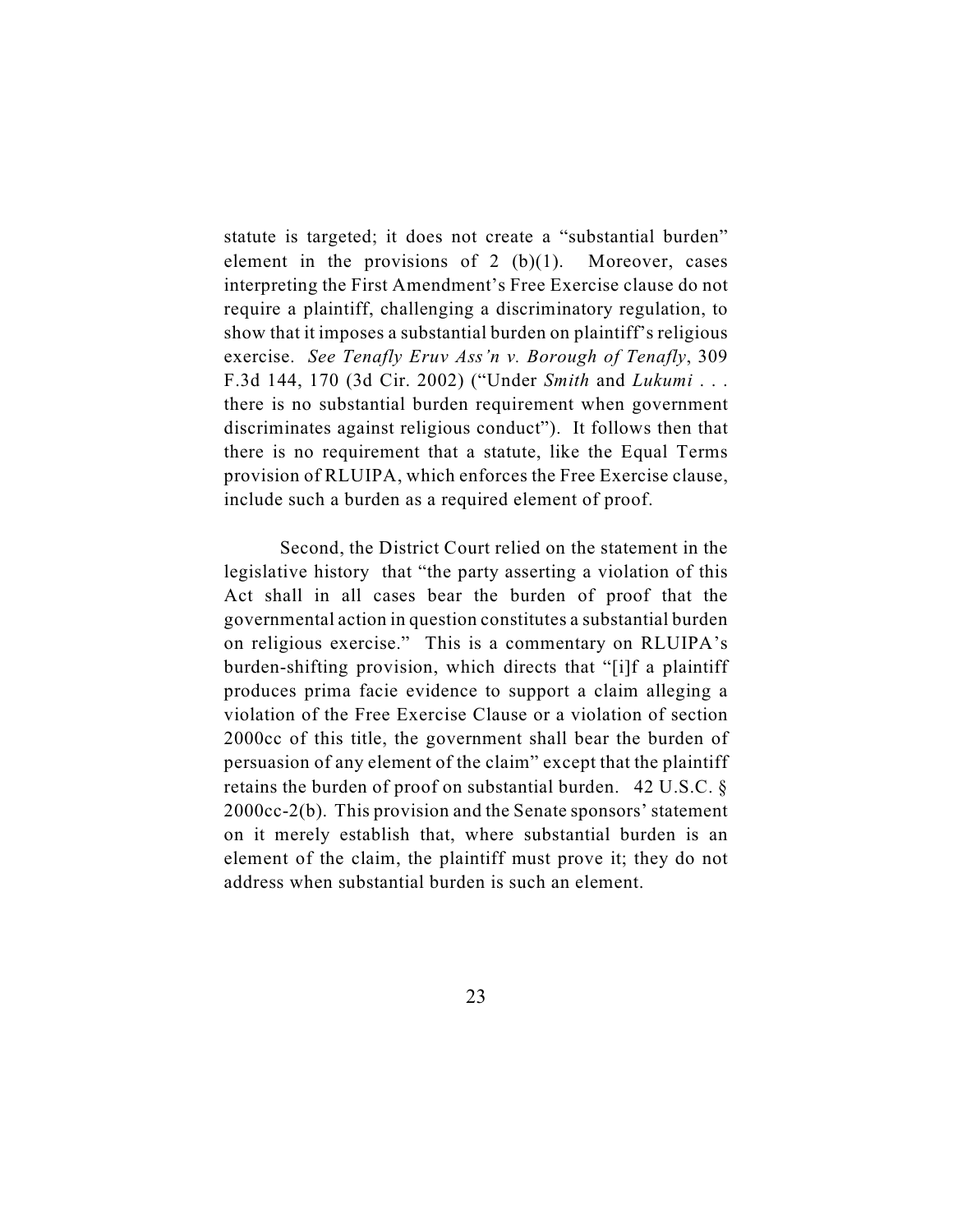statute is targeted; it does not create a "substantial burden" element in the provisions of 2 (b)(1). Moreover, cases interpreting the First Amendment's Free Exercise clause do not require a plaintiff, challenging a discriminatory regulation, to show that it imposes a substantial burden on plaintiff's religious exercise. *See Tenafly Eruv Ass'n v. Borough of Tenafly*, 309 F.3d 144, 170 (3d Cir. 2002) ("Under *Smith* and *Lukumi* . . . there is no substantial burden requirement when government discriminates against religious conduct"). It follows then that there is no requirement that a statute, like the Equal Terms provision of RLUIPA, which enforces the Free Exercise clause, include such a burden as a required element of proof.

Second, the District Court relied on the statement in the legislative history that "the party asserting a violation of this Act shall in all cases bear the burden of proof that the governmental action in question constitutes a substantial burden on religious exercise." This is a commentary on RLUIPA's burden-shifting provision, which directs that "[i]f a plaintiff produces prima facie evidence to support a claim alleging a violation of the Free Exercise Clause or a violation of section 2000cc of this title, the government shall bear the burden of persuasion of any element of the claim" except that the plaintiff retains the burden of proof on substantial burden. 42 U.S.C. § 2000cc-2(b). This provision and the Senate sponsors' statement on it merely establish that, where substantial burden is an element of the claim, the plaintiff must prove it; they do not address when substantial burden is such an element.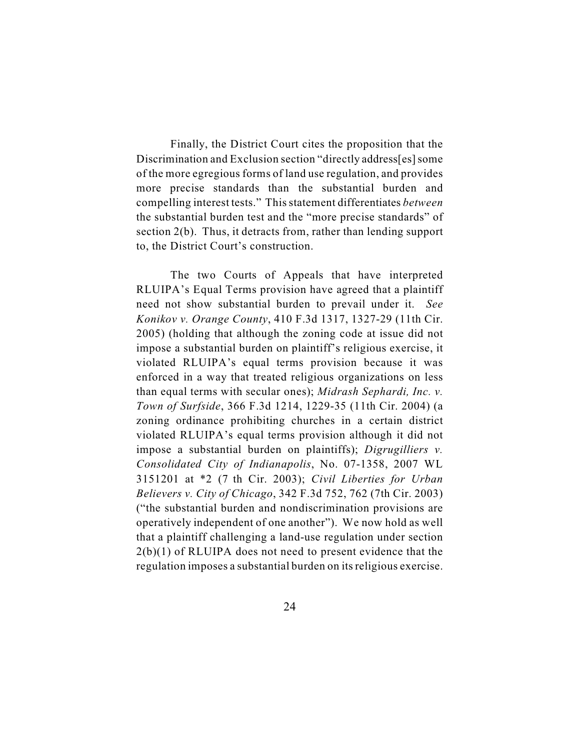Finally, the District Court cites the proposition that the Discrimination and Exclusion section "directly address[es] some of the more egregious forms of land use regulation, and provides more precise standards than the substantial burden and compelling interest tests." This statement differentiates *between* the substantial burden test and the "more precise standards" of section 2(b). Thus, it detracts from, rather than lending support to, the District Court's construction.

The two Courts of Appeals that have interpreted RLUIPA's Equal Terms provision have agreed that a plaintiff need not show substantial burden to prevail under it. *See Konikov v. Orange County*, 410 F.3d 1317, 1327-29 (11th Cir. 2005) (holding that although the zoning code at issue did not impose a substantial burden on plaintiff's religious exercise, it violated RLUIPA's equal terms provision because it was enforced in a way that treated religious organizations on less than equal terms with secular ones); *Midrash Sephardi, Inc. v. Town of Surfside*, 366 F.3d 1214, 1229-35 (11th Cir. 2004) (a zoning ordinance prohibiting churches in a certain district violated RLUIPA's equal terms provision although it did not impose a substantial burden on plaintiffs); *Digrugilliers v. Consolidated City of Indianapolis*, No. 07-1358, 2007 WL 3151201 at *2 (7 th Cir. 2003); *Civil Liberties for Urban Believers v. City of Chicago*, 342 F.3d 752, 762 (7th Cir. 2003) ("the substantial burden and nondiscrimination provisions are operatively independent of one another"). We now hold as well that a plaintiff challenging a land-use regulation under section 2(b)(1) of RLUIPA does not need to present evidence that the regulation imposes a substantial burden on its religious exercise.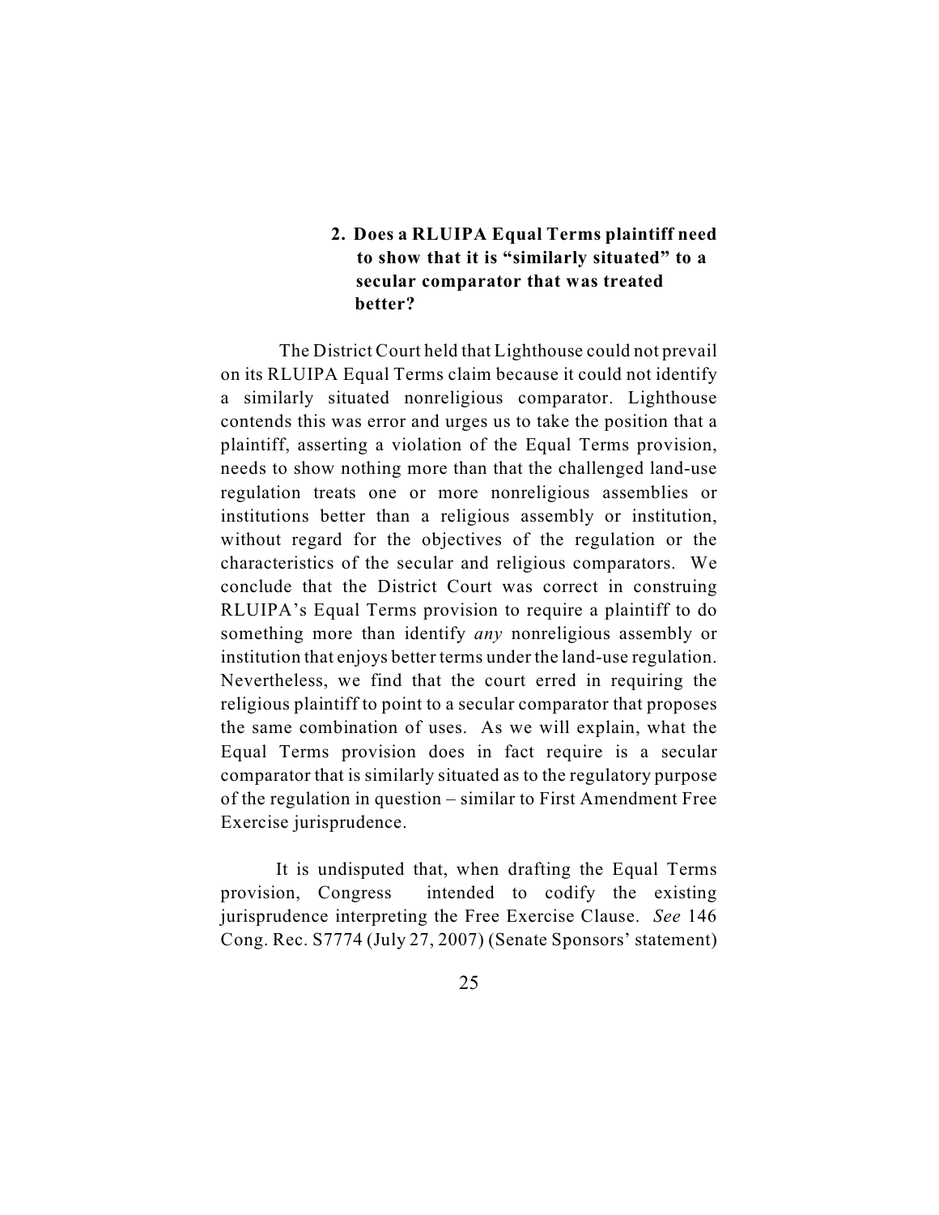### 2. Does a RLUIPA Equal Terms plaintiff need to show that it is "similarly situated" to a secular comparator that was treated better?

The District Court held that Lighthouse could not prevail on its RLUIPA Equal Terms claim because it could not identify a similarly situated nonreligious comparator. Lighthouse contends this was error and urges us to take the position that a plaintiff, asserting a violation of the Equal Terms provision, needs to show nothing more than that the challenged land-use regulation treats one or more nonreligious assemblies or institutions better than a religious assembly or institution, without regard for the objectives of the regulation or the characteristics of the secular and religious comparators. We conclude that the District Court was correct in construing RLUIPA's Equal Terms provision to require a plaintiff to do something more than identify *any* nonreligious assembly or institution that enjoys better terms under the land-use regulation. Nevertheless, we find that the court erred in requiring the religious plaintiff to point to a secular comparator that proposes the same combination of uses. As we will explain, what the Equal Terms provision does in fact require is a secular comparator that is similarly situated as to the regulatory purpose of the regulation in question – similar to First Amendment Free Exercise jurisprudence.

It is undisputed that, when drafting the Equal Terms provision, Congress intended to codify the existing jurisprudence interpreting the Free Exercise Clause. *See* 146 Cong. Rec. S7774 (July 27, 2007) (Senate Sponsors' statement)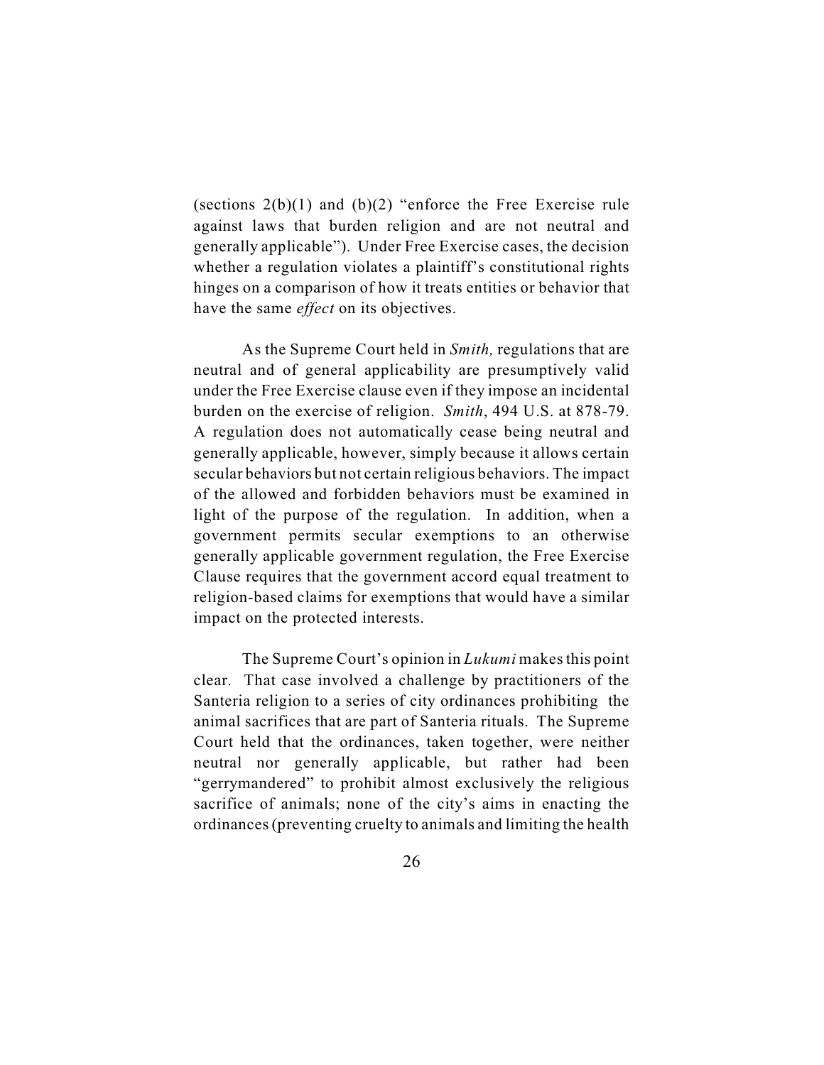(sections 2(b)(1) and (b)(2) "enforce the Free Exercise rule against laws that burden religion and are not neutral and generally applicable"). Under Free Exercise cases, the decision whether a regulation violates a plaintiff's constitutional rights hinges on a comparison of how it treats entities or behavior that have the same *effect* on its objectives.

As the Supreme Court held in *Smith,* regulations that are neutral and of general applicability are presumptively valid under the Free Exercise clause even if they impose an incidental burden on the exercise of religion. *Smith*, 494 U.S. at 878-79. A regulation does not automatically cease being neutral and generally applicable, however, simply because it allows certain secular behaviors but not certain religious behaviors. The impact of the allowed and forbidden behaviors must be examined in light of the purpose of the regulation. In addition, when a government permits secular exemptions to an otherwise generally applicable government regulation, the Free Exercise Clause requires that the government accord equal treatment to religion-based claims for exemptions that would have a similar impact on the protected interests.

The Supreme Court's opinion in *Lukumi* makes this point clear. That case involved a challenge by practitioners of the Santeria religion to a series of city ordinances prohibiting the animal sacrifices that are part of Santeria rituals. The Supreme Court held that the ordinances, taken together, were neither neutral nor generally applicable, but rather had been "gerrymandered" to prohibit almost exclusively the religious sacrifice of animals; none of the city's aims in enacting the ordinances (preventing cruelty to animals and limiting the health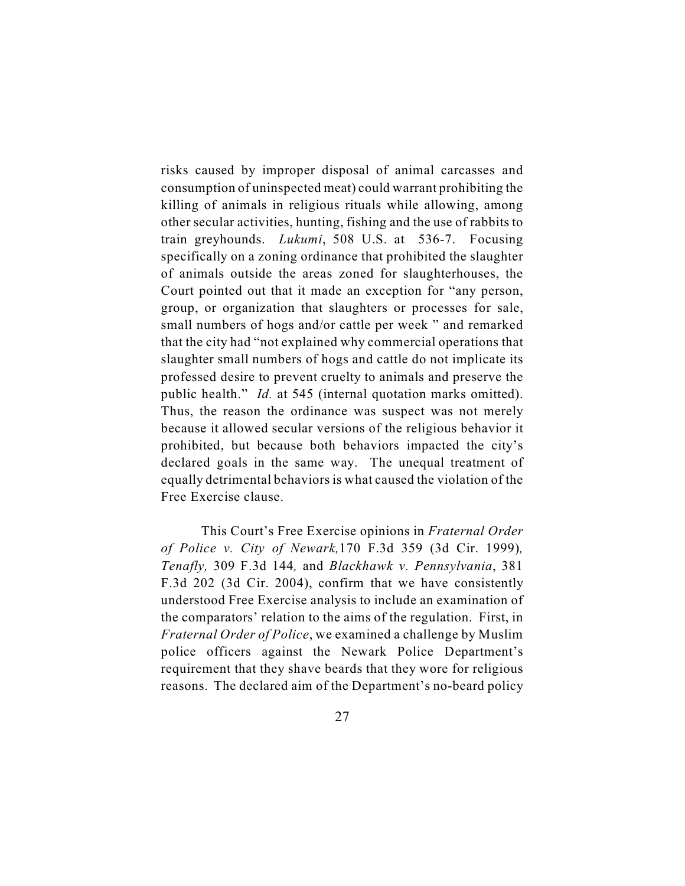risks caused by improper disposal of animal carcasses and consumption of uninspected meat) could warrant prohibiting the killing of animals in religious rituals while allowing, among other secular activities, hunting, fishing and the use of rabbits to train greyhounds. *Lukumi*, 508 U.S. at 536-7. Focusing specifically on a zoning ordinance that prohibited the slaughter of animals outside the areas zoned for slaughterhouses, the Court pointed out that it made an exception for "any person, group, or organization that slaughters or processes for sale, small numbers of hogs and/or cattle per week " and remarked that the city had "not explained why commercial operations that slaughter small numbers of hogs and cattle do not implicate its professed desire to prevent cruelty to animals and preserve the public health." *Id.* at 545 (internal quotation marks omitted). Thus, the reason the ordinance was suspect was not merely because it allowed secular versions of the religious behavior it prohibited, but because both behaviors impacted the city's declared goals in the same way. The unequal treatment of equally detrimental behaviors is what caused the violation of the Free Exercise clause.

This Court's Free Exercise opinions in *Fraternal Order of Police v. City of Newark,* 170 F.3d 359 (3d Cir. 1999), *Tenafly,* 309 F.3d 144, and *Blackhawk v. Pennsylvania*, 381 F.3d 202 (3d Cir. 2004), confirm that we have consistently understood Free Exercise analysis to include an examination of the comparators' relation to the aims of the regulation. First, in *Fraternal Order of Police*, we examined a challenge by Muslim police officers against the Newark Police Department's requirement that they shave beards that they wore for religious reasons. The declared aim of the Department's no-beard policy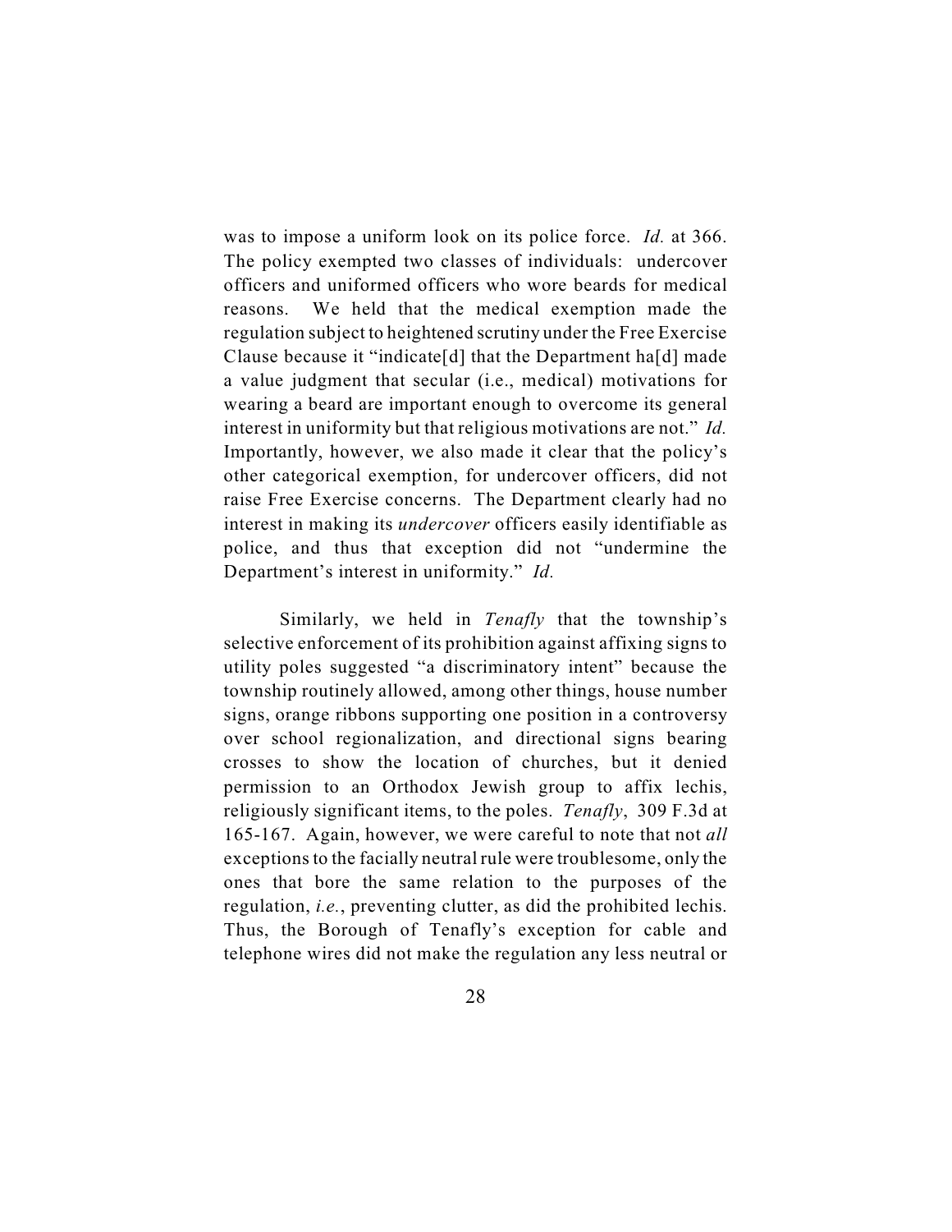was to impose a uniform look on its police force. *Id.* at 366. The policy exempted two classes of individuals: undercover officers and uniformed officers who wore beards for medical reasons. We held that the medical exemption made the regulation subject to heightened scrutiny under the Free Exercise Clause because it "indicate[d] that the Department ha[d] made a value judgment that secular (i.e., medical) motivations for wearing a beard are important enough to overcome its general interest in uniformity but that religious motivations are not." *Id.* Importantly, however, we also made it clear that the policy's other categorical exemption, for undercover officers, did not raise Free Exercise concerns. The Department clearly had no interest in making its *undercover* officers easily identifiable as police, and thus that exception did not "undermine the Department's interest in uniformity." *Id.*

Similarly, we held in *Tenafly* that the township's selective enforcement of its prohibition against affixing signs to utility poles suggested "a discriminatory intent" because the township routinely allowed, among other things, house number signs, orange ribbons supporting one position in a controversy over school regionalization, and directional signs bearing crosses to show the location of churches, but it denied permission to an Orthodox Jewish group to affix lechis, religiously significant items, to the poles. *Tenafly*, 309 F.3d at 165-167. Again, however, we were careful to note that not *all* exceptions to the facially neutral rule were troublesome, only the ones that bore the same relation to the purposes of the regulation, *i.e.*, preventing clutter, as did the prohibited lechis. Thus, the Borough of Tenafly's exception for cable and telephone wires did not make the regulation any less neutral or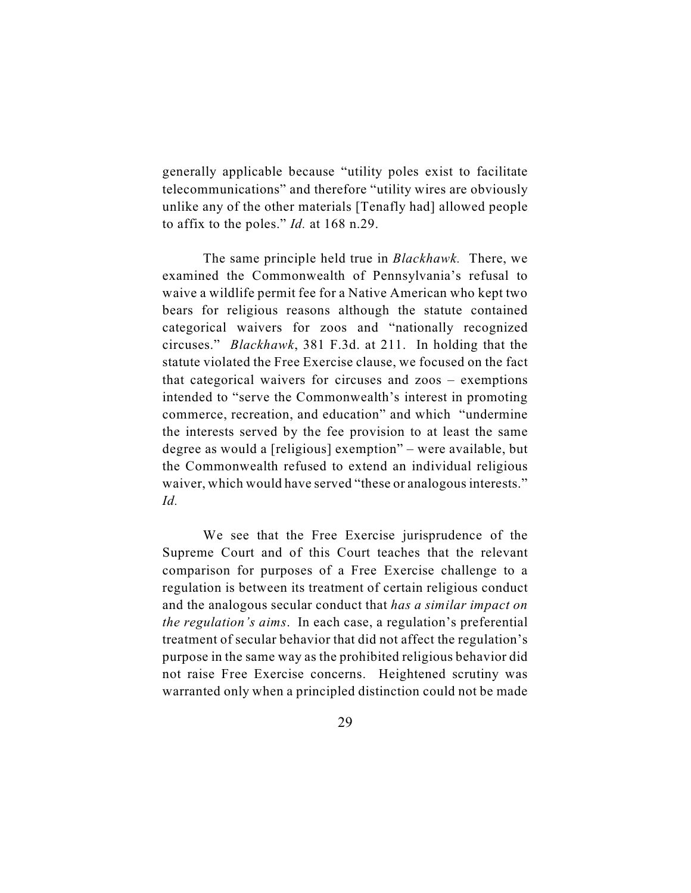generally applicable because "utility poles exist to facilitate telecommunications" and therefore "utility wires are obviously unlike any of the other materials [Tenafly had] allowed people to affix to the poles." *Id.* at 168 n.29.

The same principle held true in *Blackhawk.* There, we examined the Commonwealth of Pennsylvania's refusal to waive a wildlife permit fee for a Native American who kept two bears for religious reasons although the statute contained categorical waivers for zoos and "nationally recognized circuses." *Blackhawk*, 381 F.3d. at 211. In holding that the statute violated the Free Exercise clause, we focused on the fact that categorical waivers for circuses and zoos – exemptions intended to "serve the Commonwealth's interest in promoting commerce, recreation, and education" and which "undermine the interests served by the fee provision to at least the same degree as would a [religious] exemption" – were available, but the Commonwealth refused to extend an individual religious waiver, which would have served "these or analogous interests." *Id.*

We see that the Free Exercise jurisprudence of the Supreme Court and of this Court teaches that the relevant comparison for purposes of a Free Exercise challenge to a regulation is between its treatment of certain religious conduct and the analogous secular conduct that *has a similar impact on the regulation's aims*. In each case, a regulation's preferential treatment of secular behavior that did not affect the regulation's purpose in the same way as the prohibited religious behavior did not raise Free Exercise concerns. Heightened scrutiny was warranted only when a principled distinction could not be made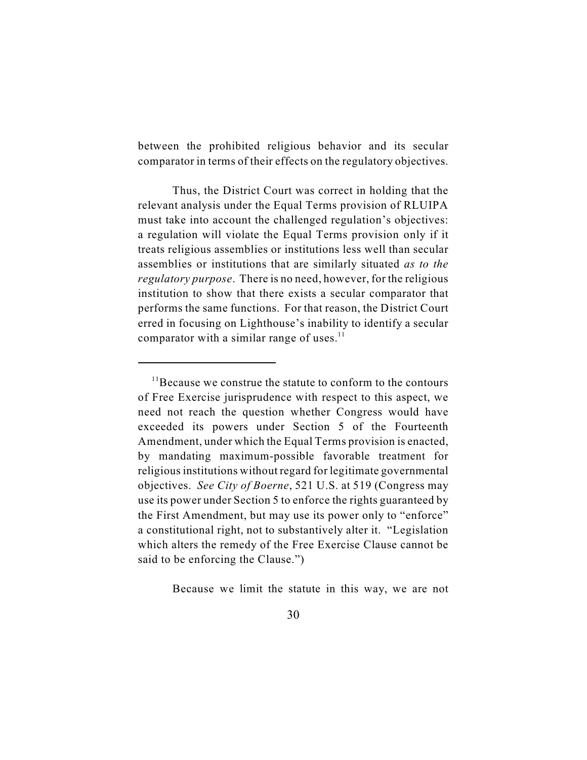between the prohibited religious behavior and its secular comparator in terms of their effects on the regulatory objectives.

Thus, the District Court was correct in holding that the relevant analysis under the Equal Terms provision of RLUIPA must take into account the challenged regulation's objectives: a regulation will violate the Equal Terms provision only if it treats religious assemblies or institutions less well than secular assemblies or institutions that are similarly situated *as to the regulatory purpose*. There is no need, however, for the religious institution to show that there exists a secular comparator that performs the same functions. For that reason, the District Court erred in focusing on Lighthouse's inability to identify a secular comparator with a similar range of uses.[11]

---

[11]Because we construe the statute to conform to the contours of Free Exercise jurisprudence with respect to this aspect, we need not reach the question whether Congress would have exceeded its powers under Section 5 of the Fourteenth Amendment, under which the Equal Terms provision is enacted, by mandating maximum-possible favorable treatment for religious institutions without regard for legitimate governmental objectives. *See City of Boerne*, 521 U.S. at 519 (Congress may use its power under Section 5 to enforce the rights guaranteed by the First Amendment, but may use its power only to "enforce" a constitutional right, not to substantively alter it. "Legislation which alters the remedy of the Free Exercise Clause cannot be said to be enforcing the Clause.")

Because we limit the statute in this way, we are not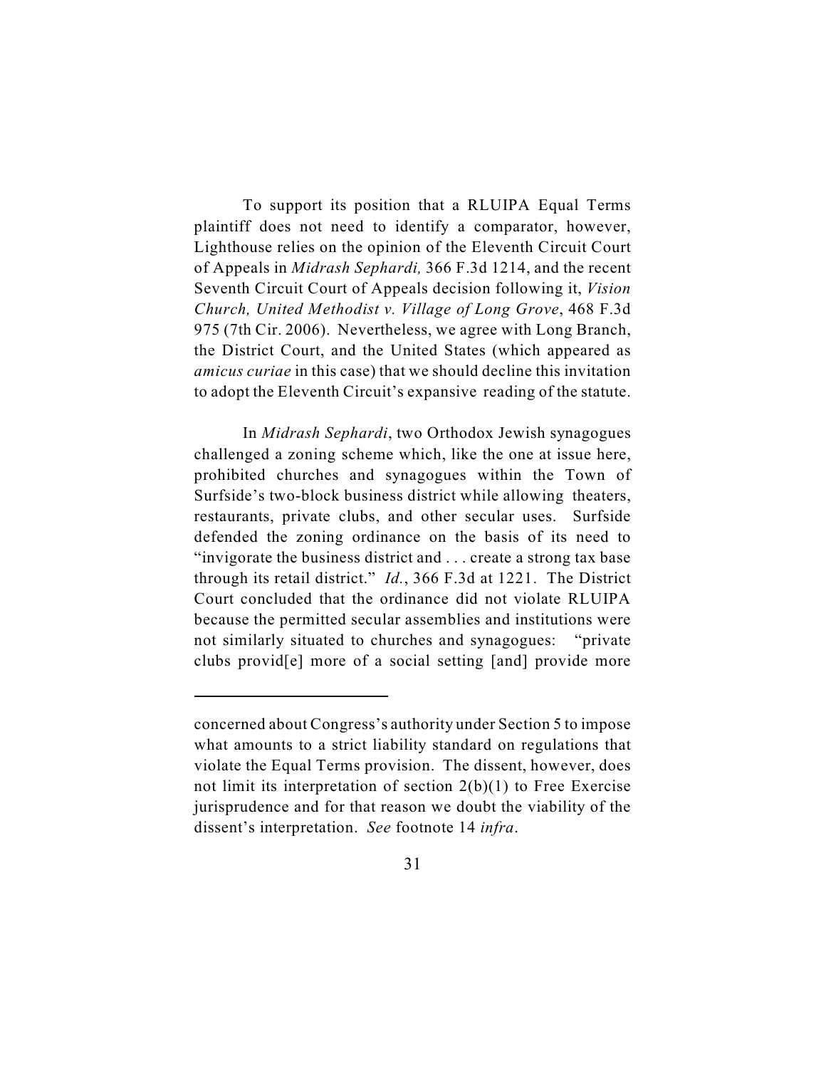To support its position that a RLUIPA Equal Terms plaintiff does not need to identify a comparator, however, Lighthouse relies on the opinion of the Eleventh Circuit Court of Appeals in *Midrash Sephardi,* 366 F.3d 1214, and the recent Seventh Circuit Court of Appeals decision following it, *Vision Church, United Methodist v. Village of Long Grove*, 468 F.3d 975 (7th Cir. 2006). Nevertheless, we agree with Long Branch, the District Court, and the United States (which appeared as *amicus curiae* in this case) that we should decline this invitation to adopt the Eleventh Circuit's expansive reading of the statute.

In *Midrash Sephardi*, two Orthodox Jewish synagogues challenged a zoning scheme which, like the one at issue here, prohibited churches and synagogues within the Town of Surfside's two-block business district while allowing theaters, restaurants, private clubs, and other secular uses. Surfside defended the zoning ordinance on the basis of its need to "invigorate the business district and . . . create a strong tax base through its retail district." *Id.*, 366 F.3d at 1221. The District Court concluded that the ordinance did not violate RLUIPA because the permitted secular assemblies and institutions were not similarly situated to churches and synagogues: "private clubs provid[e] more of a social setting [and] provide more

---

concerned about Congress's authority under Section 5 to impose what amounts to a strict liability standard on regulations that violate the Equal Terms provision. The dissent, however, does not limit its interpretation of section 2(b)(1) to Free Exercise jurisprudence and for that reason we doubt the viability of the dissent's interpretation. *See* footnote 14 *infra*.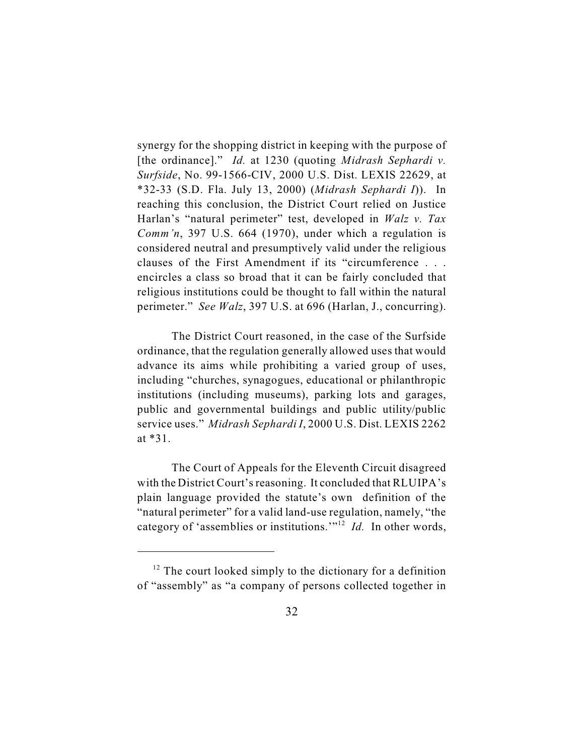synergy for the shopping district in keeping with the purpose of [the ordinance]." *Id.* at 1230 (quoting *Midrash Sephardi v. Surfside*, No. 99-1566-CIV, 2000 U.S. Dist. LEXIS 22629, at *32-33 (S.D. Fla. July 13, 2000) (*Midrash Sephardi I*)). In reaching this conclusion, the District Court relied on Justice Harlan's "natural perimeter" test, developed in *Walz v. Tax Comm'n*, 397 U.S. 664 (1970), under which a regulation is considered neutral and presumptively valid under the religious clauses of the First Amendment if its "circumference . . . encircles a class so broad that it can be fairly concluded that religious institutions could be thought to fall within the natural perimeter." *See Walz*, 397 U.S. at 696 (Harlan, J., concurring).

The District Court reasoned, in the case of the Surfside ordinance, that the regulation generally allowed uses that would advance its aims while prohibiting a varied group of uses, including "churches, synagogues, educational or philanthropic institutions (including museums), parking lots and garages, public and governmental buildings and public utility/public service uses." *Midrash Sephardi I*, 2000 U.S. Dist. LEXIS 2262 at *31.

The Court of Appeals for the Eleventh Circuit disagreed with the District Court's reasoning. It concluded that RLUIPA's plain language provided the statute's own definition of the "natural perimeter" for a valid land-use regulation, namely, "the category of 'assemblies or institutions.'"[12] *Id.* In other words,

[12] The court looked simply to the dictionary for a definition of "assembly" as "a company of persons collected together in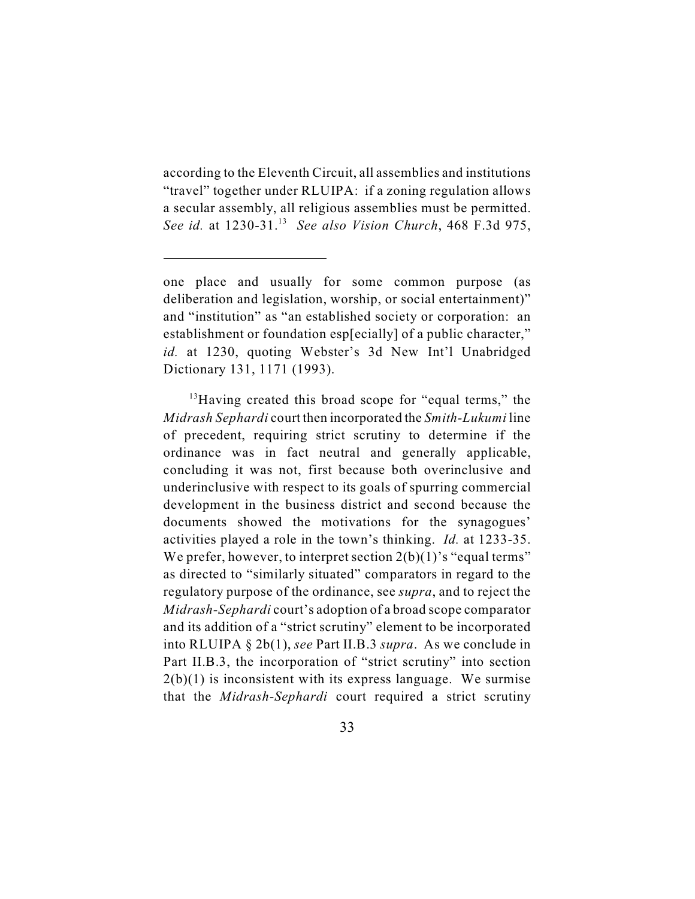according to the Eleventh Circuit, all assemblies and institutions "travel" together under RLUIPA: if a zoning regulation allows a secular assembly, all religious assemblies must be permitted. *See id.* at 1230-31.[13] *See also Vision Church*, 468 F.3d 975,

---

one place and usually for some common purpose (as deliberation and legislation, worship, or social entertainment)" and "institution" as "an established society or corporation: an establishment or foundation esp[ecially] of a public character," *id.* at 1230, quoting Webster's 3d New Int'l Unabridged Dictionary 131, 1171 (1993).

[13]Having created this broad scope for "equal terms," the *Midrash Sephardi* court then incorporated the *Smith-Lukumi* line of precedent, requiring strict scrutiny to determine if the ordinance was in fact neutral and generally applicable, concluding it was not, first because both overinclusive and underinclusive with respect to its goals of spurring commercial development in the business district and second because the documents showed the motivations for the synagogues' activities played a role in the town's thinking. *Id.* at 1233-35. We prefer, however, to interpret section 2(b)(1)'s "equal terms" as directed to "similarly situated" comparators in regard to the regulatory purpose of the ordinance, see *supra*, and to reject the *Midrash-Sephardi* court's adoption of a broad scope comparator and its addition of a "strict scrutiny" element to be incorporated into RLUIPA § 2b(1), *see* Part II.B.3 *supra*. As we conclude in Part II.B.3, the incorporation of "strict scrutiny" into section 2(b)(1) is inconsistent with its express language. We surmise that the *Midrash-Sephardi* court required a strict scrutiny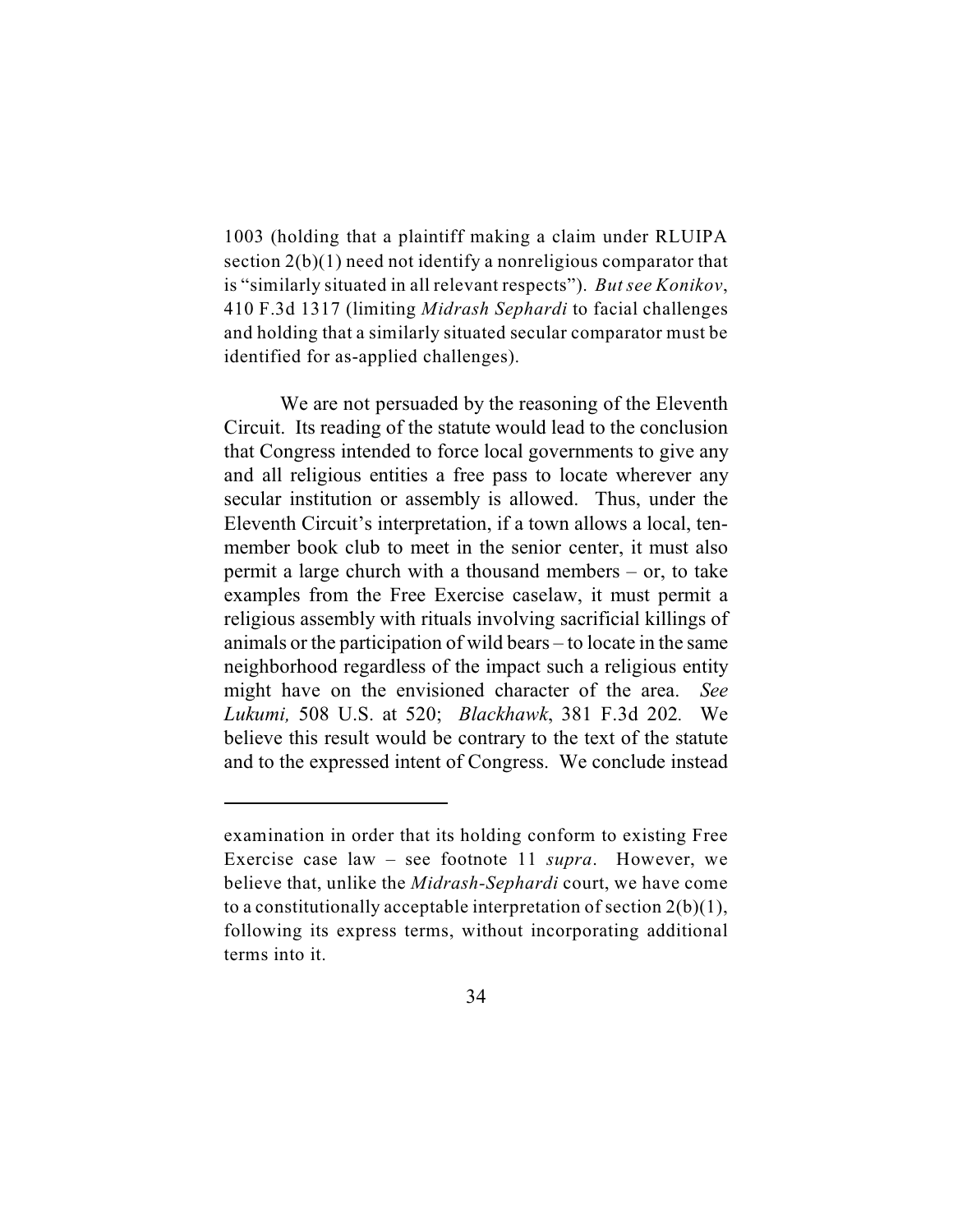1003 (holding that a plaintiff making a claim under RLUIPA section 2(b)(1) need not identify a nonreligious comparator that is "similarly situated in all relevant respects"). *But see Konikov*, 410 F.3d 1317 (limiting *Midrash Sephardi* to facial challenges and holding that a similarly situated secular comparator must be identified for as-applied challenges).

We are not persuaded by the reasoning of the Eleventh Circuit. Its reading of the statute would lead to the conclusion that Congress intended to force local governments to give any and all religious entities a free pass to locate wherever any secular institution or assembly is allowed. Thus, under the Eleventh Circuit's interpretation, if a town allows a local, ten-member book club to meet in the senior center, it must also permit a large church with a thousand members – or, to take examples from the Free Exercise caselaw, it must permit a religious assembly with rituals involving sacrificial killings of animals or the participation of wild bears – to locate in the same neighborhood regardless of the impact such a religious entity might have on the envisioned character of the area. *See Lukumi,* 508 U.S. at 520; *Blackhawk*, 381 F.3d 202. We believe this result would be contrary to the text of the statute and to the expressed intent of Congress. We conclude instead

---

examination in order that its holding conform to existing Free Exercise case law – see footnote 11 *supra*. However, we believe that, unlike the *Midrash-Sephardi* court, we have come to a constitutionally acceptable interpretation of section 2(b)(1), following its express terms, without incorporating additional terms into it.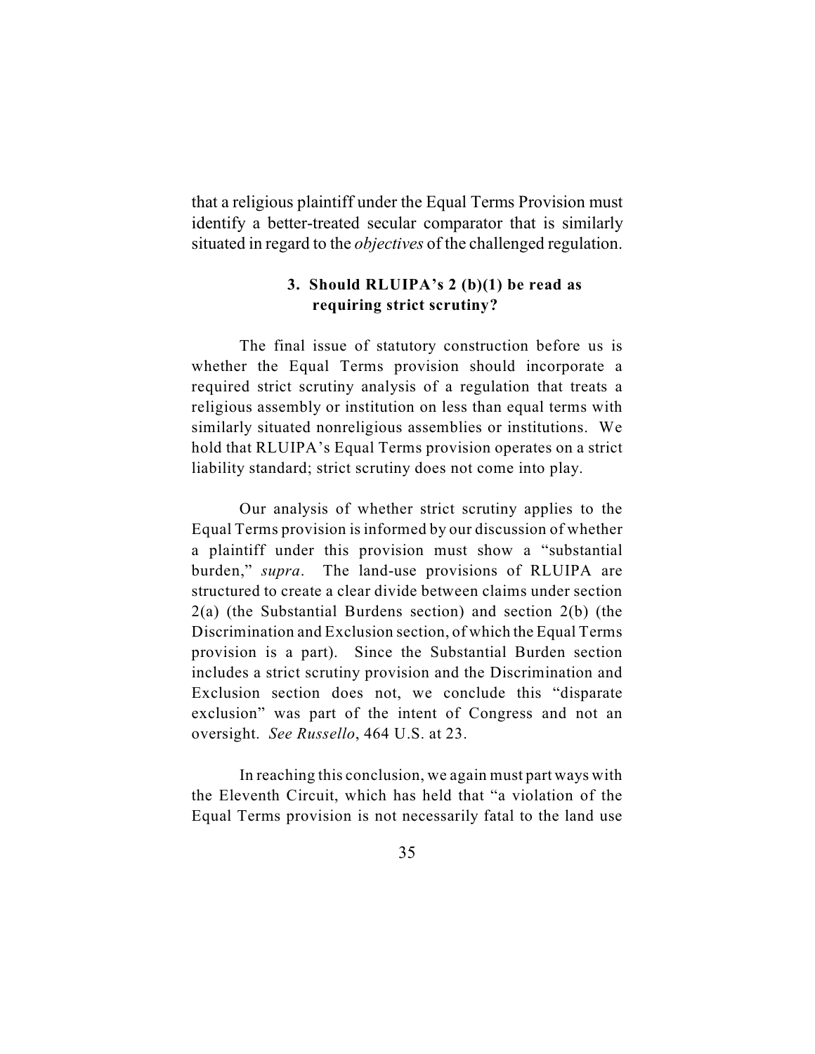that a religious plaintiff under the Equal Terms Provision must identify a better-treated secular comparator that is similarly situated in regard to the *objectives* of the challenged regulation.

### 3. Should RLUIPA's 2 (b)(1) be read as requiring strict scrutiny?

The final issue of statutory construction before us is whether the Equal Terms provision should incorporate a required strict scrutiny analysis of a regulation that treats a religious assembly or institution on less than equal terms with similarly situated nonreligious assemblies or institutions. We hold that RLUIPA's Equal Terms provision operates on a strict liability standard; strict scrutiny does not come into play.

Our analysis of whether strict scrutiny applies to the Equal Terms provision is informed by our discussion of whether a plaintiff under this provision must show a "substantial burden," *supra*. The land-use provisions of RLUIPA are structured to create a clear divide between claims under section 2(a) (the Substantial Burdens section) and section 2(b) (the Discrimination and Exclusion section, of which the Equal Terms provision is a part). Since the Substantial Burden section includes a strict scrutiny provision and the Discrimination and Exclusion section does not, we conclude this "disparate exclusion" was part of the intent of Congress and not an oversight. *See Russello*, 464 U.S. at 23.

In reaching this conclusion, we again must part ways with the Eleventh Circuit, which has held that "a violation of the Equal Terms provision is not necessarily fatal to the land use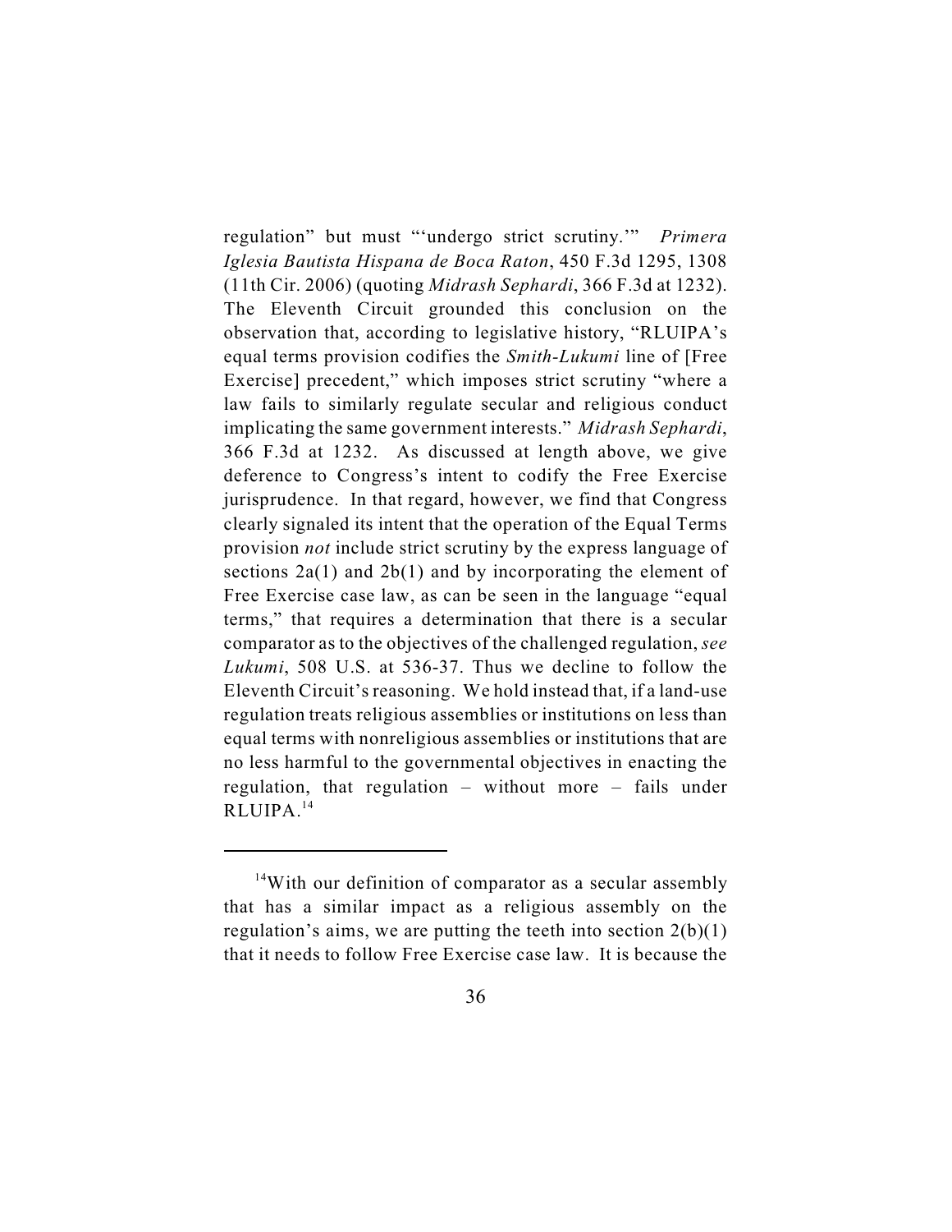regulation" but must "'undergo strict scrutiny.'" *Primera Iglesia Bautista Hispana de Boca Raton*, 450 F.3d 1295, 1308 (11th Cir. 2006) (quoting *Midrash Sephardi*, 366 F.3d at 1232). The Eleventh Circuit grounded this conclusion on the observation that, according to legislative history, "RLUIPA's equal terms provision codifies the *Smith-Lukumi* line of [Free Exercise] precedent," which imposes strict scrutiny "where a law fails to similarly regulate secular and religious conduct implicating the same government interests." *Midrash Sephardi*, 366 F.3d at 1232. As discussed at length above, we give deference to Congress's intent to codify the Free Exercise jurisprudence. In that regard, however, we find that Congress clearly signaled its intent that the operation of the Equal Terms provision *not* include strict scrutiny by the express language of sections 2a(1) and 2b(1) and by incorporating the element of Free Exercise case law, as can be seen in the language "equal terms," that requires a determination that there is a secular comparator as to the objectives of the challenged regulation, *see Lukumi*, 508 U.S. at 536-37. Thus we decline to follow the Eleventh Circuit's reasoning. We hold instead that, if a land-use regulation treats religious assemblies or institutions on less than equal terms with nonreligious assemblies or institutions that are no less harmful to the governmental objectives in enacting the regulation, that regulation – without more – fails under RLUIPA.[14]

---

[14]With our definition of comparator as a secular assembly that has a similar impact as a religious assembly on the regulation's aims, we are putting the teeth into section 2(b)(1) that it needs to follow Free Exercise case law. It is because the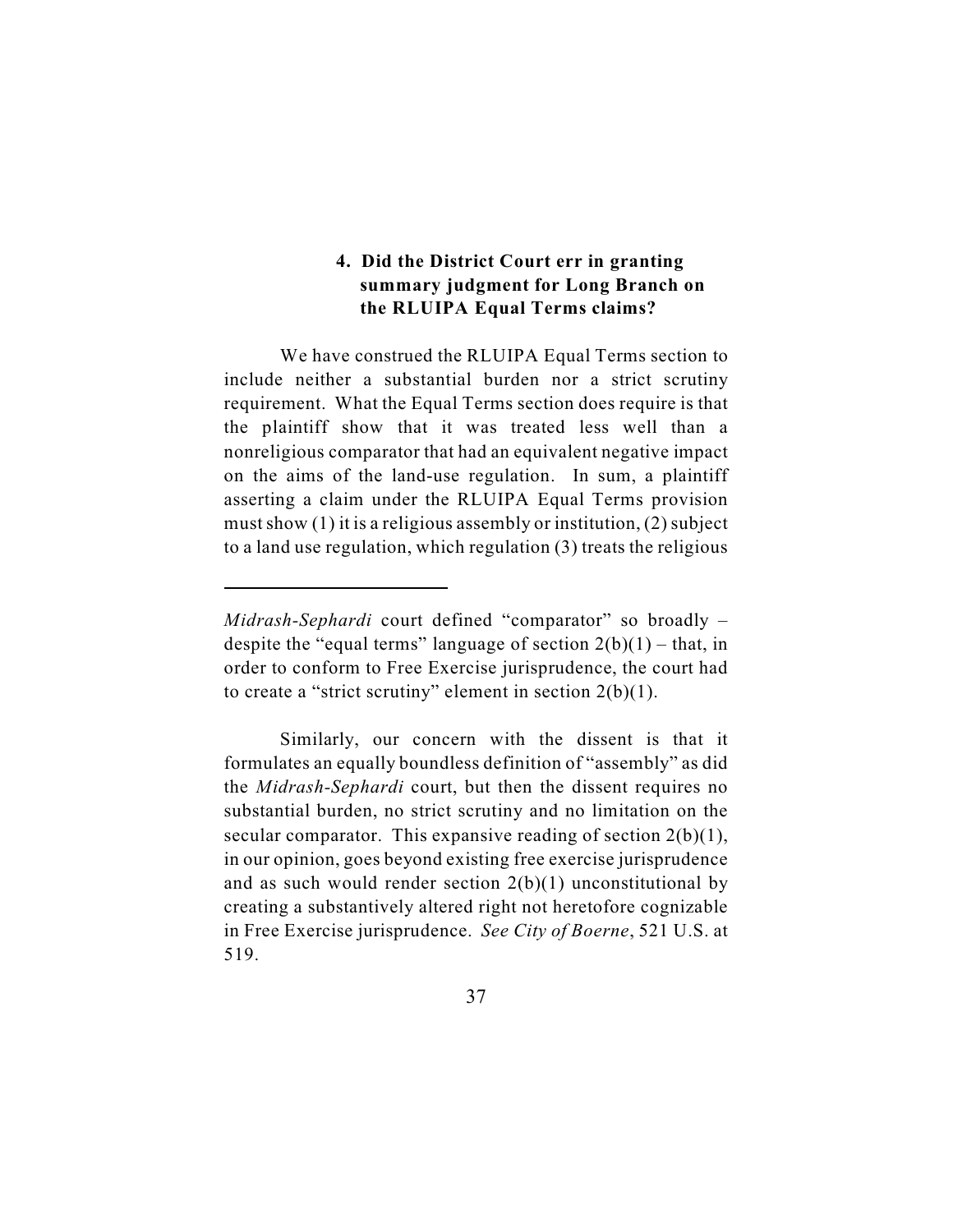**4. Did the District Court err in granting summary judgment for Long Branch on the RLUIPA Equal Terms claims?**

We have construed the RLUIPA Equal Terms section to include neither a substantial burden nor a strict scrutiny requirement. What the Equal Terms section does require is that the plaintiff show that it was treated less well than a nonreligious comparator that had an equivalent negative impact on the aims of the land-use regulation. In sum, a plaintiff asserting a claim under the RLUIPA Equal Terms provision must show (1) it is a religious assembly or institution, (2) subject to a land use regulation, which regulation (3) treats the religious

---

*Midrash-Sephardi* court defined "comparator" so broadly – despite the "equal terms" language of section 2(b)(1) – that, in order to conform to Free Exercise jurisprudence, the court had to create a "strict scrutiny" element in section 2(b)(1).

Similarly, our concern with the dissent is that it formulates an equally boundless definition of "assembly" as did the *Midrash-Sephardi* court, but then the dissent requires no substantial burden, no strict scrutiny and no limitation on the secular comparator. This expansive reading of section 2(b)(1), in our opinion, goes beyond existing free exercise jurisprudence and as such would render section 2(b)(1) unconstitutional by creating a substantively altered right not heretofore cognizable in Free Exercise jurisprudence. *See City of Boerne*, 521 U.S. at 519.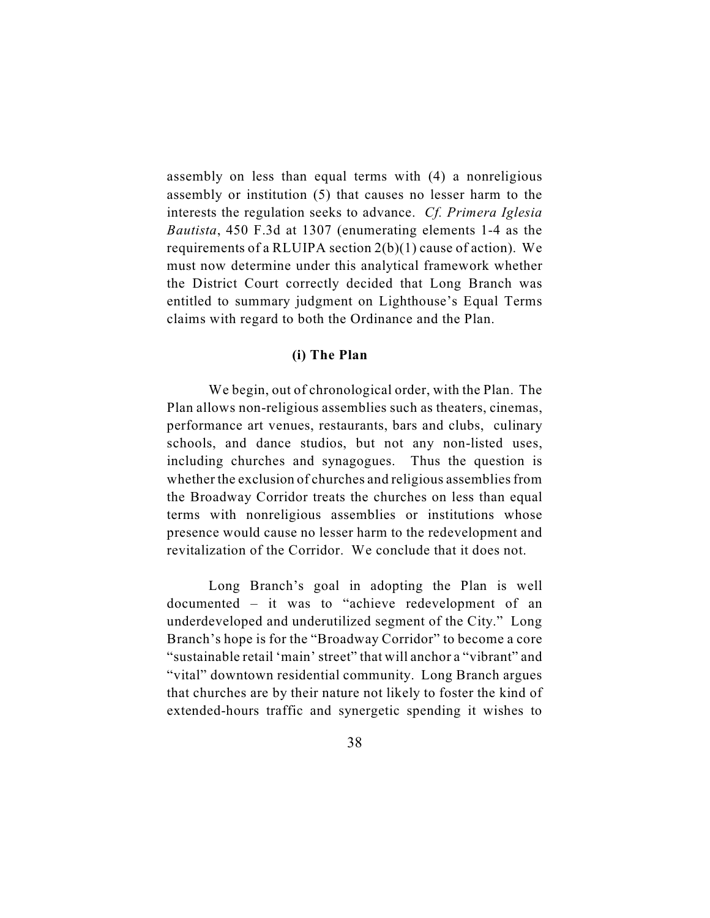assembly on less than equal terms with (4) a nonreligious assembly or institution (5) that causes no lesser harm to the interests the regulation seeks to advance. *Cf. Primera Iglesia Bautista*, 450 F.3d at 1307 (enumerating elements 1-4 as the requirements of a RLUIPA section 2(b)(1) cause of action). We must now determine under this analytical framework whether the District Court correctly decided that Long Branch was entitled to summary judgment on Lighthouse's Equal Terms claims with regard to both the Ordinance and the Plan.

### (i) The Plan

We begin, out of chronological order, with the Plan. The Plan allows non-religious assemblies such as theaters, cinemas, performance art venues, restaurants, bars and clubs, culinary schools, and dance studios, but not any non-listed uses, including churches and synagogues. Thus the question is whether the exclusion of churches and religious assemblies from the Broadway Corridor treats the churches on less than equal terms with nonreligious assemblies or institutions whose presence would cause no lesser harm to the redevelopment and revitalization of the Corridor. We conclude that it does not.

Long Branch's goal in adopting the Plan is well documented – it was to "achieve redevelopment of an underdeveloped and underutilized segment of the City." Long Branch's hope is for the "Broadway Corridor" to become a core "sustainable retail 'main' street" that will anchor a "vibrant" and "vital" downtown residential community. Long Branch argues that churches are by their nature not likely to foster the kind of extended-hours traffic and synergetic spending it wishes to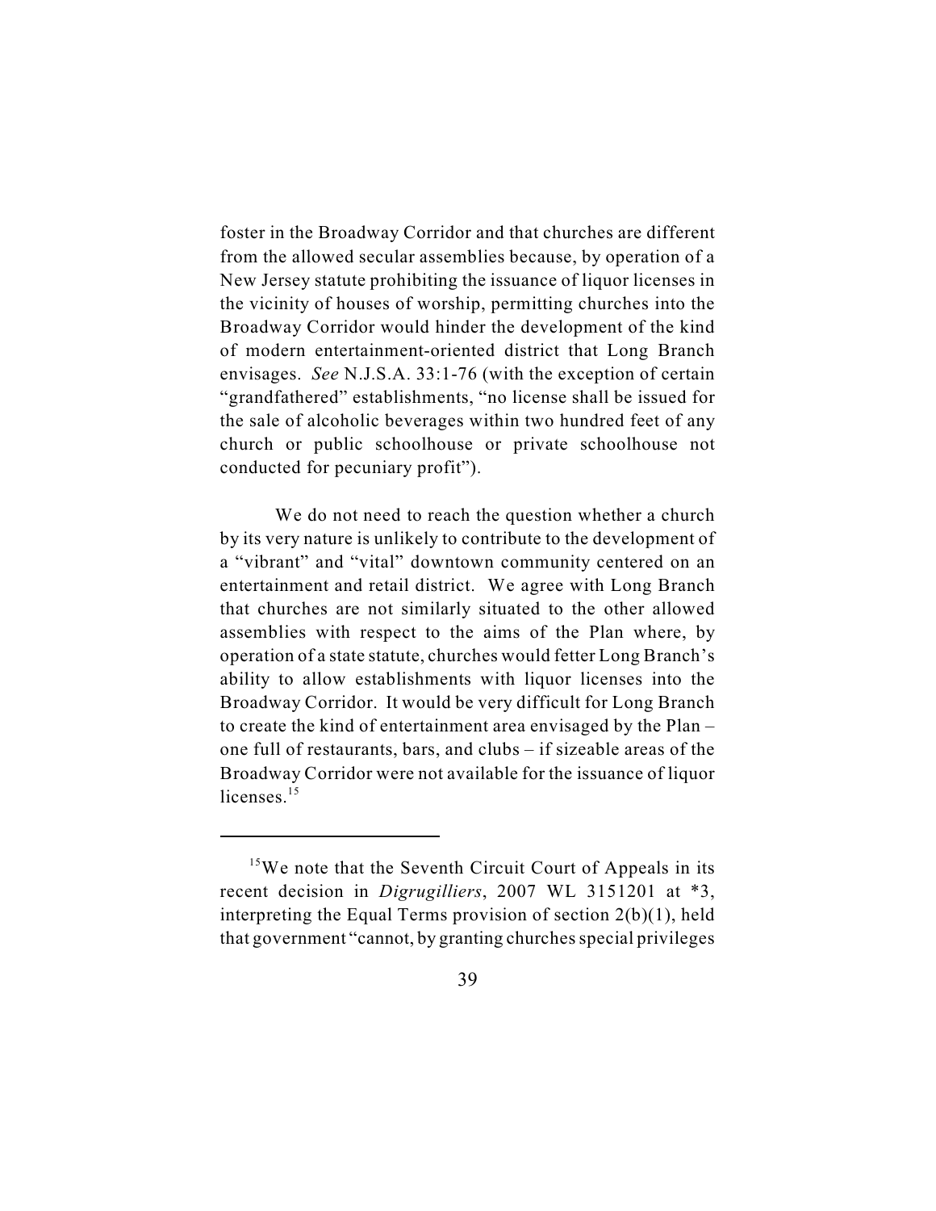foster in the Broadway Corridor and that churches are different from the allowed secular assemblies because, by operation of a New Jersey statute prohibiting the issuance of liquor licenses in the vicinity of houses of worship, permitting churches into the Broadway Corridor would hinder the development of the kind of modern entertainment-oriented district that Long Branch envisages. *See* N.J.S.A. 33:1-76 (with the exception of certain "grandfathered" establishments, "no license shall be issued for the sale of alcoholic beverages within two hundred feet of any church or public schoolhouse or private schoolhouse not conducted for pecuniary profit").

We do not need to reach the question whether a church by its very nature is unlikely to contribute to the development of a "vibrant" and "vital" downtown community centered on an entertainment and retail district. We agree with Long Branch that churches are not similarly situated to the other allowed assemblies with respect to the aims of the Plan where, by operation of a state statute, churches would fetter Long Branch's ability to allow establishments with liquor licenses into the Broadway Corridor. It would be very difficult for Long Branch to create the kind of entertainment area envisaged by the Plan – one full of restaurants, bars, and clubs – if sizeable areas of the Broadway Corridor were not available for the issuance of liquor licenses.[15]

---

[15]We note that the Seventh Circuit Court of Appeals in its recent decision in *Digrugilliers*, 2007 WL 3151201 at *3, interpreting the Equal Terms provision of section 2(b)(1), held that government "cannot, by granting churches special privileges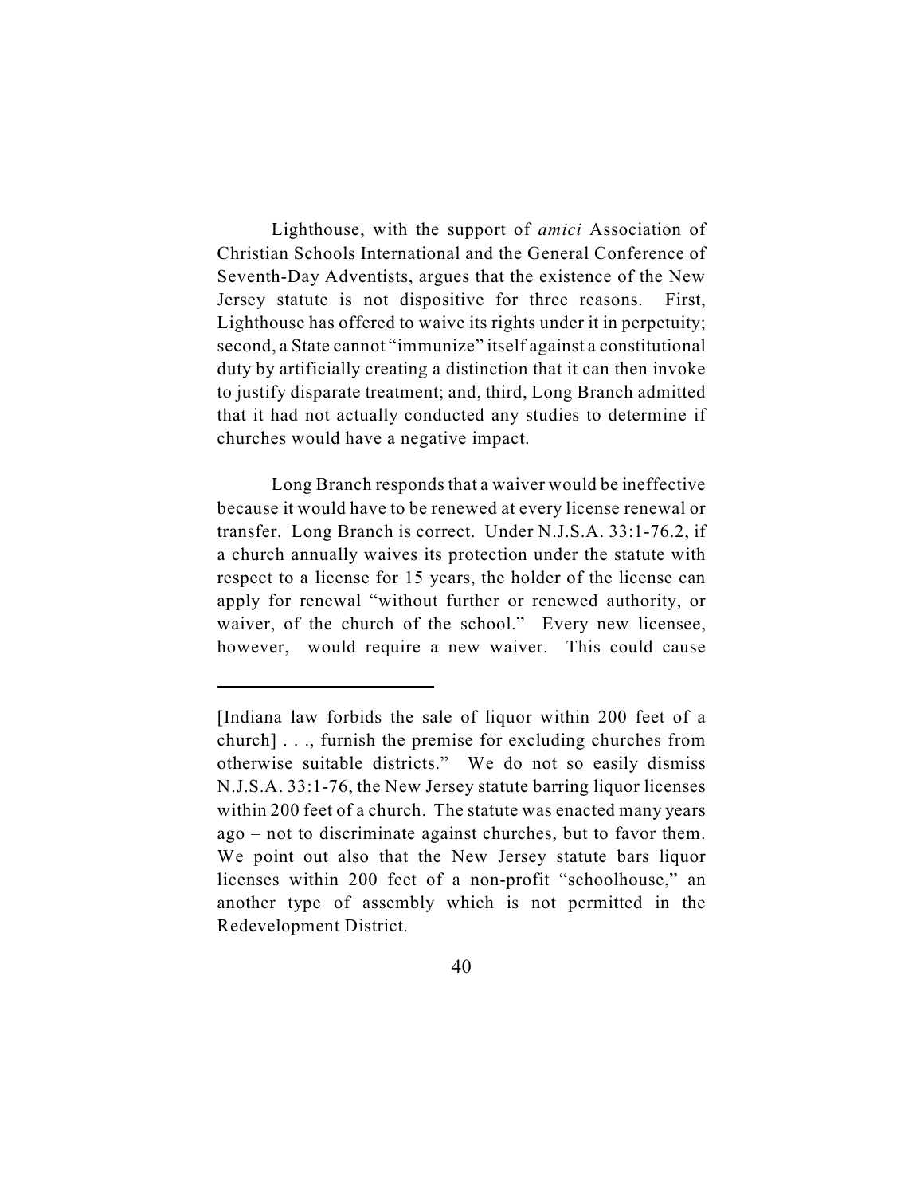Lighthouse, with the support of *amici* Association of Christian Schools International and the General Conference of Seventh-Day Adventists, argues that the existence of the New Jersey statute is not dispositive for three reasons. First, Lighthouse has offered to waive its rights under it in perpetuity; second, a State cannot "immunize" itself against a constitutional duty by artificially creating a distinction that it can then invoke to justify disparate treatment; and, third, Long Branch admitted that it had not actually conducted any studies to determine if churches would have a negative impact.

Long Branch responds that a waiver would be ineffective because it would have to be renewed at every license renewal or transfer. Long Branch is correct. Under N.J.S.A. 33:1-76.2, if a church annually waives its protection under the statute with respect to a license for 15 years, the holder of the license can apply for renewal "without further or renewed authority, or waiver, of the church of the school." Every new licensee, however, would require a new waiver. This could cause

---

[Indiana law forbids the sale of liquor within 200 feet of a church] . . ., furnish the premise for excluding churches from otherwise suitable districts." We do not so easily dismiss N.J.S.A. 33:1-76, the New Jersey statute barring liquor licenses within 200 feet of a church. The statute was enacted many years ago – not to discriminate against churches, but to favor them. We point out also that the New Jersey statute bars liquor licenses within 200 feet of a non-profit "schoolhouse," an another type of assembly which is not permitted in the Redevelopment District.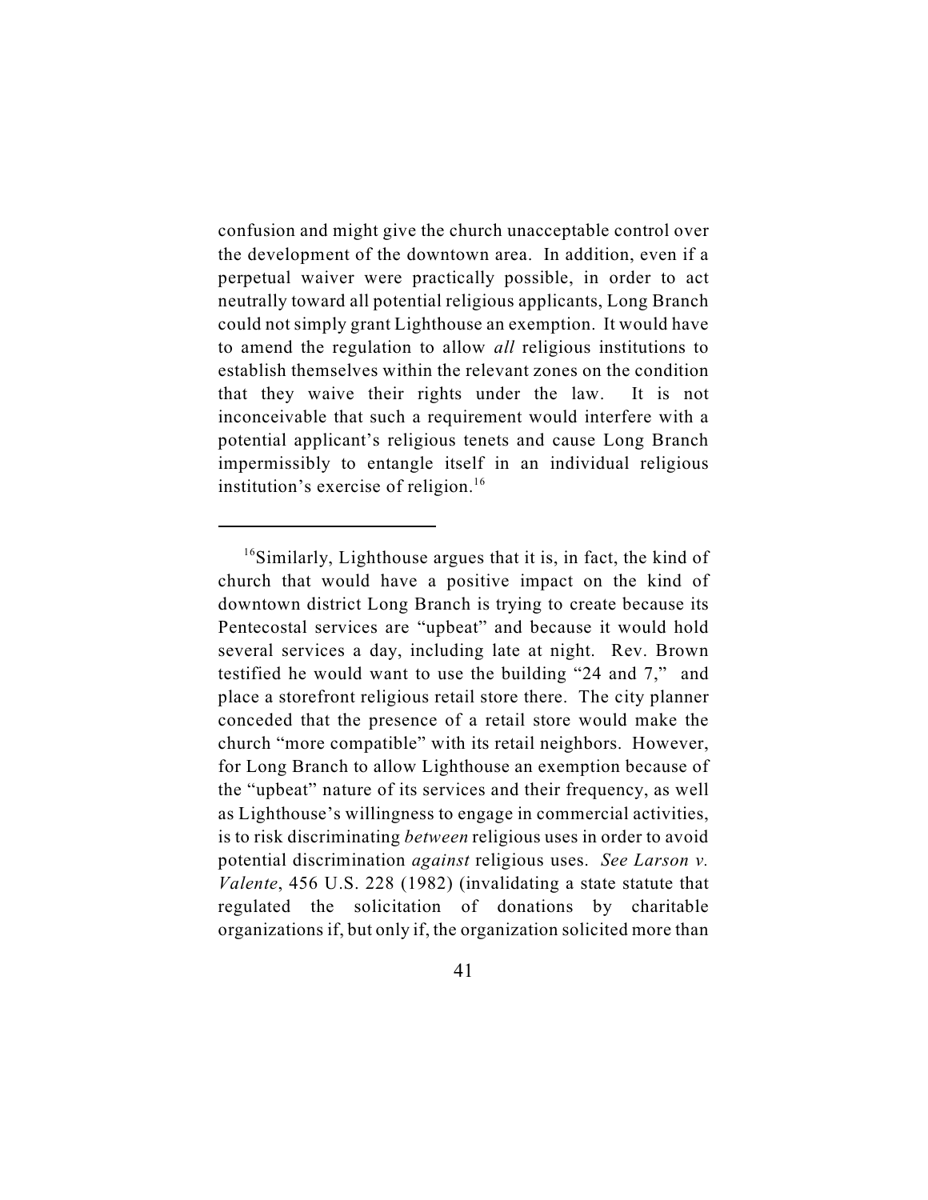confusion and might give the church unacceptable control over the development of the downtown area. In addition, even if a perpetual waiver were practically possible, in order to act neutrally toward all potential religious applicants, Long Branch could not simply grant Lighthouse an exemption. It would have to amend the regulation to allow *all* religious institutions to establish themselves within the relevant zones on the condition that they waive their rights under the law. It is not inconceivable that such a requirement would interfere with a potential applicant's religious tenets and cause Long Branch impermissibly to entangle itself in an individual religious institution's exercise of religion.[16]

---

[16]Similarly, Lighthouse argues that it is, in fact, the kind of church that would have a positive impact on the kind of downtown district Long Branch is trying to create because its Pentecostal services are "upbeat" and because it would hold several services a day, including late at night. Rev. Brown testified he would want to use the building "24 and 7," and place a storefront religious retail store there. The city planner conceded that the presence of a retail store would make the church "more compatible" with its retail neighbors. However, for Long Branch to allow Lighthouse an exemption because of the "upbeat" nature of its services and their frequency, as well as Lighthouse's willingness to engage in commercial activities, is to risk discriminating *between* religious uses in order to avoid potential discrimination *against* religious uses. *See Larson v. Valente*, 456 U.S. 228 (1982) (invalidating a state statute that regulated the solicitation of donations by charitable organizations if, but only if, the organization solicited more than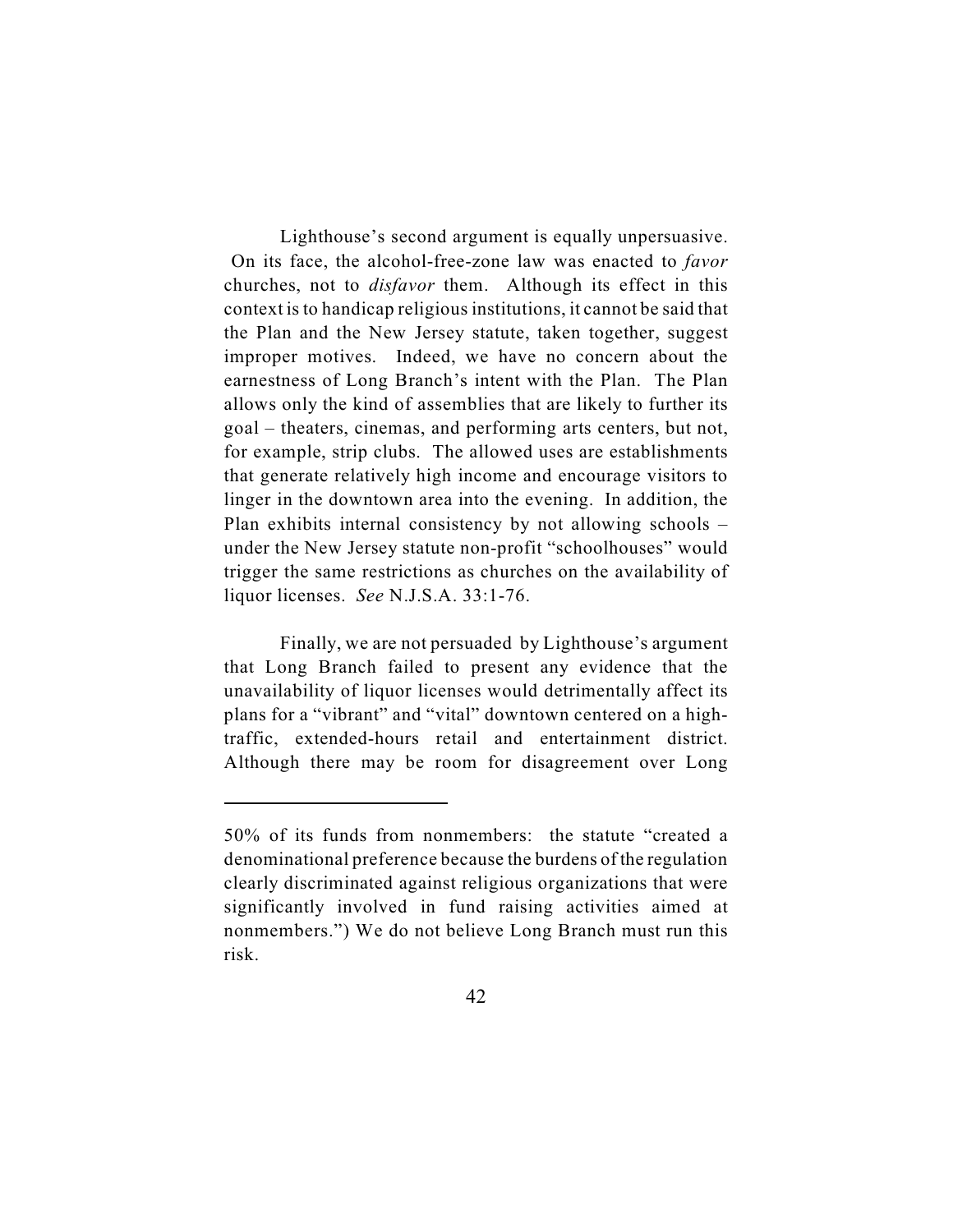Lighthouse's second argument is equally unpersuasive. On its face, the alcohol-free-zone law was enacted to *favor* churches, not to *disfavor* them. Although its effect in this context is to handicap religious institutions, it cannot be said that the Plan and the New Jersey statute, taken together, suggest improper motives. Indeed, we have no concern about the earnestness of Long Branch's intent with the Plan. The Plan allows only the kind of assemblies that are likely to further its goal – theaters, cinemas, and performing arts centers, but not, for example, strip clubs. The allowed uses are establishments that generate relatively high income and encourage visitors to linger in the downtown area into the evening. In addition, the Plan exhibits internal consistency by not allowing schools – under the New Jersey statute non-profit "schoolhouses" would trigger the same restrictions as churches on the availability of liquor licenses. *See* N.J.S.A. 33:1-76.

Finally, we are not persuaded by Lighthouse's argument that Long Branch failed to present any evidence that the unavailability of liquor licenses would detrimentally affect its plans for a "vibrant" and "vital" downtown centered on a high-traffic, extended-hours retail and entertainment district. Although there may be room for disagreement over Long

---

50% of its funds from nonmembers: the statute "created a denominational preference because the burdens of the regulation clearly discriminated against religious organizations that were significantly involved in fund raising activities aimed at nonmembers.") We do not believe Long Branch must run this risk.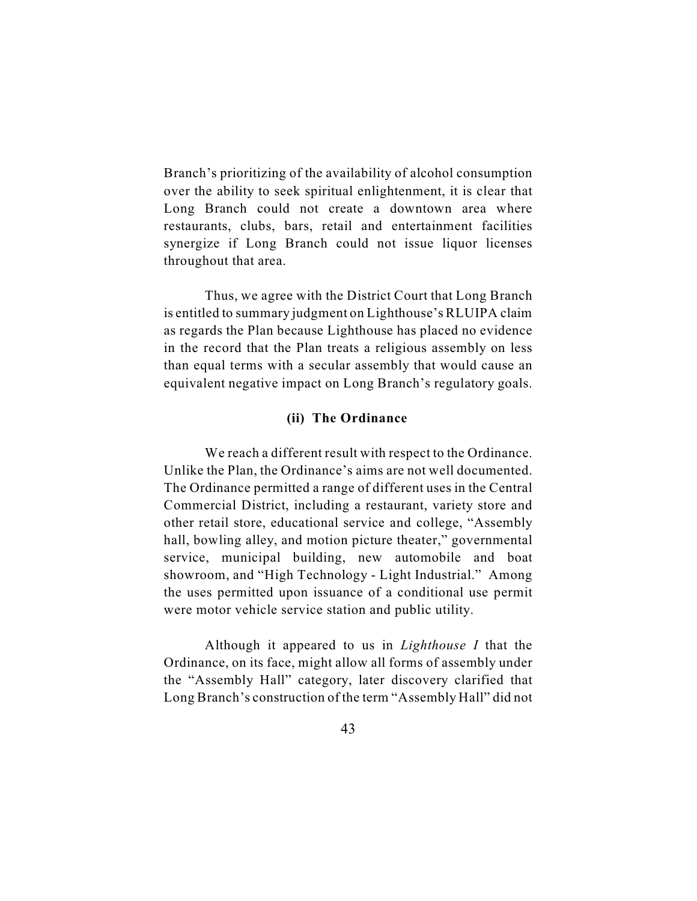Branch's prioritizing of the availability of alcohol consumption over the ability to seek spiritual enlightenment, it is clear that Long Branch could not create a downtown area where restaurants, clubs, bars, retail and entertainment facilities synergize if Long Branch could not issue liquor licenses throughout that area.

Thus, we agree with the District Court that Long Branch is entitled to summary judgment on Lighthouse's RLUIPA claim as regards the Plan because Lighthouse has placed no evidence in the record that the Plan treats a religious assembly on less than equal terms with a secular assembly that would cause an equivalent negative impact on Long Branch's regulatory goals.

### (ii) The Ordinance

We reach a different result with respect to the Ordinance. Unlike the Plan, the Ordinance's aims are not well documented. The Ordinance permitted a range of different uses in the Central Commercial District, including a restaurant, variety store and other retail store, educational service and college, "Assembly hall, bowling alley, and motion picture theater," governmental service, municipal building, new automobile and boat showroom, and "High Technology - Light Industrial." Among the uses permitted upon issuance of a conditional use permit were motor vehicle service station and public utility.

Although it appeared to us in *Lighthouse I* that the Ordinance, on its face, might allow all forms of assembly under the "Assembly Hall" category, later discovery clarified that Long Branch's construction of the term "Assembly Hall" did not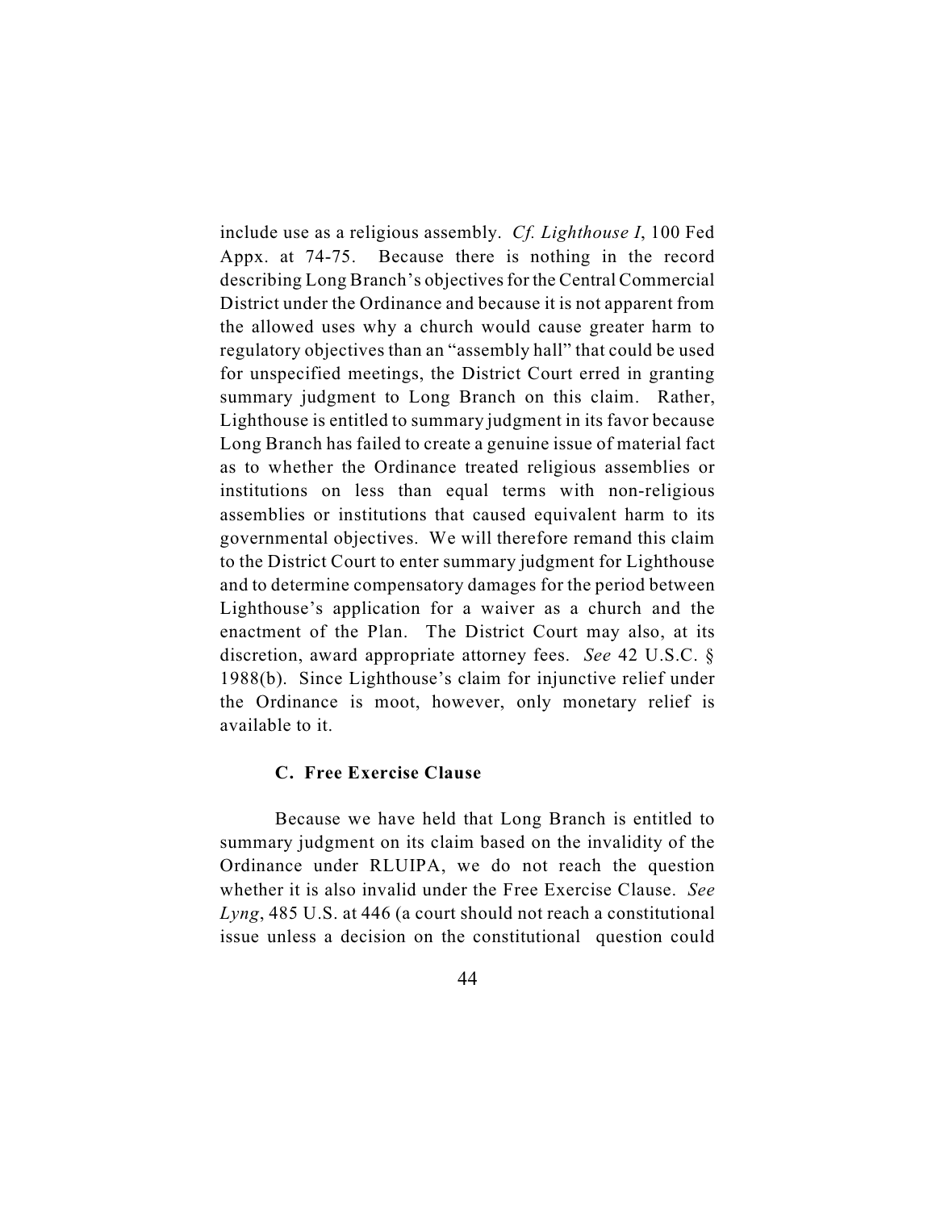include use as a religious assembly. *Cf. Lighthouse I*, 100 Fed Appx. at 74-75. Because there is nothing in the record describing Long Branch's objectives for the Central Commercial District under the Ordinance and because it is not apparent from the allowed uses why a church would cause greater harm to regulatory objectives than an "assembly hall" that could be used for unspecified meetings, the District Court erred in granting summary judgment to Long Branch on this claim. Rather, Lighthouse is entitled to summary judgment in its favor because Long Branch has failed to create a genuine issue of material fact as to whether the Ordinance treated religious assemblies or institutions on less than equal terms with non-religious assemblies or institutions that caused equivalent harm to its governmental objectives. We will therefore remand this claim to the District Court to enter summary judgment for Lighthouse and to determine compensatory damages for the period between Lighthouse's application for a waiver as a church and the enactment of the Plan. The District Court may also, at its discretion, award appropriate attorney fees. *See* 42 U.S.C. § 1988(b). Since Lighthouse's claim for injunctive relief under the Ordinance is moot, however, only monetary relief is available to it.

### C. Free Exercise Clause

Because we have held that Long Branch is entitled to summary judgment on its claim based on the invalidity of the Ordinance under RLUIPA, we do not reach the question whether it is also invalid under the Free Exercise Clause. *See Lyng*, 485 U.S. at 446 (a court should not reach a constitutional issue unless a decision on the constitutional question could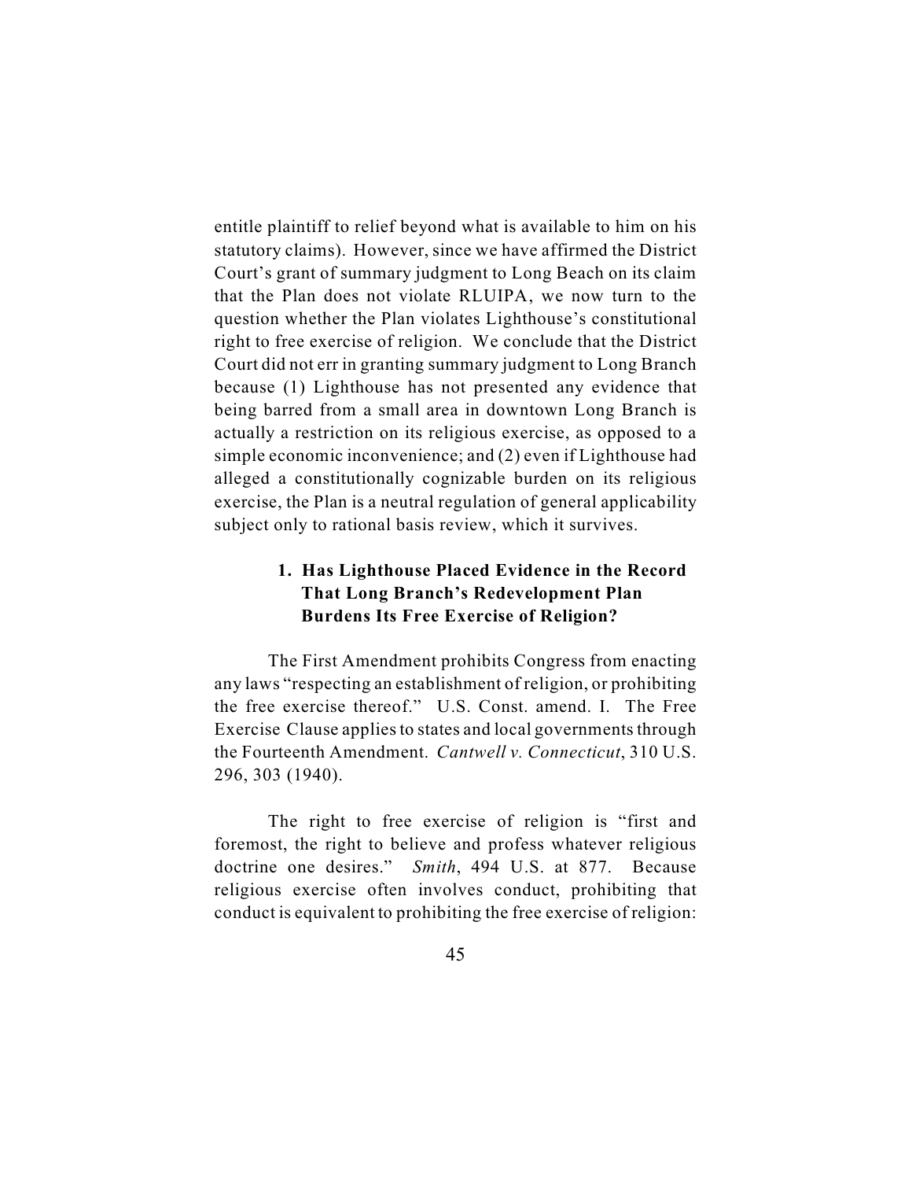entitle plaintiff to relief beyond what is available to him on his statutory claims). However, since we have affirmed the District Court's grant of summary judgment to Long Beach on its claim that the Plan does not violate RLUIPA, we now turn to the question whether the Plan violates Lighthouse's constitutional right to free exercise of religion. We conclude that the District Court did not err in granting summary judgment to Long Branch because (1) Lighthouse has not presented any evidence that being barred from a small area in downtown Long Branch is actually a restriction on its religious exercise, as opposed to a simple economic inconvenience; and (2) even if Lighthouse had alleged a constitutionally cognizable burden on its religious exercise, the Plan is a neutral regulation of general applicability subject only to rational basis review, which it survives.

### 1. Has Lighthouse Placed Evidence in the Record That Long Branch's Redevelopment Plan Burdens Its Free Exercise of Religion?

The First Amendment prohibits Congress from enacting any laws "respecting an establishment of religion, or prohibiting the free exercise thereof." U.S. Const. amend. I. The Free Exercise Clause applies to states and local governments through the Fourteenth Amendment. *Cantwell v. Connecticut*, 310 U.S. 296, 303 (1940).

The right to free exercise of religion is "first and foremost, the right to believe and profess whatever religious doctrine one desires." *Smith*, 494 U.S. at 877. Because religious exercise often involves conduct, prohibiting that conduct is equivalent to prohibiting the free exercise of religion: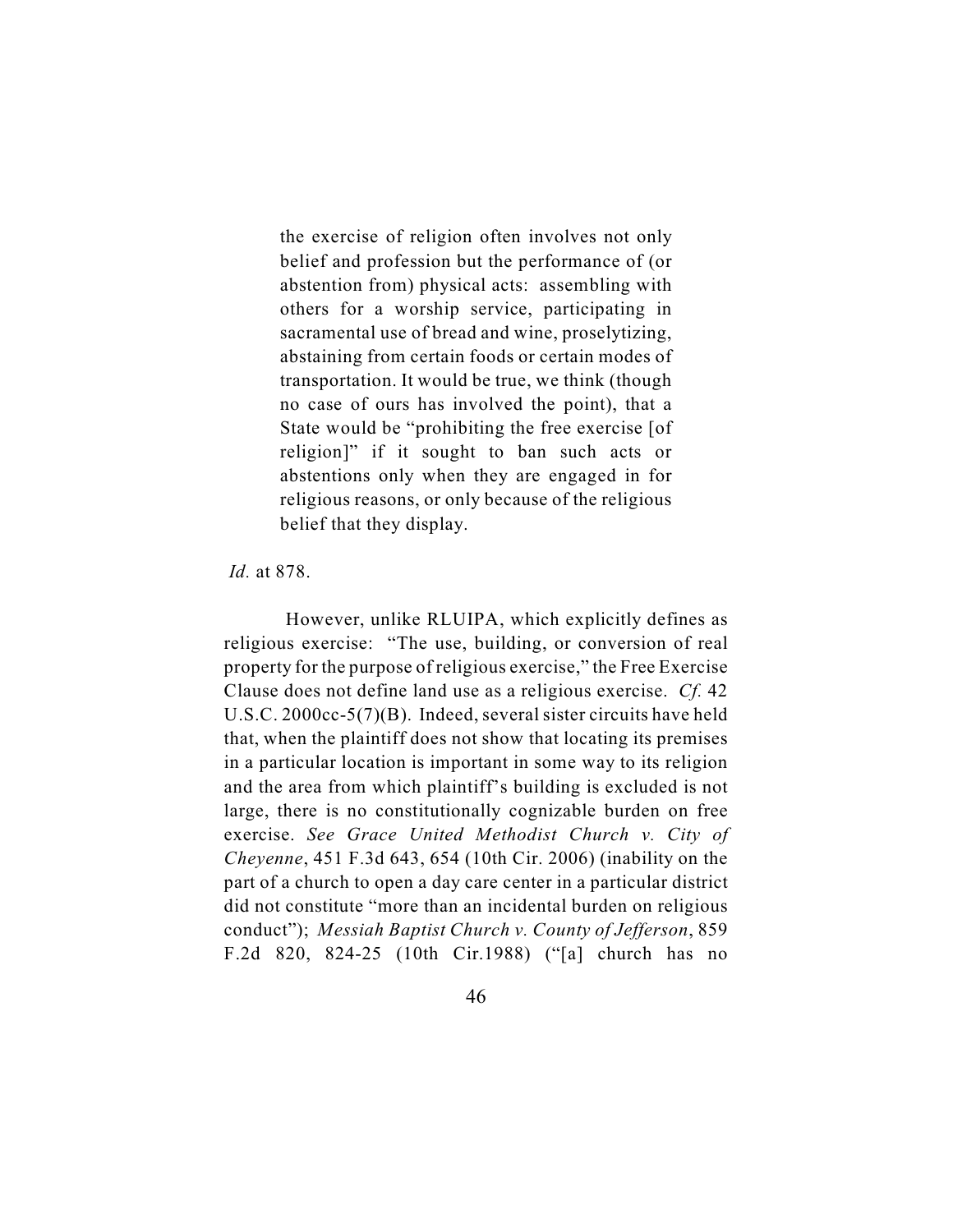> the exercise of religion often involves not only belief and profession but the performance of (or abstention from) physical acts: assembling with others for a worship service, participating in sacramental use of bread and wine, proselytizing, abstaining from certain foods or certain modes of transportation. It would be true, we think (though no case of ours has involved the point), that a State would be "prohibiting the free exercise [of religion]" if it sought to ban such acts or abstentions only when they are engaged in for religious reasons, or only because of the religious belief that they display.

*Id.* at 878.

However, unlike RLUIPA, which explicitly defines as religious exercise: "The use, building, or conversion of real property for the purpose of religious exercise," the Free Exercise Clause does not define land use as a religious exercise. *Cf.* 42 U.S.C. 2000cc-5(7)(B). Indeed, several sister circuits have held that, when the plaintiff does not show that locating its premises in a particular location is important in some way to its religion and the area from which plaintiff's building is excluded is not large, there is no constitutionally cognizable burden on free exercise. *See Grace United Methodist Church v. City of Cheyenne*, 451 F.3d 643, 654 (10th Cir. 2006) (inability on the part of a church to open a day care center in a particular district did not constitute "more than an incidental burden on religious conduct"); *Messiah Baptist Church v. County of Jefferson*, 859 F.2d 820, 824-25 (10th Cir.1988) ("[a] church has no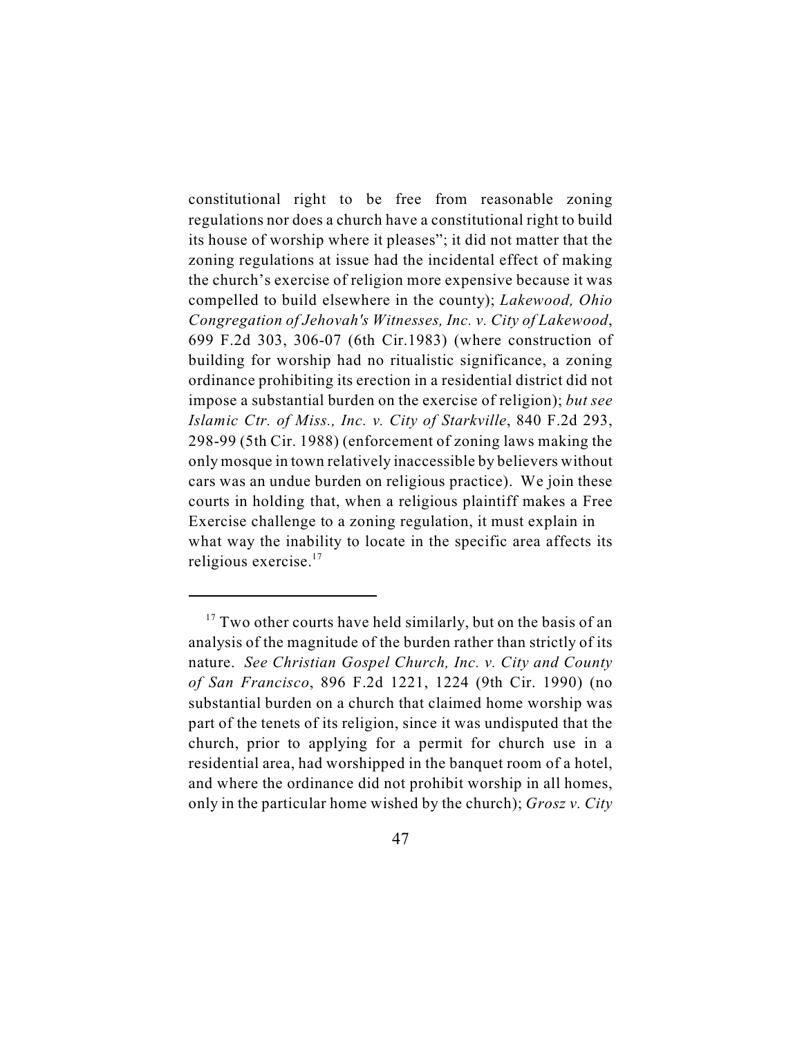constitutional right to be free from reasonable zoning regulations nor does a church have a constitutional right to build its house of worship where it pleases"; it did not matter that the zoning regulations at issue had the incidental effect of making the church's exercise of religion more expensive because it was compelled to build elsewhere in the county); *Lakewood, Ohio Congregation of Jehovah's Witnesses, Inc. v. City of Lakewood*, 699 F.2d 303, 306-07 (6th Cir.1983) (where construction of building for worship had no ritualistic significance, a zoning ordinance prohibiting its erection in a residential district did not impose a substantial burden on the exercise of religion); *but see Islamic Ctr. of Miss., Inc. v. City of Starkville*, 840 F.2d 293, 298-99 (5th Cir. 1988) (enforcement of zoning laws making the only mosque in town relatively inaccessible by believers without cars was an undue burden on religious practice). We join these courts in holding that, when a religious plaintiff makes a Free Exercise challenge to a zoning regulation, it must explain in what way the inability to locate in the specific area affects its religious exercise.[17]

---

[17] Two other courts have held similarly, but on the basis of an analysis of the magnitude of the burden rather than strictly of its nature. *See Christian Gospel Church, Inc. v. City and County of San Francisco*, 896 F.2d 1221, 1224 (9th Cir. 1990) (no substantial burden on a church that claimed home worship was part of the tenets of its religion, since it was undisputed that the church, prior to applying for a permit for church use in a residential area, had worshipped in the banquet room of a hotel, and where the ordinance did not prohibit worship in all homes, only in the particular home wished by the church); *Grosz v. City*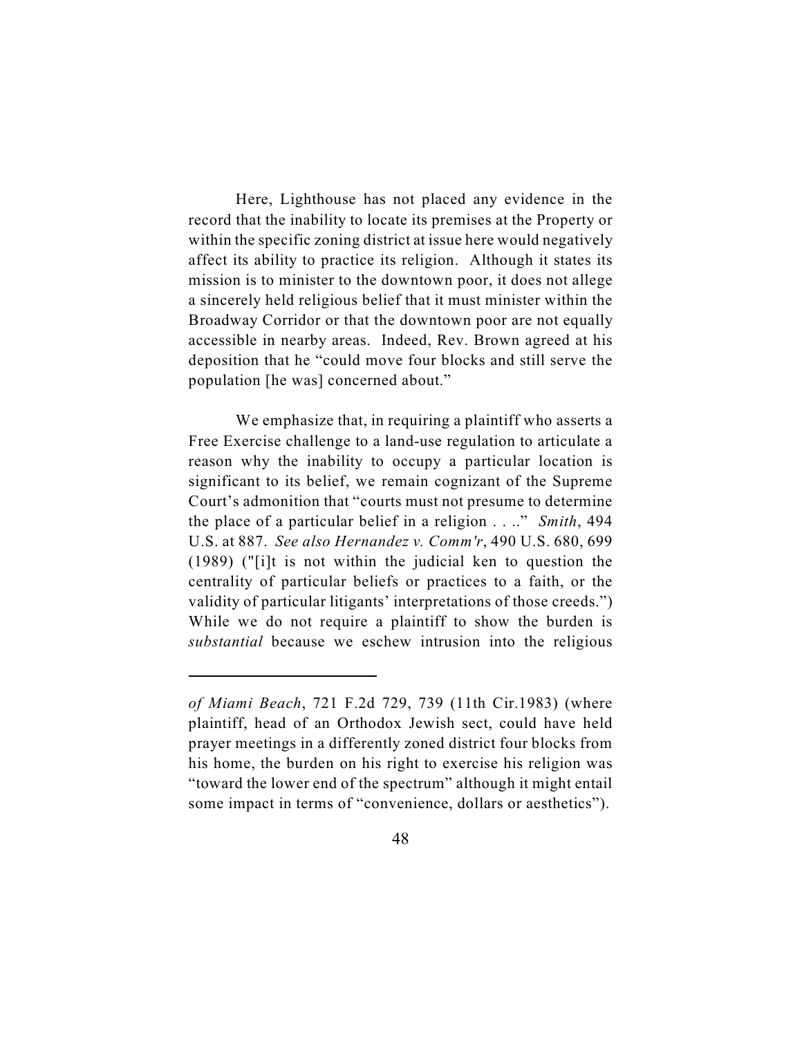Here, Lighthouse has not placed any evidence in the record that the inability to locate its premises at the Property or within the specific zoning district at issue here would negatively affect its ability to practice its religion. Although it states its mission is to minister to the downtown poor, it does not allege a sincerely held religious belief that it must minister within the Broadway Corridor or that the downtown poor are not equally accessible in nearby areas. Indeed, Rev. Brown agreed at his deposition that he "could move four blocks and still serve the population [he was] concerned about."

We emphasize that, in requiring a plaintiff who asserts a Free Exercise challenge to a land-use regulation to articulate a reason why the inability to occupy a particular location is significant to its belief, we remain cognizant of the Supreme Court's admonition that "courts must not presume to determine the place of a particular belief in a religion . . .." *Smith*, 494 U.S. at 887. *See also Hernandez v. Comm'r*, 490 U.S. 680, 699 (1989) ("[i]t is not within the judicial ken to question the centrality of particular beliefs or practices to a faith, or the validity of particular litigants' interpretations of those creeds.") While we do not require a plaintiff to show the burden is *substantial* because we eschew intrusion into the religious

---

*of Miami Beach*, 721 F.2d 729, 739 (11th Cir.1983) (where plaintiff, head of an Orthodox Jewish sect, could have held prayer meetings in a differently zoned district four blocks from his home, the burden on his right to exercise his religion was "toward the lower end of the spectrum" although it might entail some impact in terms of "convenience, dollars or aesthetics").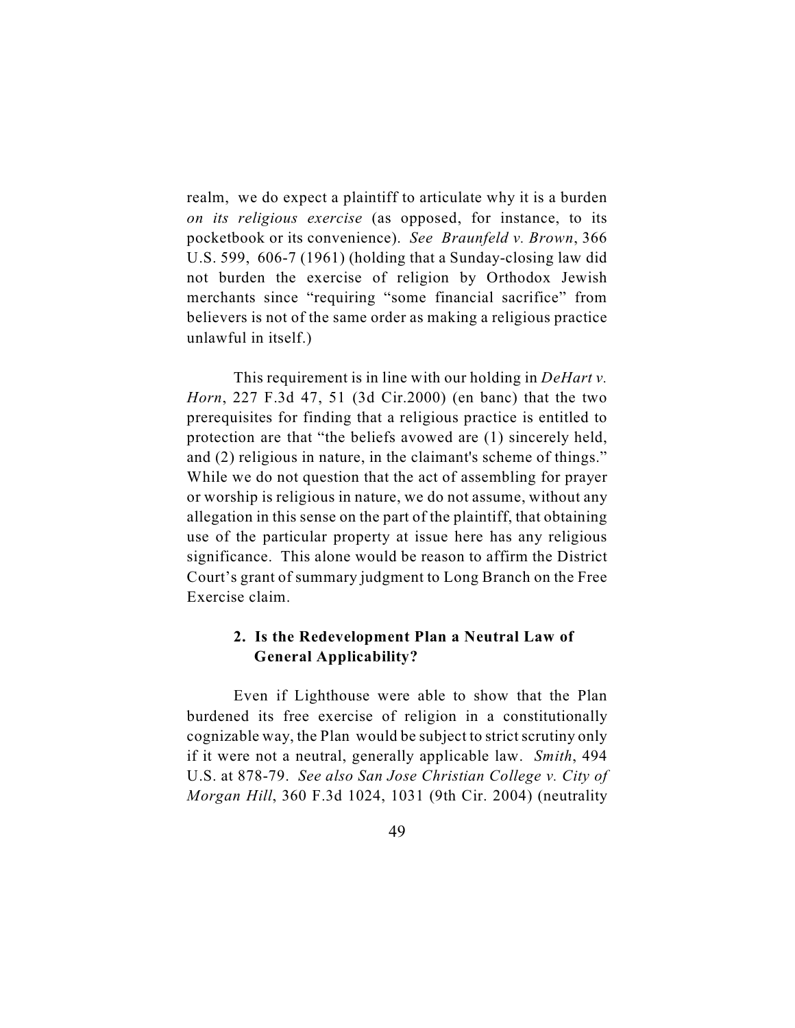realm, we do expect a plaintiff to articulate why it is a burden *on its religious exercise* (as opposed, for instance, to its pocketbook or its convenience). *See Braunfeld v. Brown*, 366 U.S. 599, 606-7 (1961) (holding that a Sunday-closing law did not burden the exercise of religion by Orthodox Jewish merchants since "requiring "some financial sacrifice" from believers is not of the same order as making a religious practice unlawful in itself.)

This requirement is in line with our holding in *DeHart v. Horn*, 227 F.3d 47, 51 (3d Cir.2000) (en banc) that the two prerequisites for finding that a religious practice is entitled to protection are that "the beliefs avowed are (1) sincerely held, and (2) religious in nature, in the claimant's scheme of things." While we do not question that the act of assembling for prayer or worship is religious in nature, we do not assume, without any allegation in this sense on the part of the plaintiff, that obtaining use of the particular property at issue here has any religious significance. This alone would be reason to affirm the District Court's grant of summary judgment to Long Branch on the Free Exercise claim.

### 2. Is the Redevelopment Plan a Neutral Law of General Applicability?

Even if Lighthouse were able to show that the Plan burdened its free exercise of religion in a constitutionally cognizable way, the Plan would be subject to strict scrutiny only if it were not a neutral, generally applicable law. *Smith*, 494 U.S. at 878-79. *See also San Jose Christian College v. City of Morgan Hill*, 360 F.3d 1024, 1031 (9th Cir. 2004) (neutrality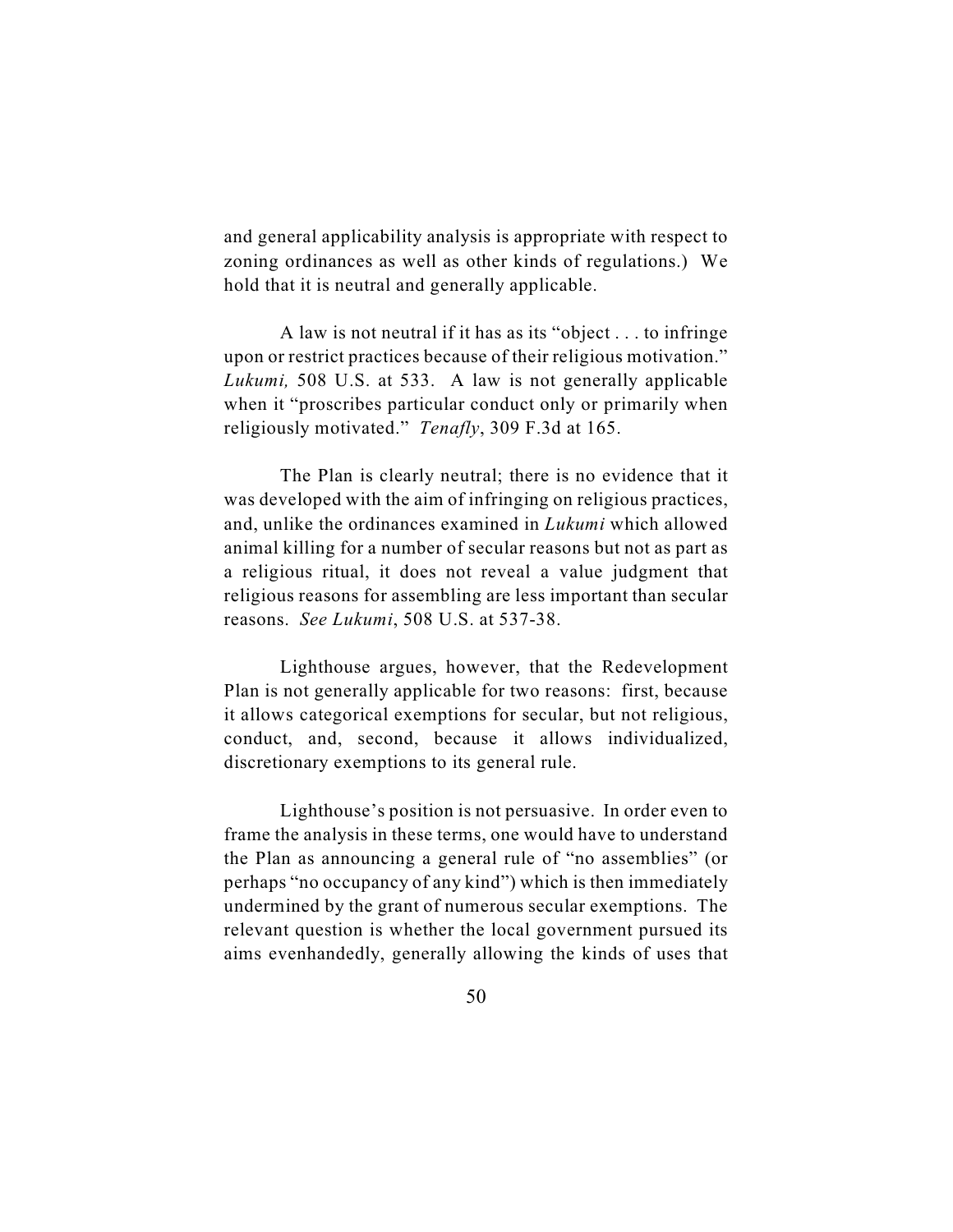and general applicability analysis is appropriate with respect to zoning ordinances as well as other kinds of regulations.) We hold that it is neutral and generally applicable.

A law is not neutral if it has as its "object . . . to infringe upon or restrict practices because of their religious motivation." *Lukumi,* 508 U.S. at 533. A law is not generally applicable when it "proscribes particular conduct only or primarily when religiously motivated." *Tenafly*, 309 F.3d at 165.

The Plan is clearly neutral; there is no evidence that it was developed with the aim of infringing on religious practices, and, unlike the ordinances examined in *Lukumi* which allowed animal killing for a number of secular reasons but not as part as a religious ritual, it does not reveal a value judgment that religious reasons for assembling are less important than secular reasons. *See Lukumi*, 508 U.S. at 537-38.

Lighthouse argues, however, that the Redevelopment Plan is not generally applicable for two reasons: first, because it allows categorical exemptions for secular, but not religious, conduct, and, second, because it allows individualized, discretionary exemptions to its general rule.

Lighthouse's position is not persuasive. In order even to frame the analysis in these terms, one would have to understand the Plan as announcing a general rule of "no assemblies" (or perhaps "no occupancy of any kind") which is then immediately undermined by the grant of numerous secular exemptions. The relevant question is whether the local government pursued its aims evenhandedly, generally allowing the kinds of uses that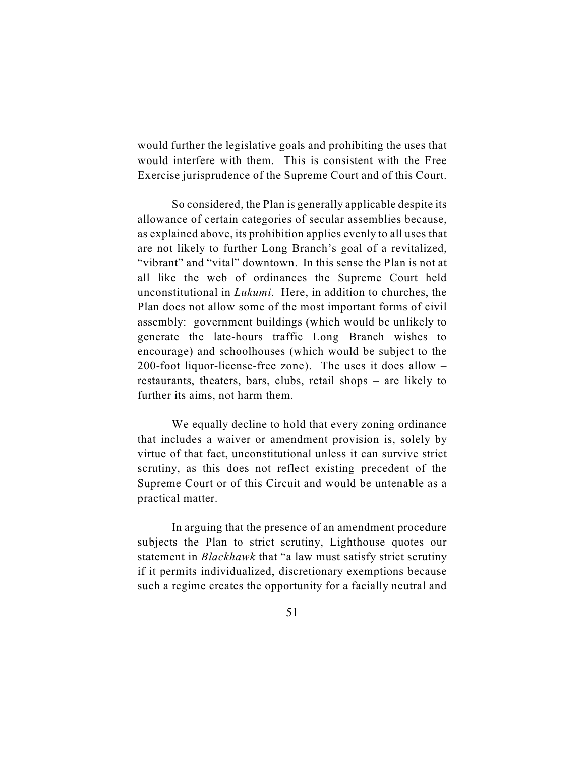would further the legislative goals and prohibiting the uses that would interfere with them. This is consistent with the Free Exercise jurisprudence of the Supreme Court and of this Court.

So considered, the Plan is generally applicable despite its allowance of certain categories of secular assemblies because, as explained above, its prohibition applies evenly to all uses that are not likely to further Long Branch's goal of a revitalized, "vibrant" and "vital" downtown. In this sense the Plan is not at all like the web of ordinances the Supreme Court held unconstitutional in *Lukumi*. Here, in addition to churches, the Plan does not allow some of the most important forms of civil assembly: government buildings (which would be unlikely to generate the late-hours traffic Long Branch wishes to encourage) and schoolhouses (which would be subject to the 200-foot liquor-license-free zone). The uses it does allow – restaurants, theaters, bars, clubs, retail shops – are likely to further its aims, not harm them.

We equally decline to hold that every zoning ordinance that includes a waiver or amendment provision is, solely by virtue of that fact, unconstitutional unless it can survive strict scrutiny, as this does not reflect existing precedent of the Supreme Court or of this Circuit and would be untenable as a practical matter.

In arguing that the presence of an amendment procedure subjects the Plan to strict scrutiny, Lighthouse quotes our statement in *Blackhawk* that "a law must satisfy strict scrutiny if it permits individualized, discretionary exemptions because such a regime creates the opportunity for a facially neutral and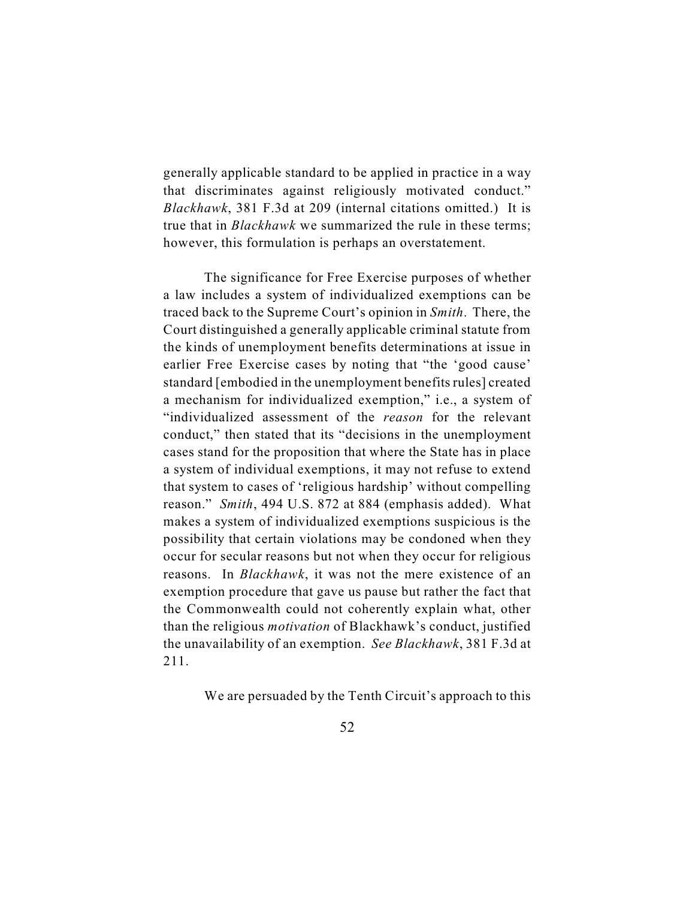generally applicable standard to be applied in practice in a way that discriminates against religiously motivated conduct." *Blackhawk*, 381 F.3d at 209 (internal citations omitted.) It is true that in *Blackhawk* we summarized the rule in these terms; however, this formulation is perhaps an overstatement.

The significance for Free Exercise purposes of whether a law includes a system of individualized exemptions can be traced back to the Supreme Court's opinion in *Smith*. There, the Court distinguished a generally applicable criminal statute from the kinds of unemployment benefits determinations at issue in earlier Free Exercise cases by noting that "the 'good cause' standard [embodied in the unemployment benefits rules] created a mechanism for individualized exemption," i.e., a system of "individualized assessment of the *reason* for the relevant conduct," then stated that its "decisions in the unemployment cases stand for the proposition that where the State has in place a system of individual exemptions, it may not refuse to extend that system to cases of 'religious hardship' without compelling reason." *Smith*, 494 U.S. 872 at 884 (emphasis added). What makes a system of individualized exemptions suspicious is the possibility that certain violations may be condoned when they occur for secular reasons but not when they occur for religious reasons. In *Blackhawk*, it was not the mere existence of an exemption procedure that gave us pause but rather the fact that the Commonwealth could not coherently explain what, other than the religious *motivation* of Blackhawk's conduct, justified the unavailability of an exemption. *See Blackhawk*, 381 F.3d at 211.

We are persuaded by the Tenth Circuit's approach to this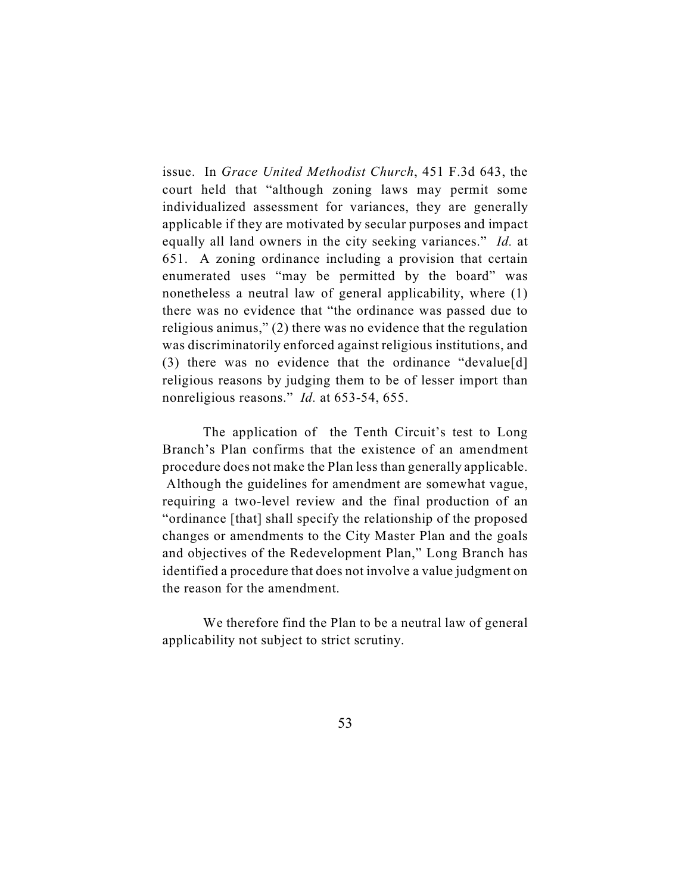issue. In *Grace United Methodist Church*, 451 F.3d 643, the court held that "although zoning laws may permit some individualized assessment for variances, they are generally applicable if they are motivated by secular purposes and impact equally all land owners in the city seeking variances." *Id.* at 651. A zoning ordinance including a provision that certain enumerated uses "may be permitted by the board" was nonetheless a neutral law of general applicability, where (1) there was no evidence that "the ordinance was passed due to religious animus," (2) there was no evidence that the regulation was discriminatorily enforced against religious institutions, and (3) there was no evidence that the ordinance "devalue[d] religious reasons by judging them to be of lesser import than nonreligious reasons." *Id.* at 653-54, 655.

The application of the Tenth Circuit's test to Long Branch's Plan confirms that the existence of an amendment procedure does not make the Plan less than generally applicable. Although the guidelines for amendment are somewhat vague, requiring a two-level review and the final production of an "ordinance [that] shall specify the relationship of the proposed changes or amendments to the City Master Plan and the goals and objectives of the Redevelopment Plan," Long Branch has identified a procedure that does not involve a value judgment on the reason for the amendment.

We therefore find the Plan to be a neutral law of general applicability not subject to strict scrutiny.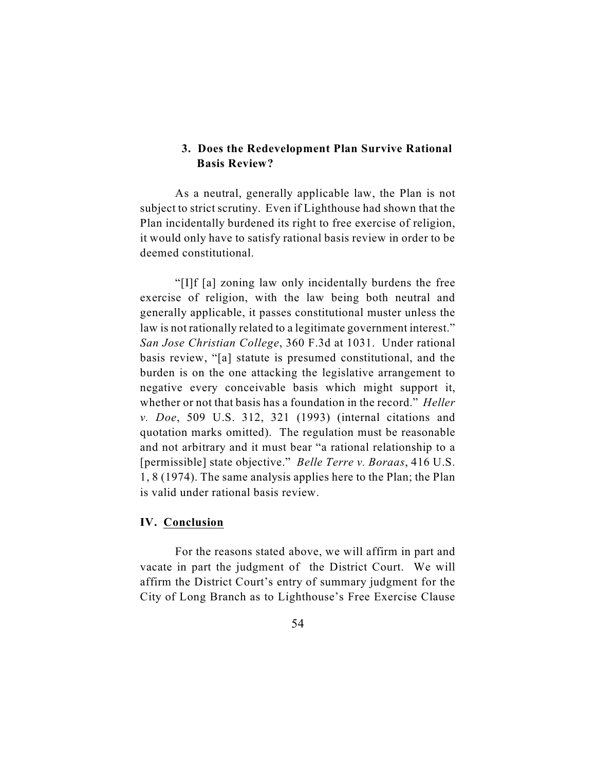### 3. Does the Redevelopment Plan Survive Rational Basis Review?

As a neutral, generally applicable law, the Plan is not subject to strict scrutiny. Even if Lighthouse had shown that the Plan incidentally burdened its right to free exercise of religion, it would only have to satisfy rational basis review in order to be deemed constitutional.

"[I]f [a] zoning law only incidentally burdens the free exercise of religion, with the law being both neutral and generally applicable, it passes constitutional muster unless the law is not rationally related to a legitimate government interest." *San Jose Christian College*, 360 F.3d at 1031. Under rational basis review, "[a] statute is presumed constitutional, and the burden is on the one attacking the legislative arrangement to negative every conceivable basis which might support it, whether or not that basis has a foundation in the record." *Heller v. Doe*, 509 U.S. 312, 321 (1993) (internal citations and quotation marks omitted). The regulation must be reasonable and not arbitrary and it must bear "a rational relationship to a [permissible] state objective." *Belle Terre v. Boraas*, 416 U.S. 1, 8 (1974). The same analysis applies here to the Plan; the Plan is valid under rational basis review.

## IV. Conclusion

For the reasons stated above, we will affirm in part and vacate in part the judgment of the District Court. We will affirm the District Court's entry of summary judgment for the City of Long Branch as to Lighthouse's Free Exercise Clause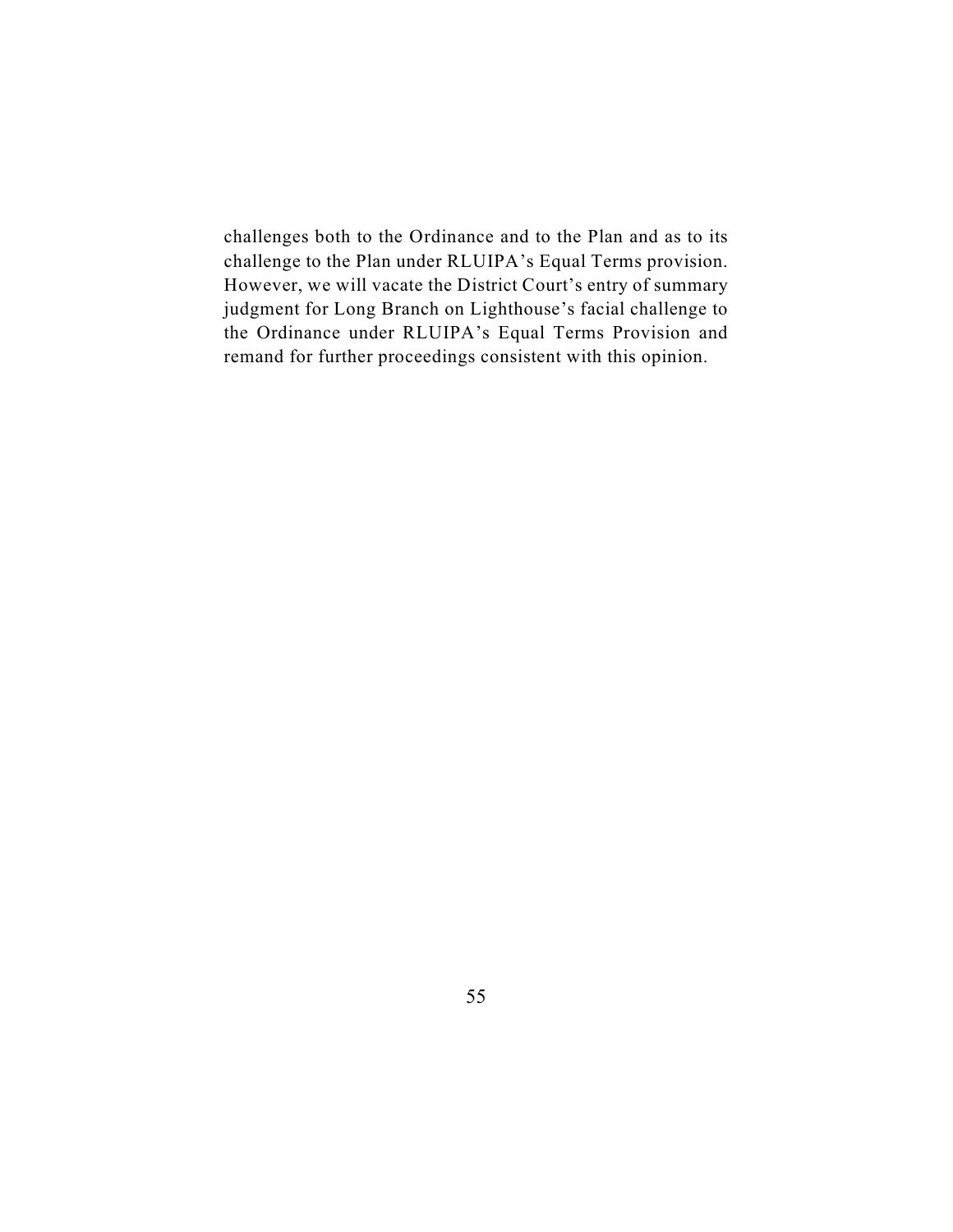challenges both to the Ordinance and to the Plan and as to its challenge to the Plan under RLUIPA's Equal Terms provision. However, we will vacate the District Court's entry of summary judgment for Long Branch on Lighthouse's facial challenge to the Ordinance under RLUIPA's Equal Terms Provision and remand for further proceedings consistent with this opinion.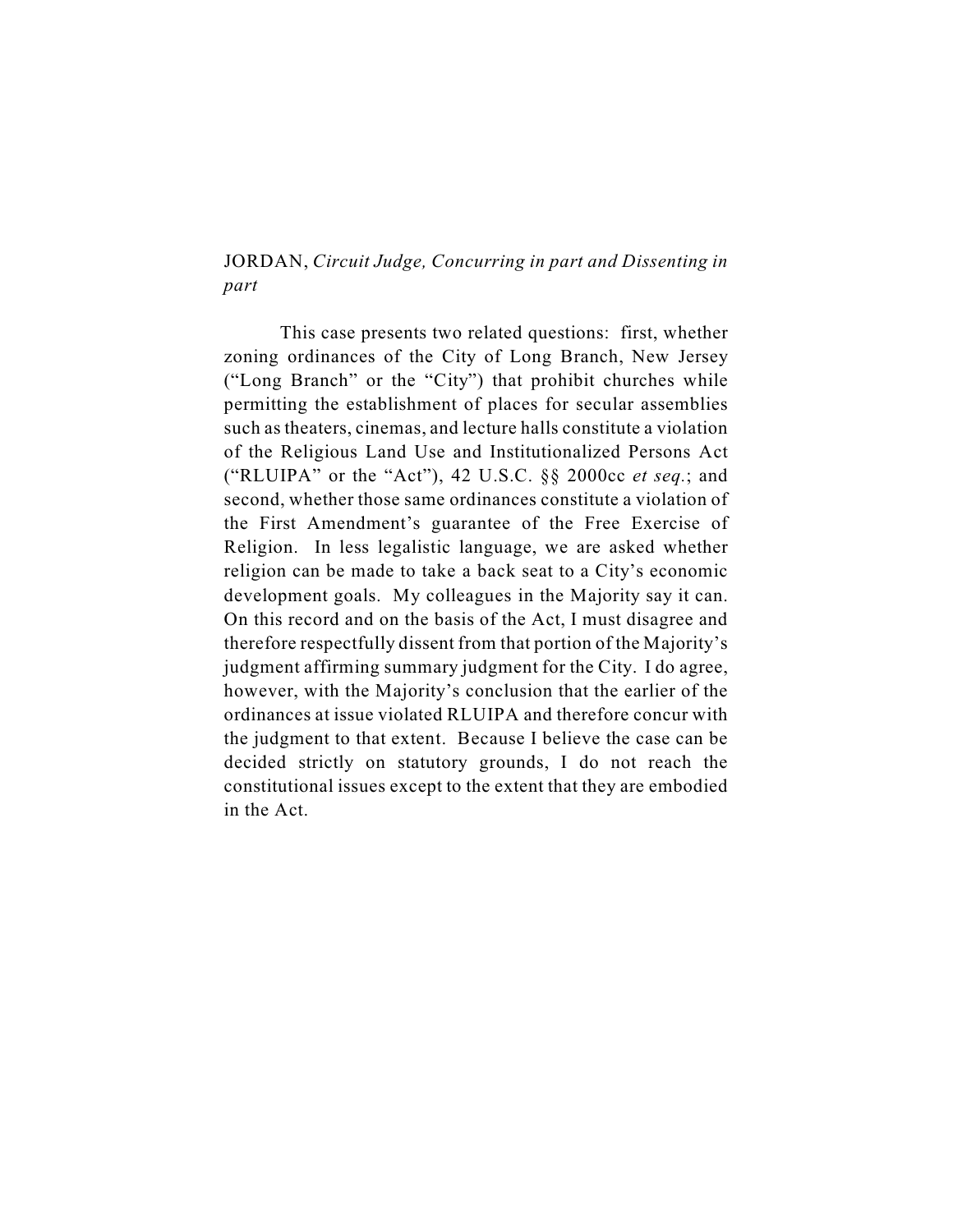JORDAN, *Circuit Judge, Concurring in part and Dissenting in part*

This case presents two related questions: first, whether zoning ordinances of the City of Long Branch, New Jersey ("Long Branch" or the "City") that prohibit churches while permitting the establishment of places for secular assemblies such as theaters, cinemas, and lecture halls constitute a violation of the Religious Land Use and Institutionalized Persons Act ("RLUIPA" or the "Act"), 42 U.S.C. §§ 2000cc *et seq.*; and second, whether those same ordinances constitute a violation of the First Amendment's guarantee of the Free Exercise of Religion. In less legalistic language, we are asked whether religion can be made to take a back seat to a City's economic development goals. My colleagues in the Majority say it can. On this record and on the basis of the Act, I must disagree and therefore respectfully dissent from that portion of the Majority's judgment affirming summary judgment for the City. I do agree, however, with the Majority's conclusion that the earlier of the ordinances at issue violated RLUIPA and therefore concur with the judgment to that extent. Because I believe the case can be decided strictly on statutory grounds, I do not reach the constitutional issues except to the extent that they are embodied in the Act.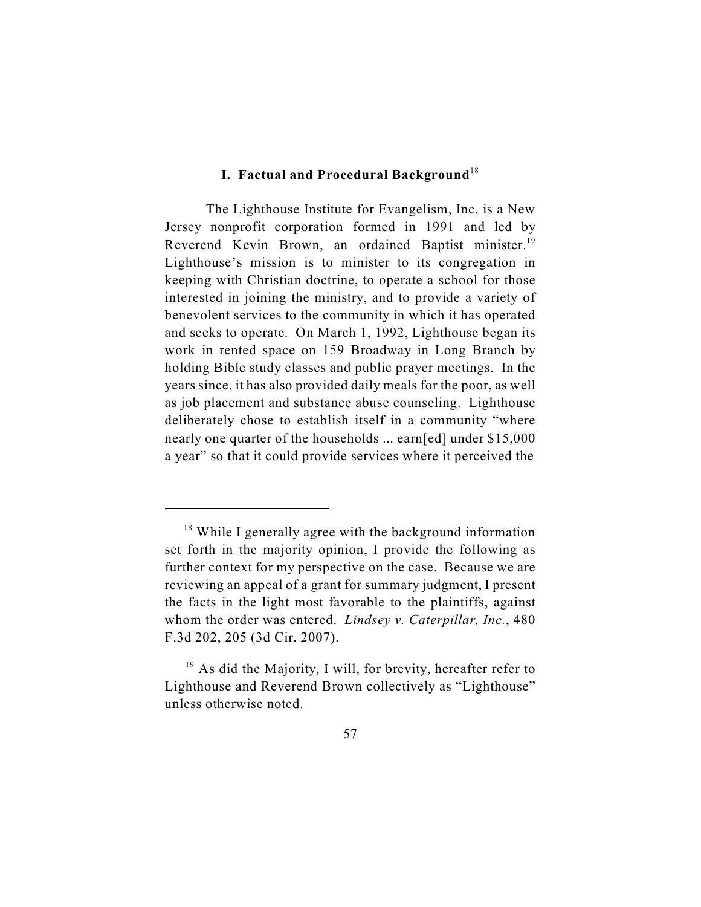## I. Factual and Procedural Background[18]

The Lighthouse Institute for Evangelism, Inc. is a New Jersey nonprofit corporation formed in 1991 and led by Reverend Kevin Brown, an ordained Baptist minister.[19] Lighthouse's mission is to minister to its congregation in keeping with Christian doctrine, to operate a school for those interested in joining the ministry, and to provide a variety of benevolent services to the community in which it has operated and seeks to operate. On March 1, 1992, Lighthouse began its work in rented space on 159 Broadway in Long Branch by holding Bible study classes and public prayer meetings. In the years since, it has also provided daily meals for the poor, as well as job placement and substance abuse counseling. Lighthouse deliberately chose to establish itself in a community "where nearly one quarter of the households ... earn[ed] under $15,000 a year" so that it could provide services where it perceived the

---

[18] While I generally agree with the background information set forth in the majority opinion, I provide the following as further context for my perspective on the case. Because we are reviewing an appeal of a grant for summary judgment, I present the facts in the light most favorable to the plaintiffs, against whom the order was entered. *Lindsey v. Caterpillar, Inc.*, 480 F.3d 202, 205 (3d Cir. 2007).

[19] As did the Majority, I will, for brevity, hereafter refer to Lighthouse and Reverend Brown collectively as "Lighthouse" unless otherwise noted.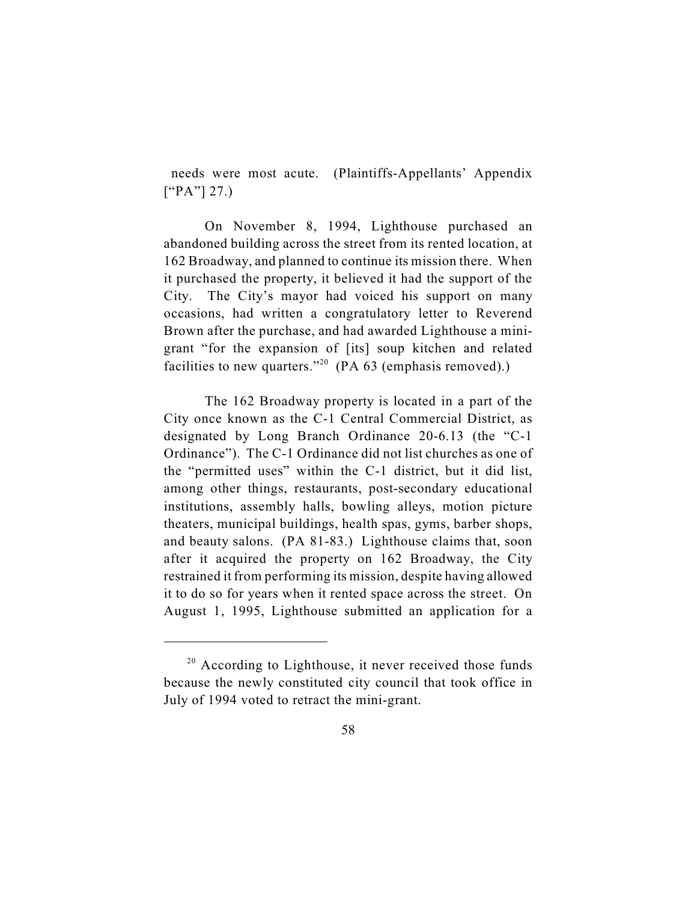needs were most acute. (Plaintiffs-Appellants' Appendix ["PA"] 27.)

On November 8, 1994, Lighthouse purchased an abandoned building across the street from its rented location, at 162 Broadway, and planned to continue its mission there. When it purchased the property, it believed it had the support of the City. The City's mayor had voiced his support on many occasions, had written a congratulatory letter to Reverend Brown after the purchase, and had awarded Lighthouse a mini-grant "for the expansion of [its] soup kitchen and related facilities to new quarters."[20] (PA 63 (emphasis removed).)

The 162 Broadway property is located in a part of the City once known as the C-1 Central Commercial District, as designated by Long Branch Ordinance 20-6.13 (the "C-1 Ordinance"). The C-1 Ordinance did not list churches as one of the "permitted uses" within the C-1 district, but it did list, among other things, restaurants, post-secondary educational institutions, assembly halls, bowling alleys, motion picture theaters, municipal buildings, health spas, gyms, barber shops, and beauty salons. (PA 81-83.) Lighthouse claims that, soon after it acquired the property on 162 Broadway, the City restrained it from performing its mission, despite having allowed it to do so for years when it rented space across the street. On August 1, 1995, Lighthouse submitted an application for a

---

[20] According to Lighthouse, it never received those funds because the newly constituted city council that took office in July of 1994 voted to retract the mini-grant.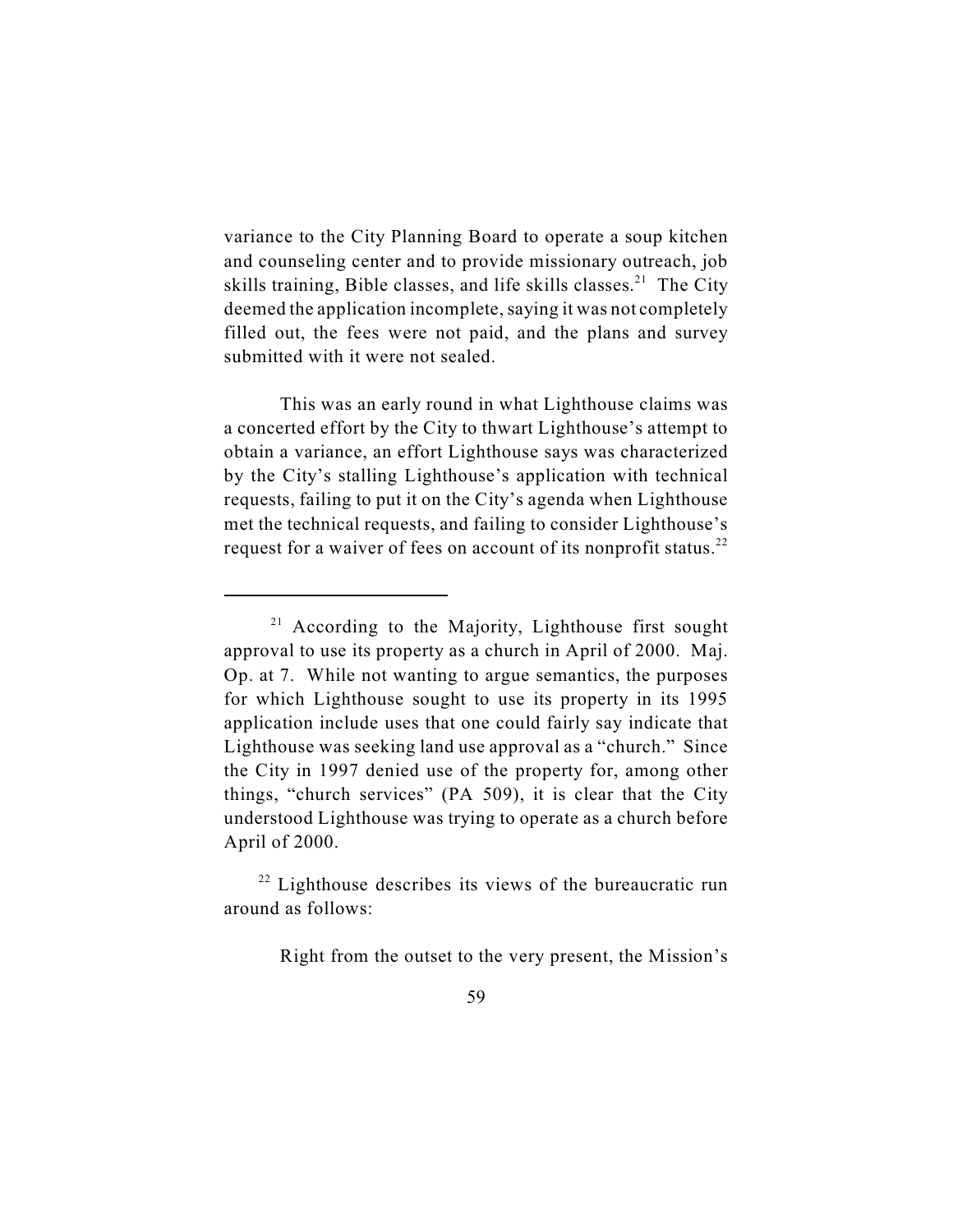variance to the City Planning Board to operate a soup kitchen and counseling center and to provide missionary outreach, job skills training, Bible classes, and life skills classes.[21] The City deemed the application incomplete, saying it was not completely filled out, the fees were not paid, and the plans and survey submitted with it were not sealed.

This was an early round in what Lighthouse claims was a concerted effort by the City to thwart Lighthouse's attempt to obtain a variance, an effort Lighthouse says was characterized by the City's stalling Lighthouse's application with technical requests, failing to put it on the City's agenda when Lighthouse met the technical requests, and failing to consider Lighthouse's request for a waiver of fees on account of its nonprofit status.[22]

---

[21] According to the Majority, Lighthouse first sought approval to use its property as a church in April of 2000. Maj. Op. at 7. While not wanting to argue semantics, the purposes for which Lighthouse sought to use its property in its 1995 application include uses that one could fairly say indicate that Lighthouse was seeking land use approval as a "church." Since the City in 1997 denied use of the property for, among other things, "church services" (PA 509), it is clear that the City understood Lighthouse was trying to operate as a church before April of 2000.

[22] Lighthouse describes its views of the bureaucratic run around as follows:

> Right from the outset to the very present, the Mission's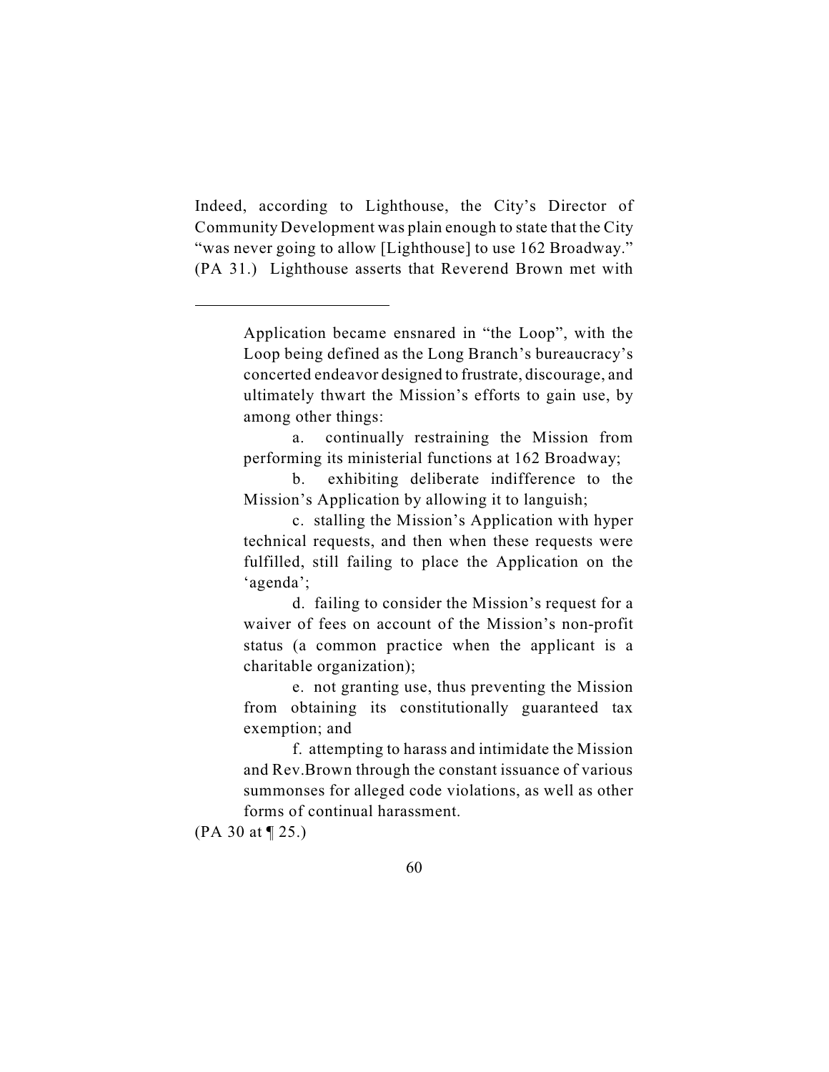Indeed, according to Lighthouse, the City's Director of Community Development was plain enough to state that the City "was never going to allow [Lighthouse] to use 162 Broadway." (PA 31.) Lighthouse asserts that Reverend Brown met with

---

> Application became ensnared in "the Loop", with the Loop being defined as the Long Branch's bureaucracy's concerted endeavor designed to frustrate, discourage, and ultimately thwart the Mission's efforts to gain use, by among other things:
>
> a. continually restraining the Mission from performing its ministerial functions at 162 Broadway;
>
> b. exhibiting deliberate indifference to the Mission's Application by allowing it to languish;
>
> c. stalling the Mission's Application with hyper technical requests, and then when these requests were fulfilled, still failing to place the Application on the 'agenda';
>
> d. failing to consider the Mission's request for a waiver of fees on account of the Mission's non-profit status (a common practice when the applicant is a charitable organization);
>
> e. not granting use, thus preventing the Mission from obtaining its constitutionally guaranteed tax exemption; and
>
> f. attempting to harass and intimidate the Mission and Rev.Brown through the constant issuance of various summonses for alleged code violations, as well as other forms of continual harassment.

(PA 30 at ¶ 25.)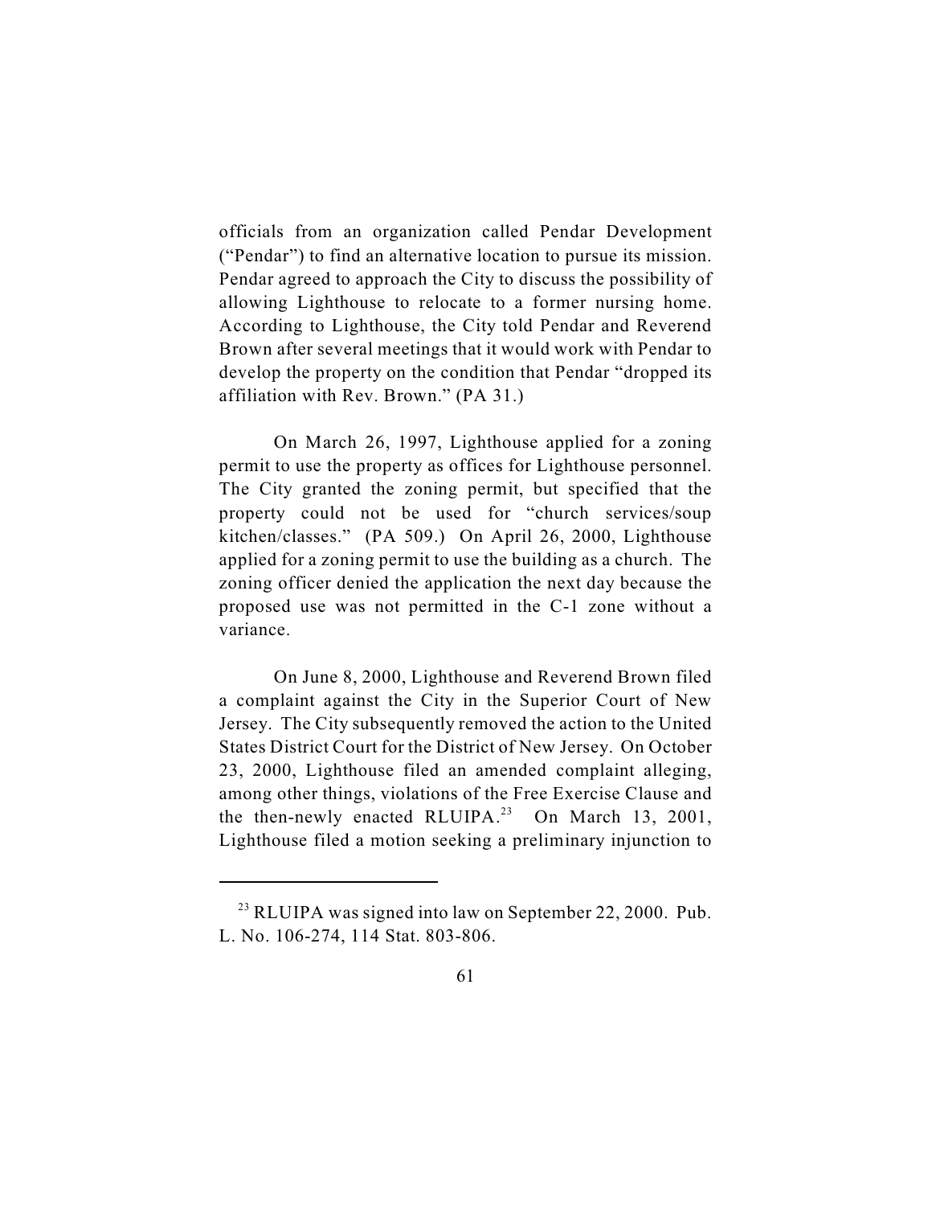officials from an organization called Pendar Development ("Pendar") to find an alternative location to pursue its mission. Pendar agreed to approach the City to discuss the possibility of allowing Lighthouse to relocate to a former nursing home. According to Lighthouse, the City told Pendar and Reverend Brown after several meetings that it would work with Pendar to develop the property on the condition that Pendar "dropped its affiliation with Rev. Brown." (PA 31.)

On March 26, 1997, Lighthouse applied for a zoning permit to use the property as offices for Lighthouse personnel. The City granted the zoning permit, but specified that the property could not be used for "church services/soup kitchen/classes." (PA 509.) On April 26, 2000, Lighthouse applied for a zoning permit to use the building as a church. The zoning officer denied the application the next day because the proposed use was not permitted in the C-1 zone without a variance.

On June 8, 2000, Lighthouse and Reverend Brown filed a complaint against the City in the Superior Court of New Jersey. The City subsequently removed the action to the United States District Court for the District of New Jersey. On October 23, 2000, Lighthouse filed an amended complaint alleging, among other things, violations of the Free Exercise Clause and the then-newly enacted RLUIPA.[23] On March 13, 2001, Lighthouse filed a motion seeking a preliminary injunction to

[23] RLUIPA was signed into law on September 22, 2000. Pub. L. No. 106-274, 114 Stat. 803-806.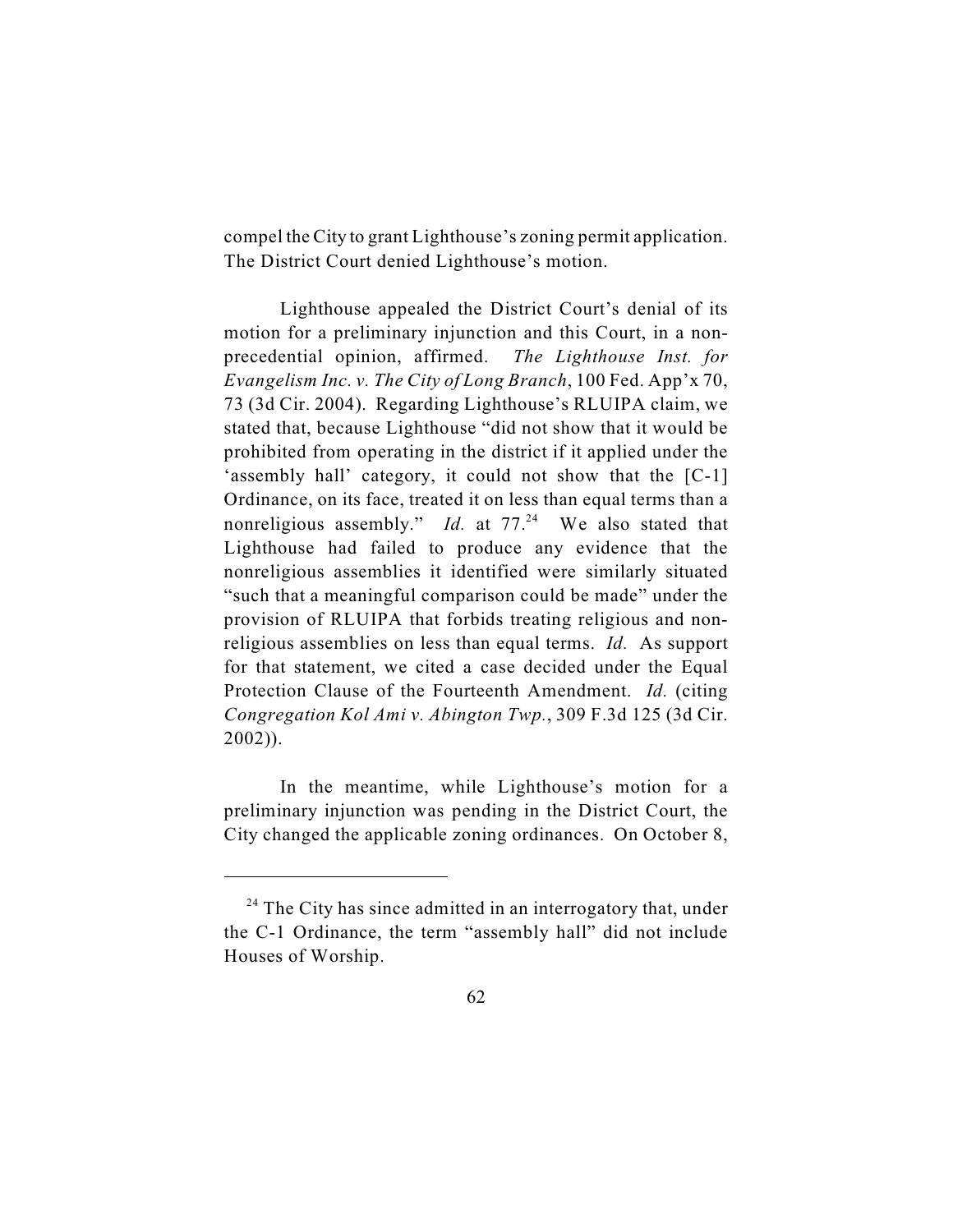compel the City to grant Lighthouse's zoning permit application. The District Court denied Lighthouse's motion.

Lighthouse appealed the District Court's denial of its motion for a preliminary injunction and this Court, in a non-precedential opinion, affirmed. *The Lighthouse Inst. for Evangelism Inc. v. The City of Long Branch*, 100 Fed. App'x 70, 73 (3d Cir. 2004). Regarding Lighthouse's RLUIPA claim, we stated that, because Lighthouse "did not show that it would be prohibited from operating in the district if it applied under the 'assembly hall' category, it could not show that the [C-1] Ordinance, on its face, treated it on less than equal terms than a nonreligious assembly." *Id.* at 77.[24] We also stated that Lighthouse had failed to produce any evidence that the nonreligious assemblies it identified were similarly situated "such that a meaningful comparison could be made" under the provision of RLUIPA that forbids treating religious and non-religious assemblies on less than equal terms. *Id.* As support for that statement, we cited a case decided under the Equal Protection Clause of the Fourteenth Amendment. *Id.* (citing *Congregation Kol Ami v. Abington Twp.*, 309 F.3d 125 (3d Cir. 2002)).

In the meantime, while Lighthouse's motion for a preliminary injunction was pending in the District Court, the City changed the applicable zoning ordinances. On October 8,

---

[24] The City has since admitted in an interrogatory that, under the C-1 Ordinance, the term "assembly hall" did not include Houses of Worship.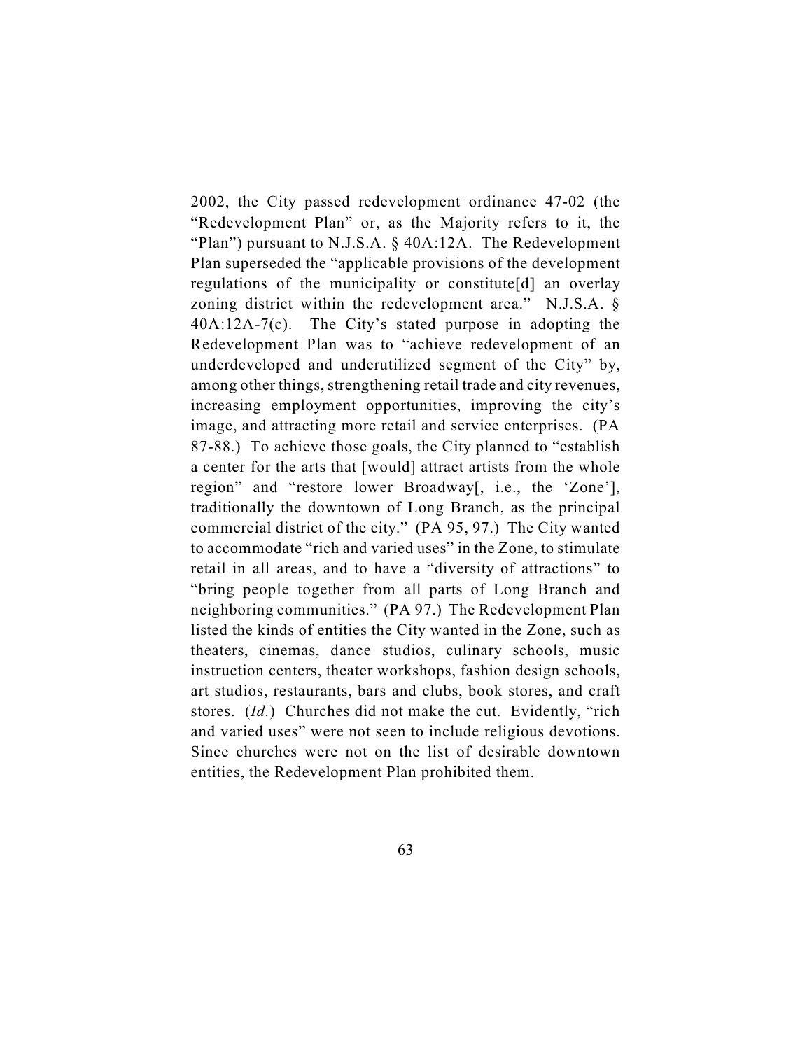2002, the City passed redevelopment ordinance 47-02 (the "Redevelopment Plan" or, as the Majority refers to it, the "Plan") pursuant to N.J.S.A. § 40A:12A. The Redevelopment Plan superseded the "applicable provisions of the development regulations of the municipality or constitute[d] an overlay zoning district within the redevelopment area." N.J.S.A. § 40A:12A-7(c). The City's stated purpose in adopting the Redevelopment Plan was to "achieve redevelopment of an underdeveloped and underutilized segment of the City" by, among other things, strengthening retail trade and city revenues, increasing employment opportunities, improving the city's image, and attracting more retail and service enterprises. (PA 87-88.) To achieve those goals, the City planned to "establish a center for the arts that [would] attract artists from the whole region" and "restore lower Broadway[, i.e., the 'Zone'], traditionally the downtown of Long Branch, as the principal commercial district of the city." (PA 95, 97.) The City wanted to accommodate "rich and varied uses" in the Zone, to stimulate retail in all areas, and to have a "diversity of attractions" to "bring people together from all parts of Long Branch and neighboring communities." (PA 97.) The Redevelopment Plan listed the kinds of entities the City wanted in the Zone, such as theaters, cinemas, dance studios, culinary schools, music instruction centers, theater workshops, fashion design schools, art studios, restaurants, bars and clubs, book stores, and craft stores. (*Id.*) Churches did not make the cut. Evidently, "rich and varied uses" were not seen to include religious devotions. Since churches were not on the list of desirable downtown entities, the Redevelopment Plan prohibited them.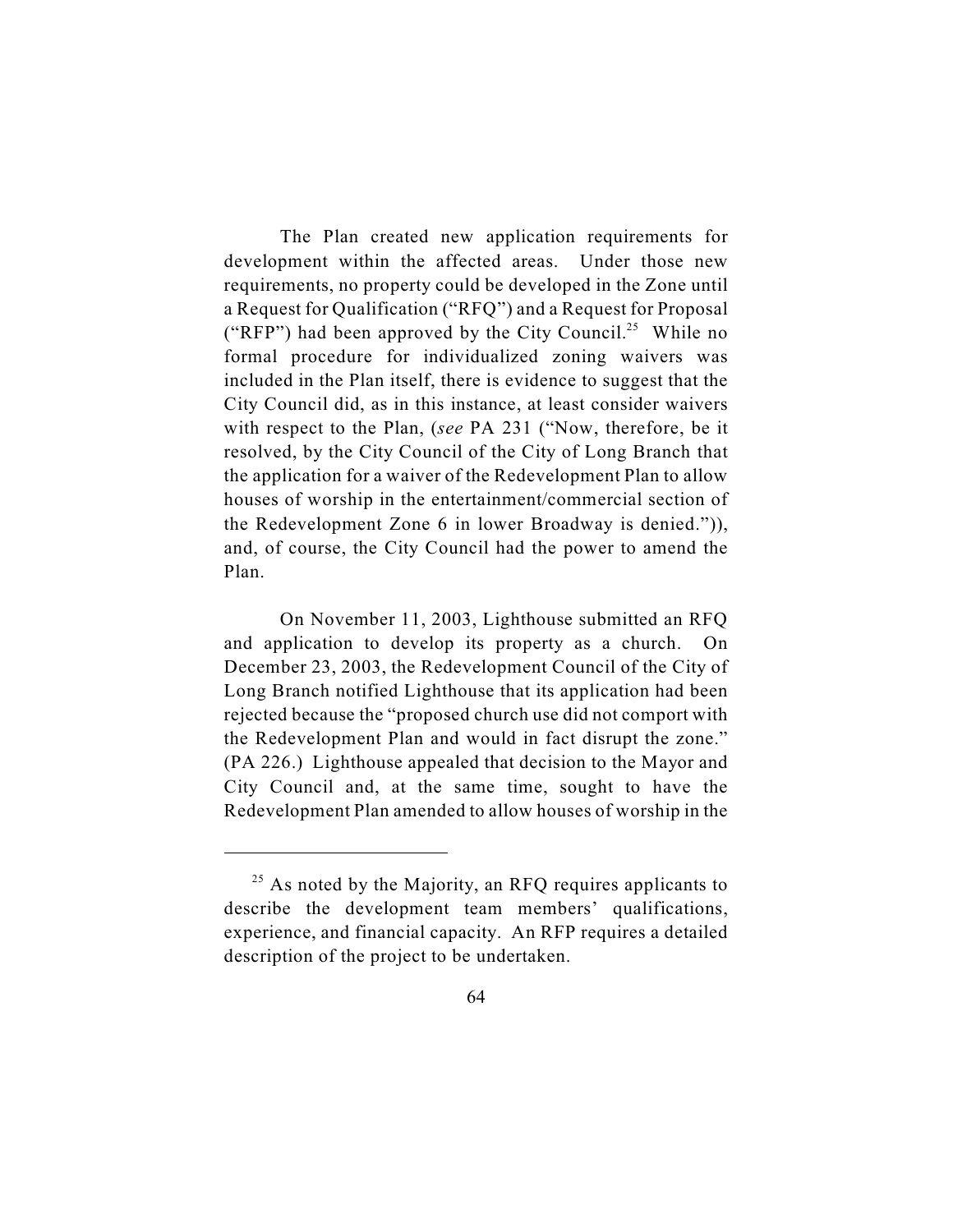The Plan created new application requirements for development within the affected areas. Under those new requirements, no property could be developed in the Zone until a Request for Qualification ("RFQ") and a Request for Proposal ("RFP") had been approved by the City Council.[25] While no formal procedure for individualized zoning waivers was included in the Plan itself, there is evidence to suggest that the City Council did, as in this instance, at least consider waivers with respect to the Plan, (*see* PA 231 ("Now, therefore, be it resolved, by the City Council of the City of Long Branch that the application for a waiver of the Redevelopment Plan to allow houses of worship in the entertainment/commercial section of the Redevelopment Zone 6 in lower Broadway is denied.")), and, of course, the City Council had the power to amend the Plan.

On November 11, 2003, Lighthouse submitted an RFQ and application to develop its property as a church. On December 23, 2003, the Redevelopment Council of the City of Long Branch notified Lighthouse that its application had been rejected because the "proposed church use did not comport with the Redevelopment Plan and would in fact disrupt the zone." (PA 226.) Lighthouse appealed that decision to the Mayor and City Council and, at the same time, sought to have the Redevelopment Plan amended to allow houses of worship in the

---

[25] As noted by the Majority, an RFQ requires applicants to describe the development team members' qualifications, experience, and financial capacity. An RFP requires a detailed description of the project to be undertaken.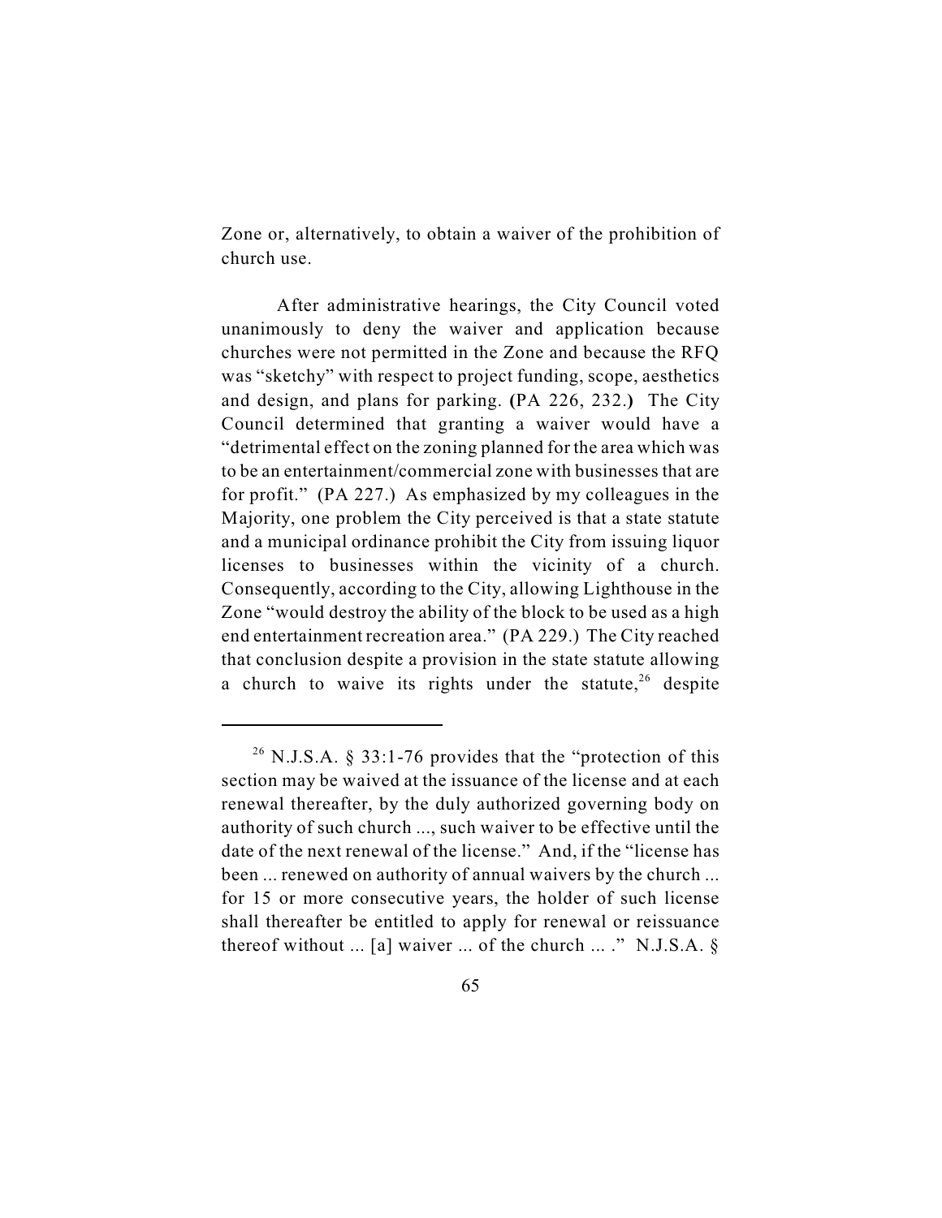Zone or, alternatively, to obtain a waiver of the prohibition of church use.

After administrative hearings, the City Council voted unanimously to deny the waiver and application because churches were not permitted in the Zone and because the RFQ was "sketchy" with respect to project funding, scope, aesthetics and design, and plans for parking. (PA 226, 232.) The City Council determined that granting a waiver would have a "detrimental effect on the zoning planned for the area which was to be an entertainment/commercial zone with businesses that are for profit." (PA 227.) As emphasized by my colleagues in the Majority, one problem the City perceived is that a state statute and a municipal ordinance prohibit the City from issuing liquor licenses to businesses within the vicinity of a church. Consequently, according to the City, allowing Lighthouse in the Zone "would destroy the ability of the block to be used as a high end entertainment recreation area." (PA 229.) The City reached that conclusion despite a provision in the state statute allowing a church to waive its rights under the statute,[26] despite

---

[26] N.J.S.A. § 33:1-76 provides that the "protection of this section may be waived at the issuance of the license and at each renewal thereafter, by the duly authorized governing body on authority of such church ..., such waiver to be effective until the date of the next renewal of the license." And, if the "license has been ... renewed on authority of annual waivers by the church ... for 15 or more consecutive years, the holder of such license shall thereafter be entitled to apply for renewal or reissuance thereof without ... [a] waiver ... of the church ... ." N.J.S.A. §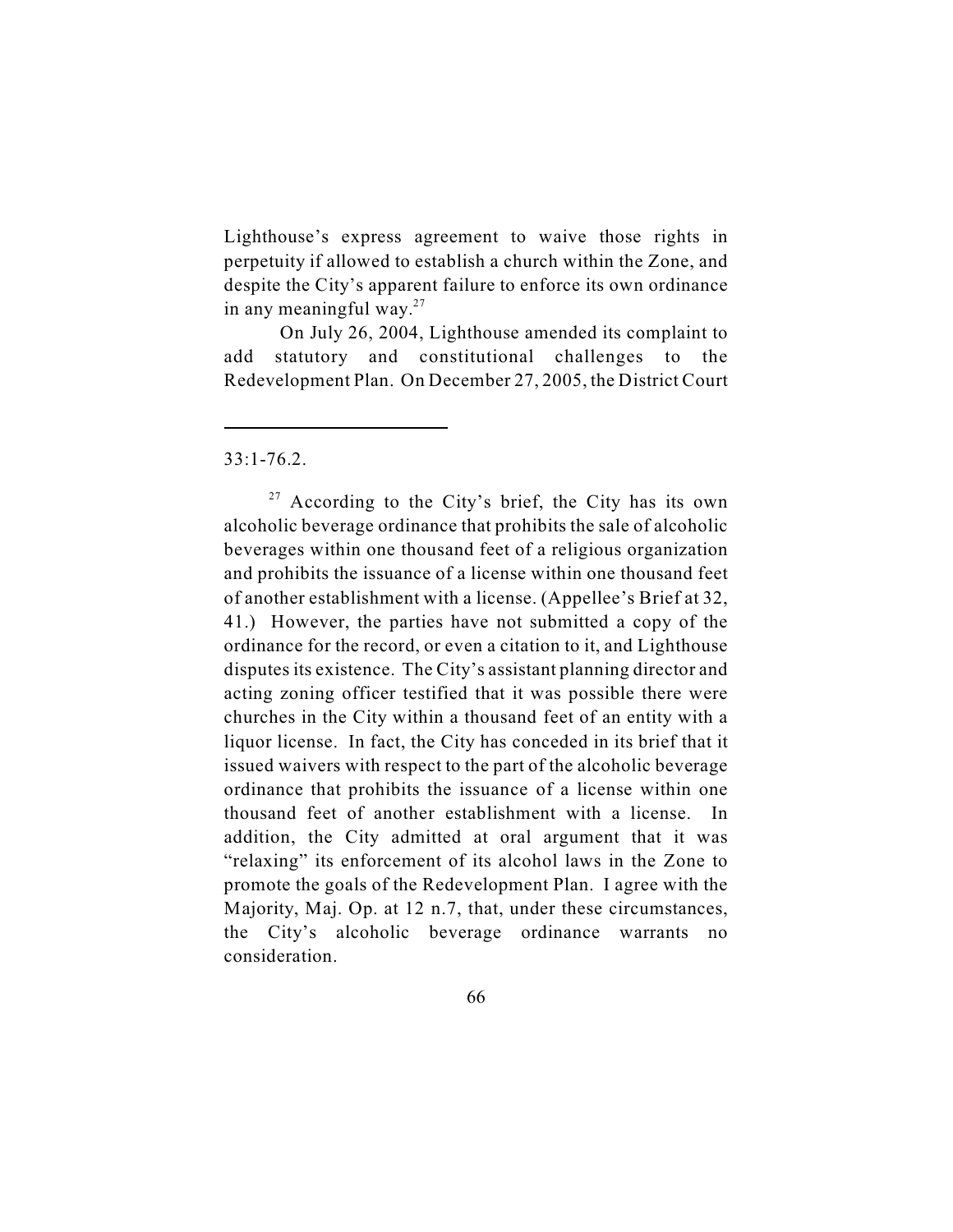Lighthouse's express agreement to waive those rights in perpetuity if allowed to establish a church within the Zone, and despite the City's apparent failure to enforce its own ordinance in any meaningful way.[27]

On July 26, 2004, Lighthouse amended its complaint to add statutory and constitutional challenges to the Redevelopment Plan. On December 27, 2005, the District Court

---

33:1-76.2.

[27] According to the City's brief, the City has its own alcoholic beverage ordinance that prohibits the sale of alcoholic beverages within one thousand feet of a religious organization and prohibits the issuance of a license within one thousand feet of another establishment with a license. (Appellee's Brief at 32, 41.) However, the parties have not submitted a copy of the ordinance for the record, or even a citation to it, and Lighthouse disputes its existence. The City's assistant planning director and acting zoning officer testified that it was possible there were churches in the City within a thousand feet of an entity with a liquor license. In fact, the City has conceded in its brief that it issued waivers with respect to the part of the alcoholic beverage ordinance that prohibits the issuance of a license within one thousand feet of another establishment with a license. In addition, the City admitted at oral argument that it was "relaxing" its enforcement of its alcohol laws in the Zone to promote the goals of the Redevelopment Plan. I agree with the Majority, Maj. Op. at 12 n.7, that, under these circumstances, the City's alcoholic beverage ordinance warrants no consideration.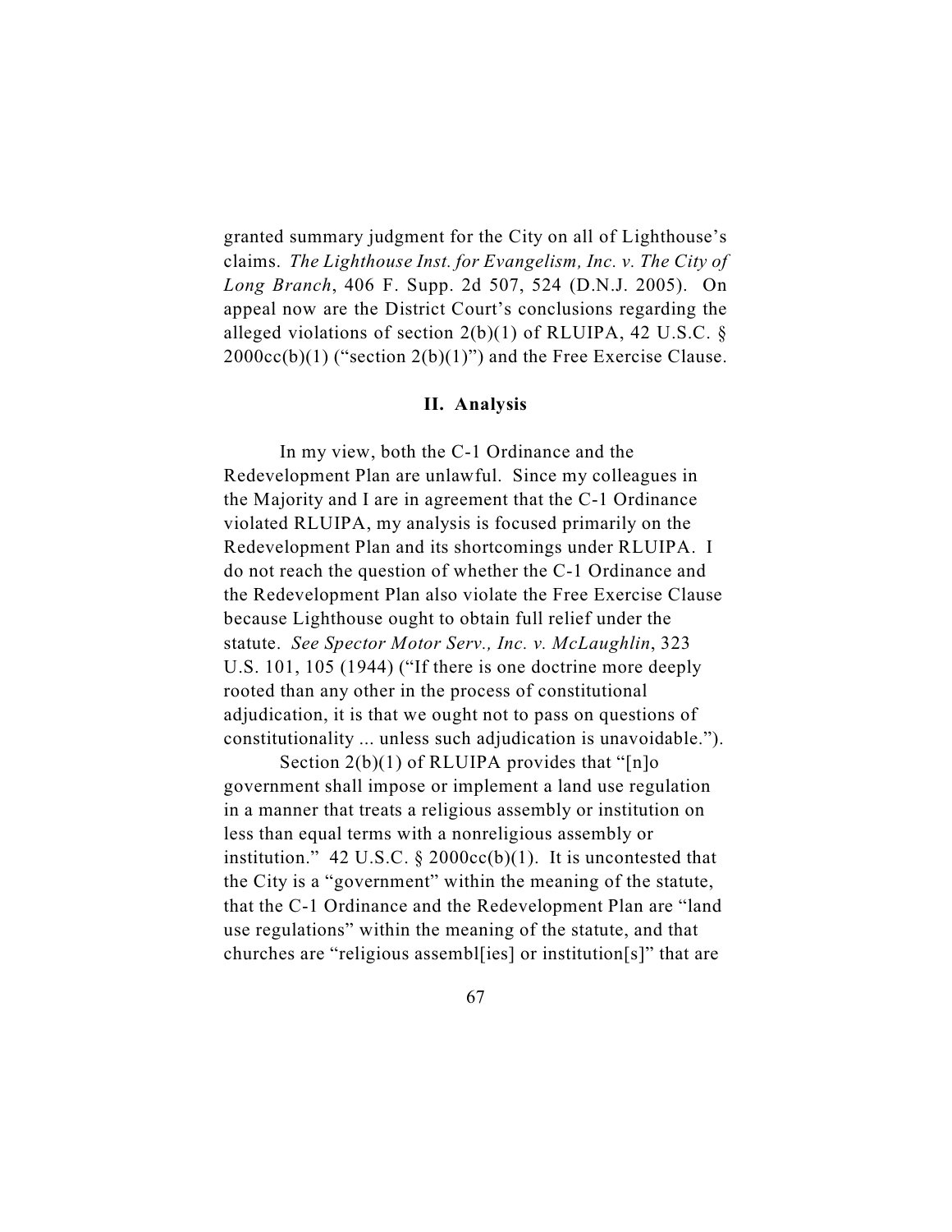granted summary judgment for the City on all of Lighthouse's claims. *The Lighthouse Inst. for Evangelism, Inc. v. The City of Long Branch*, 406 F. Supp. 2d 507, 524 (D.N.J. 2005). On appeal now are the District Court's conclusions regarding the alleged violations of section 2(b)(1) of RLUIPA, 42 U.S.C. § 2000cc(b)(1) ("section 2(b)(1)") and the Free Exercise Clause.

## II. Analysis

In my view, both the C-1 Ordinance and the Redevelopment Plan are unlawful. Since my colleagues in the Majority and I are in agreement that the C-1 Ordinance violated RLUIPA, my analysis is focused primarily on the Redevelopment Plan and its shortcomings under RLUIPA. I do not reach the question of whether the C-1 Ordinance and the Redevelopment Plan also violate the Free Exercise Clause because Lighthouse ought to obtain full relief under the statute. *See Spector Motor Serv., Inc. v. McLaughlin*, 323 U.S. 101, 105 (1944) ("If there is one doctrine more deeply rooted than any other in the process of constitutional adjudication, it is that we ought not to pass on questions of constitutionality ... unless such adjudication is unavoidable.").

Section 2(b)(1) of RLUIPA provides that "[n]o government shall impose or implement a land use regulation in a manner that treats a religious assembly or institution on less than equal terms with a nonreligious assembly or institution." 42 U.S.C. § 2000cc(b)(1). It is uncontested that the City is a "government" within the meaning of the statute, that the C-1 Ordinance and the Redevelopment Plan are "land use regulations" within the meaning of the statute, and that churches are "religious assembl[ies] or institution[s]" that are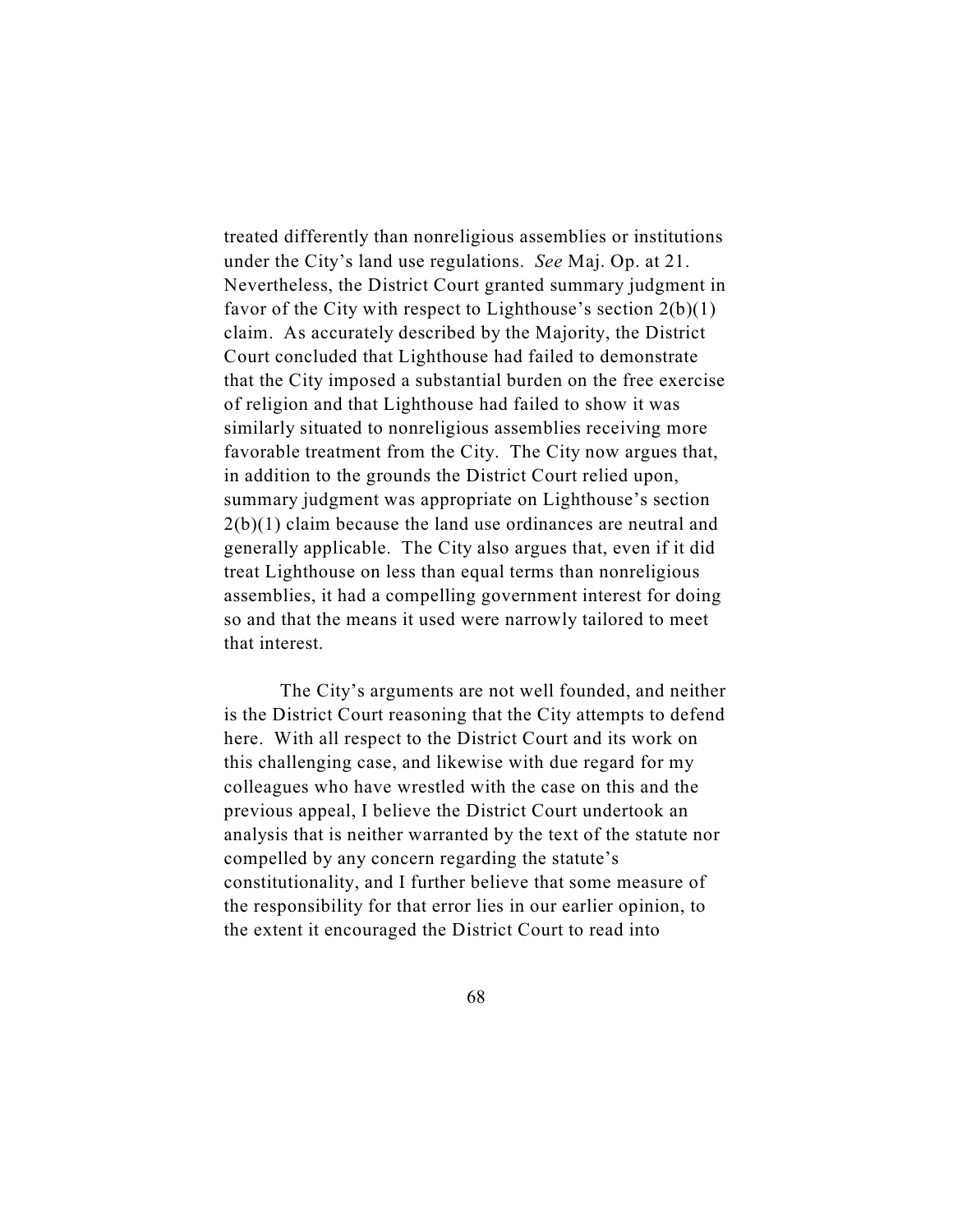treated differently than nonreligious assemblies or institutions under the City's land use regulations. *See* Maj. Op. at 21. Nevertheless, the District Court granted summary judgment in favor of the City with respect to Lighthouse's section 2(b)(1) claim. As accurately described by the Majority, the District Court concluded that Lighthouse had failed to demonstrate that the City imposed a substantial burden on the free exercise of religion and that Lighthouse had failed to show it was similarly situated to nonreligious assemblies receiving more favorable treatment from the City. The City now argues that, in addition to the grounds the District Court relied upon, summary judgment was appropriate on Lighthouse's section 2(b)(1) claim because the land use ordinances are neutral and generally applicable. The City also argues that, even if it did treat Lighthouse on less than equal terms than nonreligious assemblies, it had a compelling government interest for doing so and that the means it used were narrowly tailored to meet that interest.

The City's arguments are not well founded, and neither is the District Court reasoning that the City attempts to defend here. With all respect to the District Court and its work on this challenging case, and likewise with due regard for my colleagues who have wrestled with the case on this and the previous appeal, I believe the District Court undertook an analysis that is neither warranted by the text of the statute nor compelled by any concern regarding the statute's constitutionality, and I further believe that some measure of the responsibility for that error lies in our earlier opinion, to the extent it encouraged the District Court to read into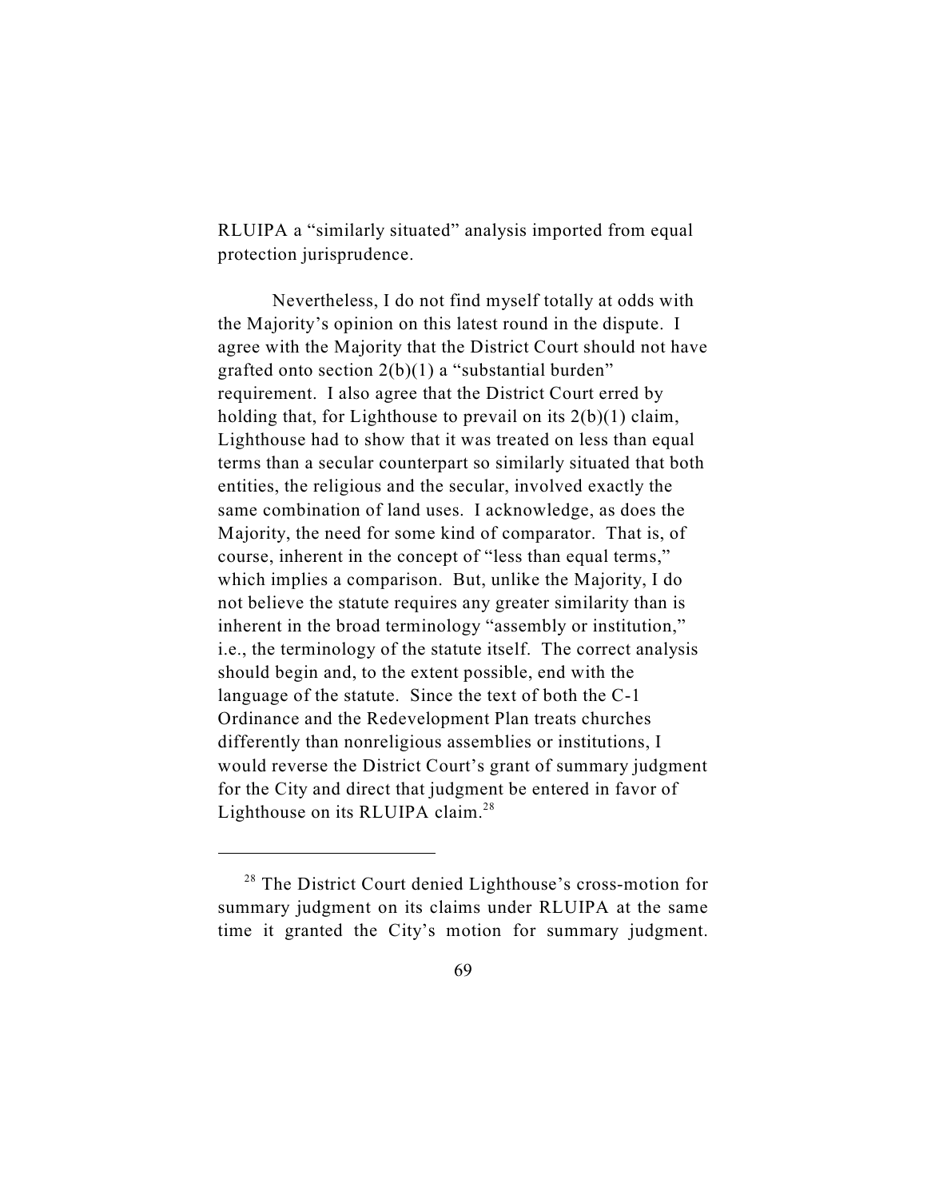RLUIPA a "similarly situated" analysis imported from equal protection jurisprudence.

Nevertheless, I do not find myself totally at odds with the Majority's opinion on this latest round in the dispute. I agree with the Majority that the District Court should not have grafted onto section 2(b)(1) a "substantial burden" requirement. I also agree that the District Court erred by holding that, for Lighthouse to prevail on its 2(b)(1) claim, Lighthouse had to show that it was treated on less than equal terms than a secular counterpart so similarly situated that both entities, the religious and the secular, involved exactly the same combination of land uses. I acknowledge, as does the Majority, the need for some kind of comparator. That is, of course, inherent in the concept of "less than equal terms," which implies a comparison. But, unlike the Majority, I do not believe the statute requires any greater similarity than is inherent in the broad terminology "assembly or institution," i.e., the terminology of the statute itself. The correct analysis should begin and, to the extent possible, end with the language of the statute. Since the text of both the C-1 Ordinance and the Redevelopment Plan treats churches differently than nonreligious assemblies or institutions, I would reverse the District Court's grant of summary judgment for the City and direct that judgment be entered in favor of Lighthouse on its RLUIPA claim.[28]

---

[28] The District Court denied Lighthouse's cross-motion for summary judgment on its claims under RLUIPA at the same time it granted the City's motion for summary judgment.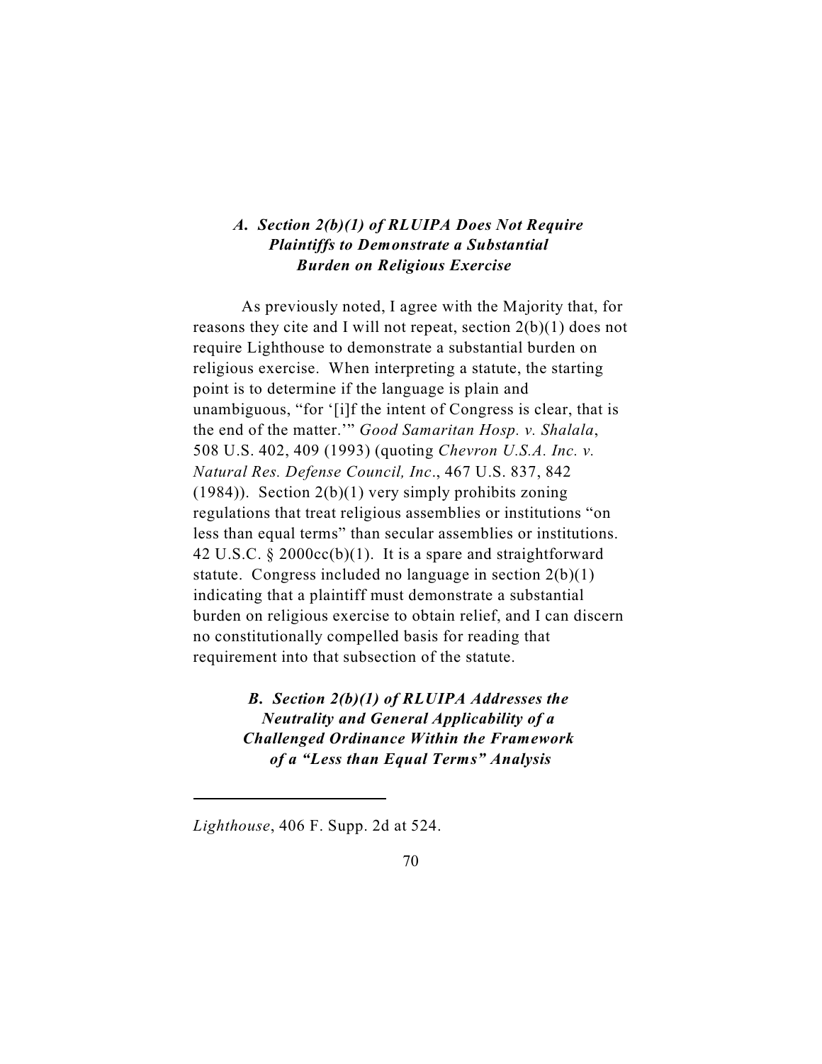### *A. Section 2(b)(1) of RLUIPA Does Not Require Plaintiffs to Demonstrate a Substantial Burden on Religious Exercise*

As previously noted, I agree with the Majority that, for reasons they cite and I will not repeat, section 2(b)(1) does not require Lighthouse to demonstrate a substantial burden on religious exercise. When interpreting a statute, the starting point is to determine if the language is plain and unambiguous, "for '[i]f the intent of Congress is clear, that is the end of the matter.'" *Good Samaritan Hosp. v. Shalala*, 508 U.S. 402, 409 (1993) (quoting *Chevron U.S.A. Inc. v. Natural Res. Defense Council, Inc*., 467 U.S. 837, 842 (1984)). Section 2(b)(1) very simply prohibits zoning regulations that treat religious assemblies or institutions "on less than equal terms" than secular assemblies or institutions. 42 U.S.C. § 2000cc(b)(1). It is a spare and straightforward statute. Congress included no language in section 2(b)(1) indicating that a plaintiff must demonstrate a substantial burden on religious exercise to obtain relief, and I can discern no constitutionally compelled basis for reading that requirement into that subsection of the statute.

### *B. Section 2(b)(1) of RLUIPA Addresses the Neutrality and General Applicability of a Challenged Ordinance Within the Framework of a "Less than Equal Terms" Analysis*

---

*Lighthouse*, 406 F. Supp. 2d at 524.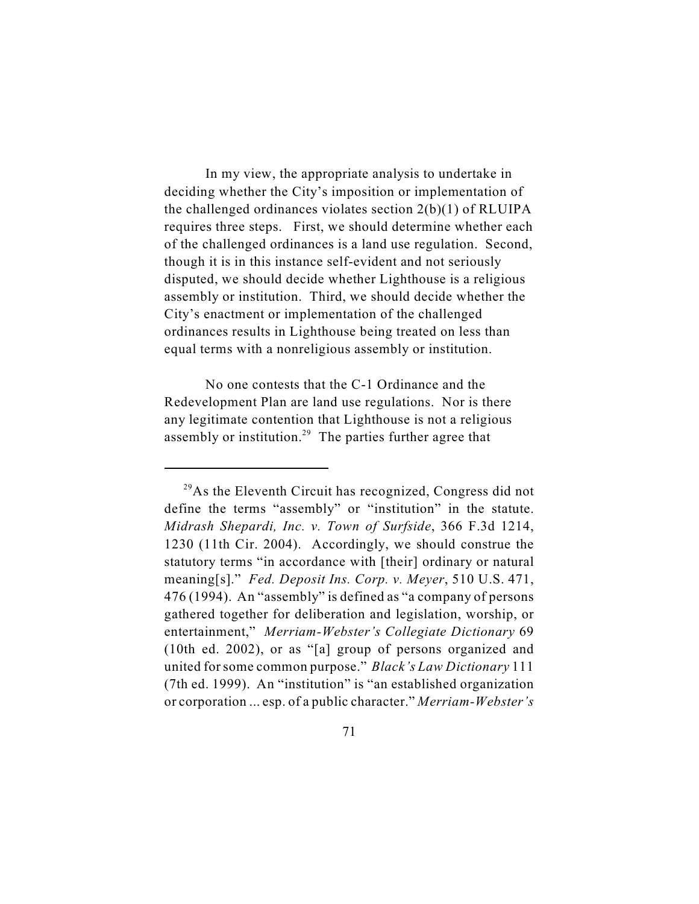In my view, the appropriate analysis to undertake in deciding whether the City's imposition or implementation of the challenged ordinances violates section 2(b)(1) of RLUIPA requires three steps. First, we should determine whether each of the challenged ordinances is a land use regulation. Second, though it is in this instance self-evident and not seriously disputed, we should decide whether Lighthouse is a religious assembly or institution. Third, we should decide whether the City's enactment or implementation of the challenged ordinances results in Lighthouse being treated on less than equal terms with a nonreligious assembly or institution.

No one contests that the C-1 Ordinance and the Redevelopment Plan are land use regulations. Nor is there any legitimate contention that Lighthouse is not a religious assembly or institution.[29] The parties further agree that

---

[29]As the Eleventh Circuit has recognized, Congress did not define the terms "assembly" or "institution" in the statute. *Midrash Shepardi, Inc. v. Town of Surfside*, 366 F.3d 1214, 1230 (11th Cir. 2004). Accordingly, we should construe the statutory terms "in accordance with [their] ordinary or natural meaning[s]." *Fed. Deposit Ins. Corp. v. Meyer*, 510 U.S. 471, 476 (1994). An "assembly" is defined as "a company of persons gathered together for deliberation and legislation, worship, or entertainment," *Merriam-Webster's Collegiate Dictionary* 69 (10th ed. 2002), or as "[a] group of persons organized and united for some common purpose." *Black's Law Dictionary* 111 (7th ed. 1999). An "institution" is "an established organization or corporation ... esp. of a public character." *Merriam-Webster's*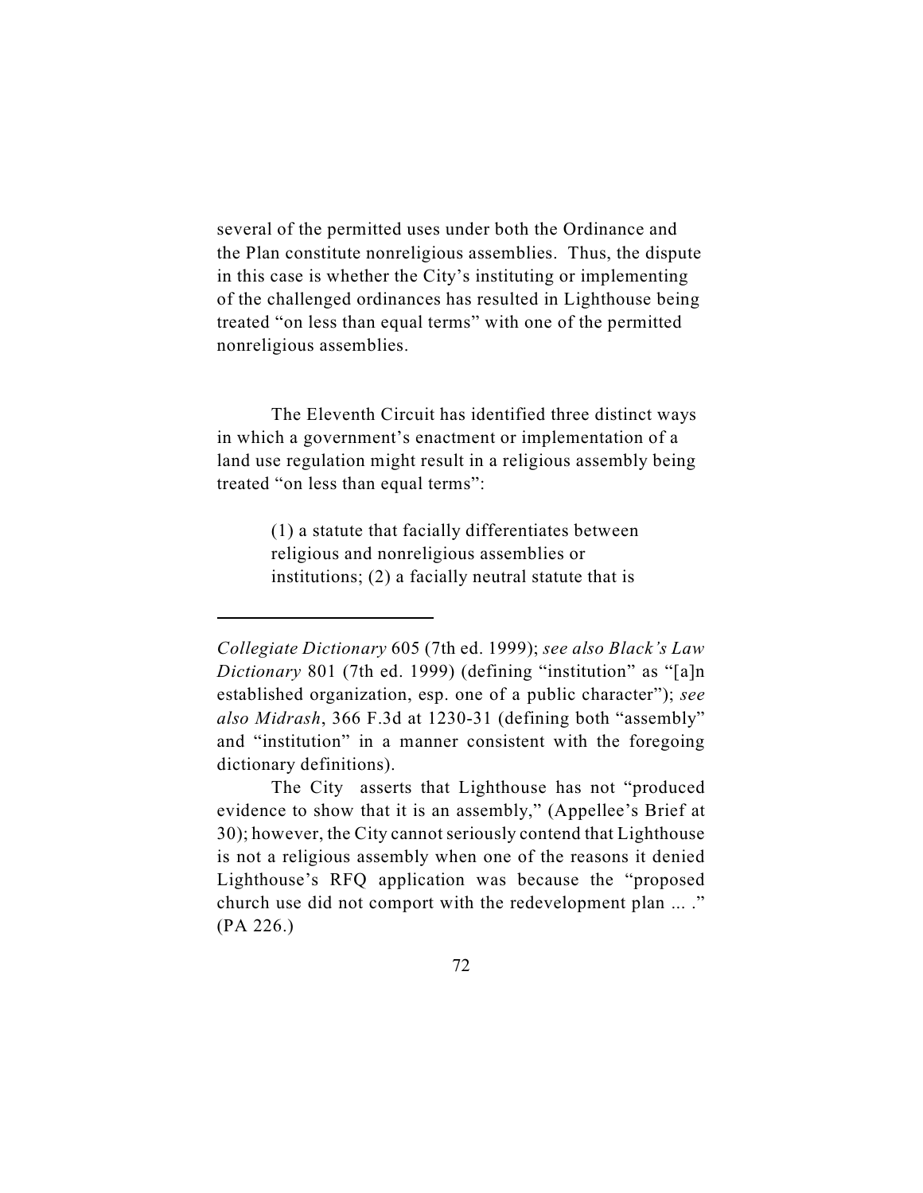several of the permitted uses under both the Ordinance and the Plan constitute nonreligious assemblies. Thus, the dispute in this case is whether the City's instituting or implementing of the challenged ordinances has resulted in Lighthouse being treated "on less than equal terms" with one of the permitted nonreligious assemblies.

The Eleventh Circuit has identified three distinct ways in which a government's enactment or implementation of a land use regulation might result in a religious assembly being treated "on less than equal terms":

> (1) a statute that facially differentiates between religious and nonreligious assemblies or institutions; (2) a facially neutral statute that is

---

*Collegiate Dictionary* 605 (7th ed. 1999); *see also Black's Law Dictionary* 801 (7th ed. 1999) (defining "institution" as "[a]n established organization, esp. one of a public character"); *see also Midrash*, 366 F.3d at 1230-31 (defining both "assembly" and "institution" in a manner consistent with the foregoing dictionary definitions).

The City asserts that Lighthouse has not "produced evidence to show that it is an assembly," (Appellee's Brief at 30); however, the City cannot seriously contend that Lighthouse is not a religious assembly when one of the reasons it denied Lighthouse's RFQ application was because the "proposed church use did not comport with the redevelopment plan ... ." (PA 226.)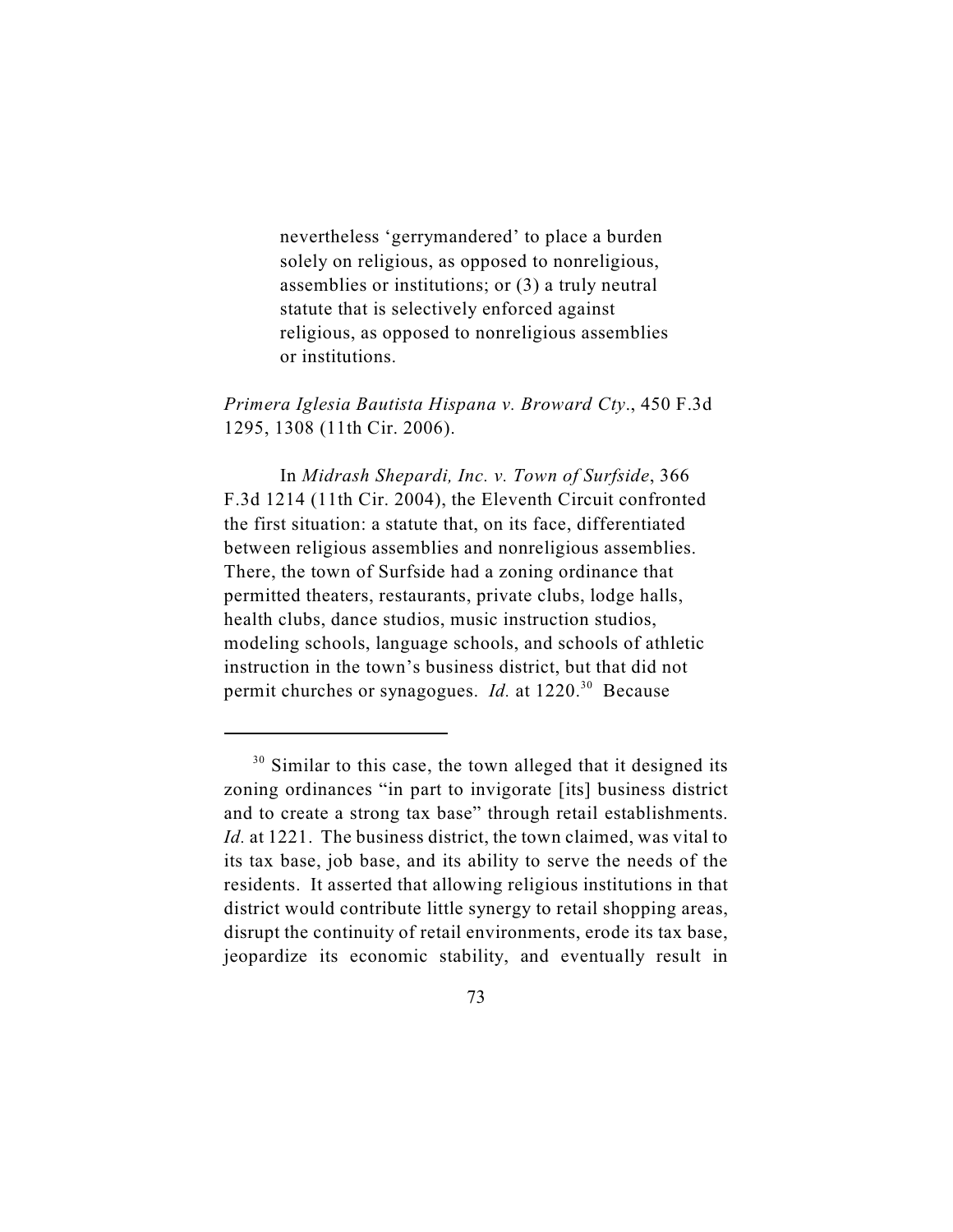> nevertheless 'gerrymandered' to place a burden solely on religious, as opposed to nonreligious, assemblies or institutions; or (3) a truly neutral statute that is selectively enforced against religious, as opposed to nonreligious assemblies or institutions.

*Primera Iglesia Bautista Hispana v. Broward Cty*., 450 F.3d 1295, 1308 (11th Cir. 2006).

In *Midrash Shepardi, Inc. v. Town of Surfside*, 366 F.3d 1214 (11th Cir. 2004), the Eleventh Circuit confronted the first situation: a statute that, on its face, differentiated between religious assemblies and nonreligious assemblies. There, the town of Surfside had a zoning ordinance that permitted theaters, restaurants, private clubs, lodge halls, health clubs, dance studios, music instruction studios, modeling schools, language schools, and schools of athletic instruction in the town's business district, but that did not permit churches or synagogues. *Id.* at 1220.[30] Because

---

[30] Similar to this case, the town alleged that it designed its zoning ordinances "in part to invigorate [its] business district and to create a strong tax base" through retail establishments. *Id.* at 1221. The business district, the town claimed, was vital to its tax base, job base, and its ability to serve the needs of the residents. It asserted that allowing religious institutions in that district would contribute little synergy to retail shopping areas, disrupt the continuity of retail environments, erode its tax base, jeopardize its economic stability, and eventually result in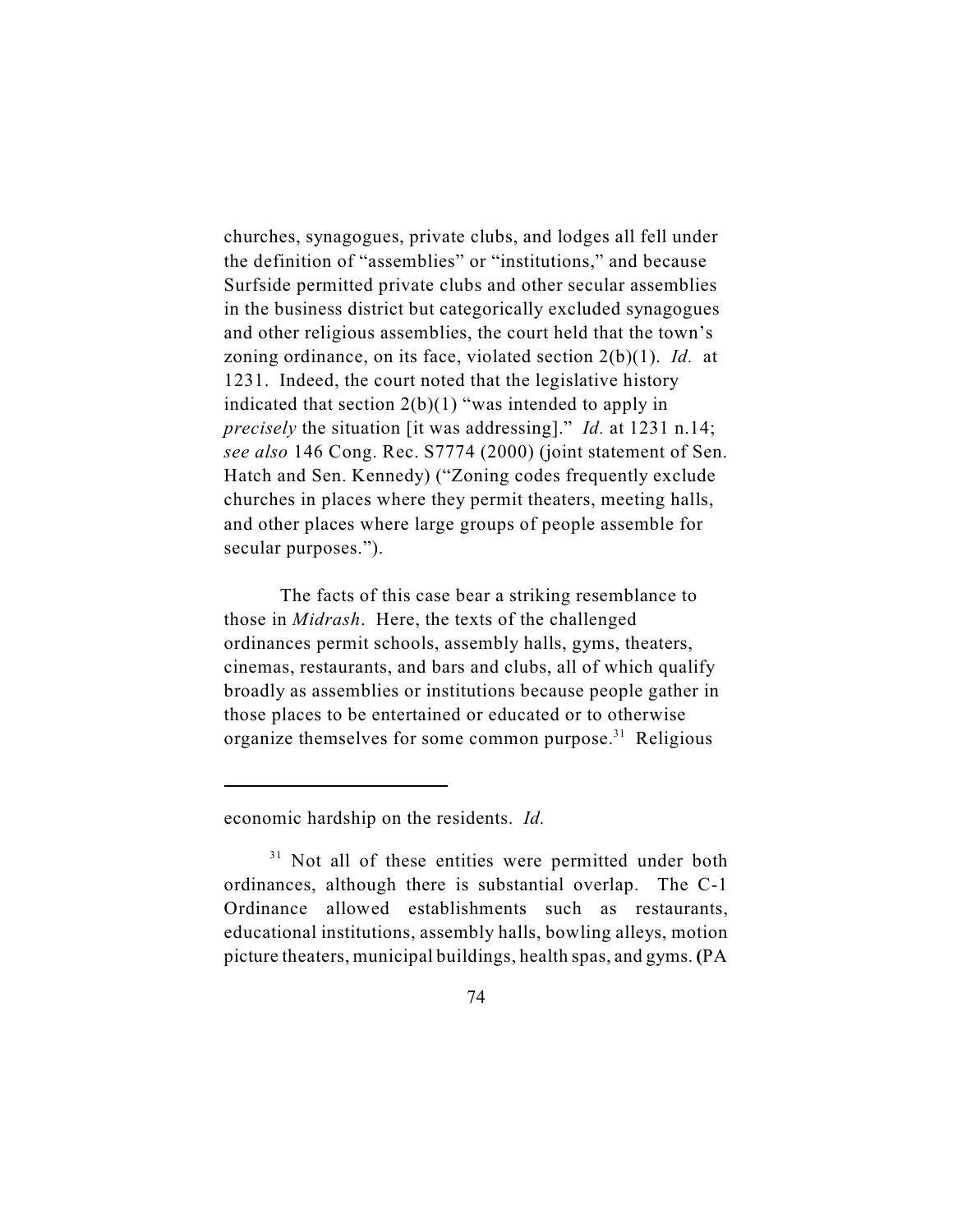churches, synagogues, private clubs, and lodges all fell under the definition of "assemblies" or "institutions," and because Surfside permitted private clubs and other secular assemblies in the business district but categorically excluded synagogues and other religious assemblies, the court held that the town's zoning ordinance, on its face, violated section 2(b)(1). *Id.* at 1231. Indeed, the court noted that the legislative history indicated that section 2(b)(1) "was intended to apply in *precisely* the situation [it was addressing]." *Id.* at 1231 n.14; *see also* 146 Cong. Rec. S7774 (2000) (joint statement of Sen. Hatch and Sen. Kennedy) ("Zoning codes frequently exclude churches in places where they permit theaters, meeting halls, and other places where large groups of people assemble for secular purposes.").

The facts of this case bear a striking resemblance to those in *Midrash*. Here, the texts of the challenged ordinances permit schools, assembly halls, gyms, theaters, cinemas, restaurants, and bars and clubs, all of which qualify broadly as assemblies or institutions because people gather in those places to be entertained or educated or to otherwise organize themselves for some common purpose.[31] Religious

---

economic hardship on the residents. *Id.*

[31] Not all of these entities were permitted under both ordinances, although there is substantial overlap. The C-1 Ordinance allowed establishments such as restaurants, educational institutions, assembly halls, bowling alleys, motion picture theaters, municipal buildings, health spas, and gyms. (PA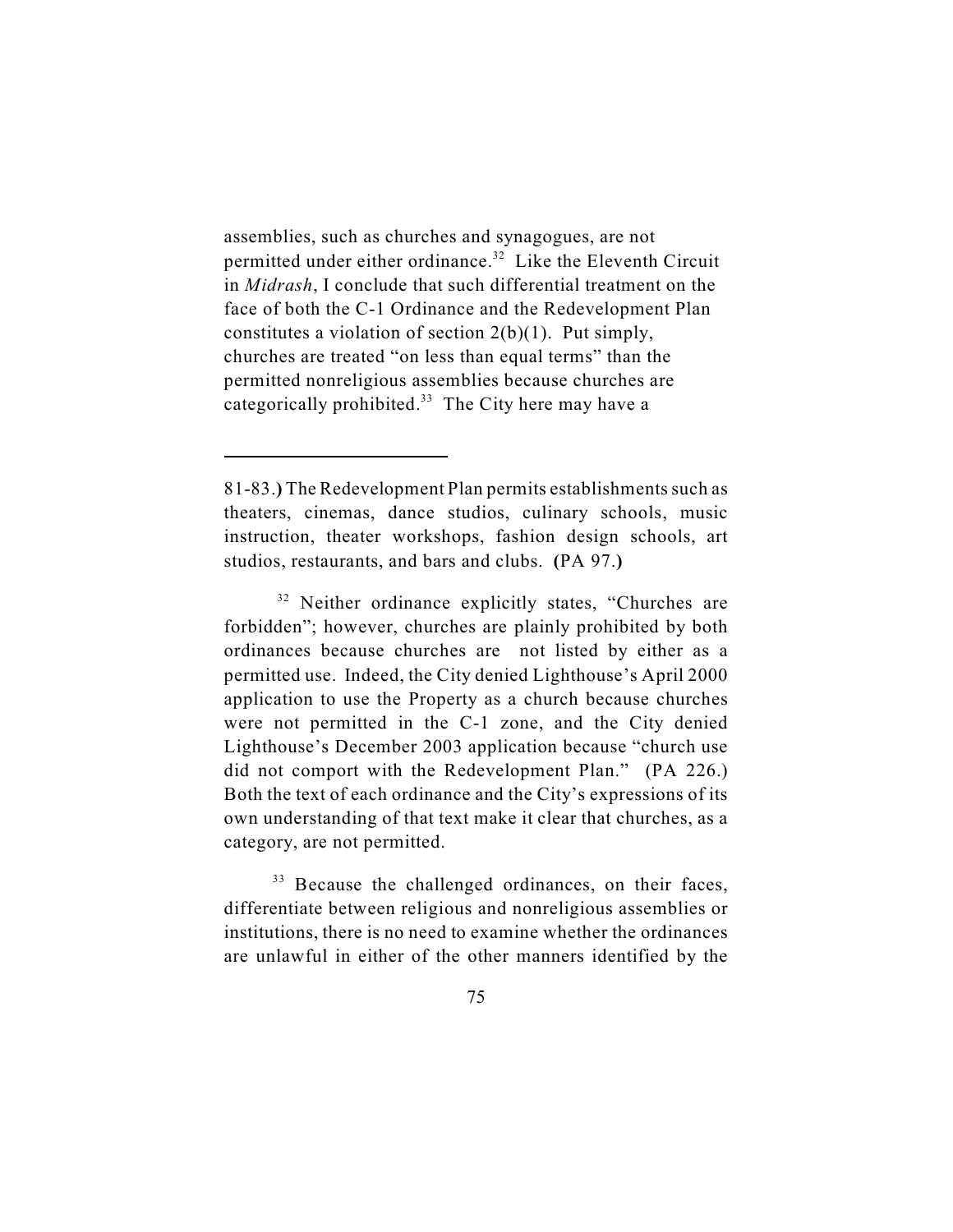assemblies, such as churches and synagogues, are not permitted under either ordinance.[32] Like the Eleventh Circuit in *Midrash*, I conclude that such differential treatment on the face of both the C-1 Ordinance and the Redevelopment Plan constitutes a violation of section 2(b)(1). Put simply, churches are treated "on less than equal terms" than the permitted nonreligious assemblies because churches are categorically prohibited.[33] The City here may have a

---

81-83.**)** The Redevelopment Plan permits establishments such as theaters, cinemas, dance studios, culinary schools, music instruction, theater workshops, fashion design schools, art studios, restaurants, and bars and clubs. **(**PA 97.**)**

[32] Neither ordinance explicitly states, "Churches are forbidden"; however, churches are plainly prohibited by both ordinances because churches are not listed by either as a permitted use. Indeed, the City denied Lighthouse's April 2000 application to use the Property as a church because churches were not permitted in the C-1 zone, and the City denied Lighthouse's December 2003 application because "church use did not comport with the Redevelopment Plan." (PA 226.) Both the text of each ordinance and the City's expressions of its own understanding of that text make it clear that churches, as a category, are not permitted.

[33] Because the challenged ordinances, on their faces, differentiate between religious and nonreligious assemblies or institutions, there is no need to examine whether the ordinances are unlawful in either of the other manners identified by the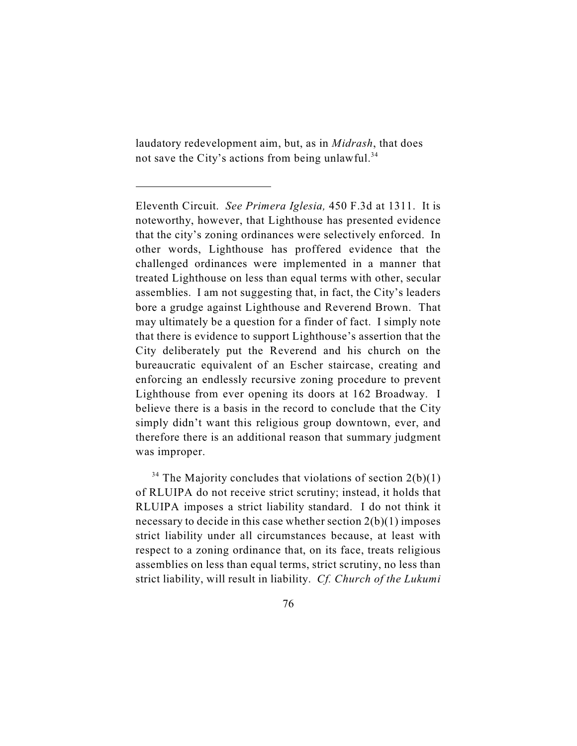laudatory redevelopment aim, but, as in *Midrash*, that does not save the City's actions from being unlawful.[34]

---

Eleventh Circuit. *See Primera Iglesia,* 450 F.3d at 1311. It is noteworthy, however, that Lighthouse has presented evidence that the city's zoning ordinances were selectively enforced. In other words, Lighthouse has proffered evidence that the challenged ordinances were implemented in a manner that treated Lighthouse on less than equal terms with other, secular assemblies. I am not suggesting that, in fact, the City's leaders bore a grudge against Lighthouse and Reverend Brown. That may ultimately be a question for a finder of fact. I simply note that there is evidence to support Lighthouse's assertion that the City deliberately put the Reverend and his church on the bureaucratic equivalent of an Escher staircase, creating and enforcing an endlessly recursive zoning procedure to prevent Lighthouse from ever opening its doors at 162 Broadway. I believe there is a basis in the record to conclude that the City simply didn't want this religious group downtown, ever, and therefore there is an additional reason that summary judgment was improper.

[34] The Majority concludes that violations of section 2(b)(1) of RLUIPA do not receive strict scrutiny; instead, it holds that RLUIPA imposes a strict liability standard. I do not think it necessary to decide in this case whether section 2(b)(1) imposes strict liability under all circumstances because, at least with respect to a zoning ordinance that, on its face, treats religious assemblies on less than equal terms, strict scrutiny, no less than strict liability, will result in liability. *Cf. Church of the Lukumi*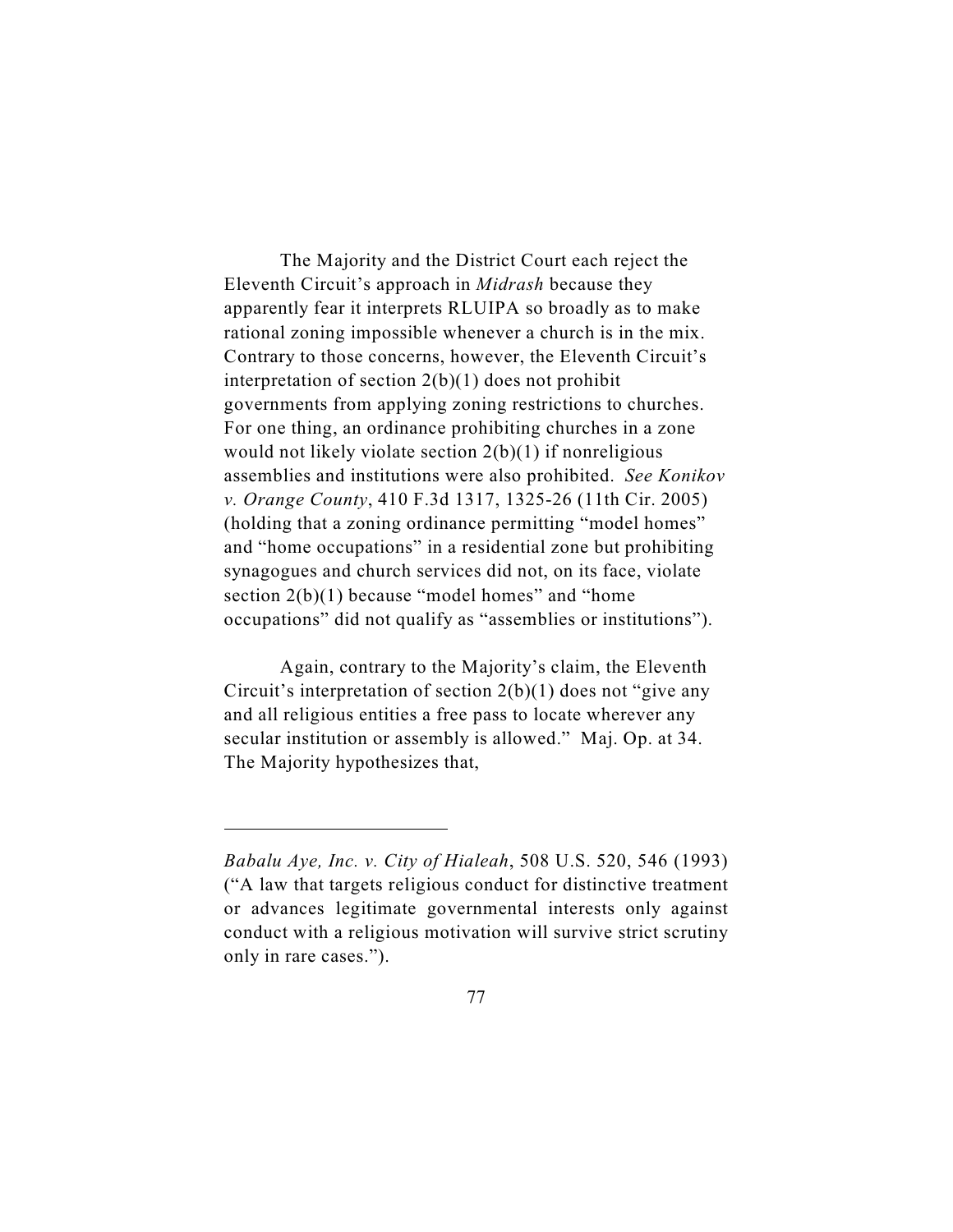The Majority and the District Court each reject the Eleventh Circuit's approach in *Midrash* because they apparently fear it interprets RLUIPA so broadly as to make rational zoning impossible whenever a church is in the mix. Contrary to those concerns, however, the Eleventh Circuit's interpretation of section 2(b)(1) does not prohibit governments from applying zoning restrictions to churches. For one thing, an ordinance prohibiting churches in a zone would not likely violate section 2(b)(1) if nonreligious assemblies and institutions were also prohibited. *See Konikov v. Orange County*, 410 F.3d 1317, 1325-26 (11th Cir. 2005) (holding that a zoning ordinance permitting "model homes" and "home occupations" in a residential zone but prohibiting synagogues and church services did not, on its face, violate section 2(b)(1) because "model homes" and "home occupations" did not qualify as "assemblies or institutions").

Again, contrary to the Majority's claim, the Eleventh Circuit's interpretation of section 2(b)(1) does not "give any and all religious entities a free pass to locate wherever any secular institution or assembly is allowed." Maj. Op. at 34. The Majority hypothesizes that,

---

*Babalu Aye, Inc. v. City of Hialeah*, 508 U.S. 520, 546 (1993) ("A law that targets religious conduct for distinctive treatment or advances legitimate governmental interests only against conduct with a religious motivation will survive strict scrutiny only in rare cases.").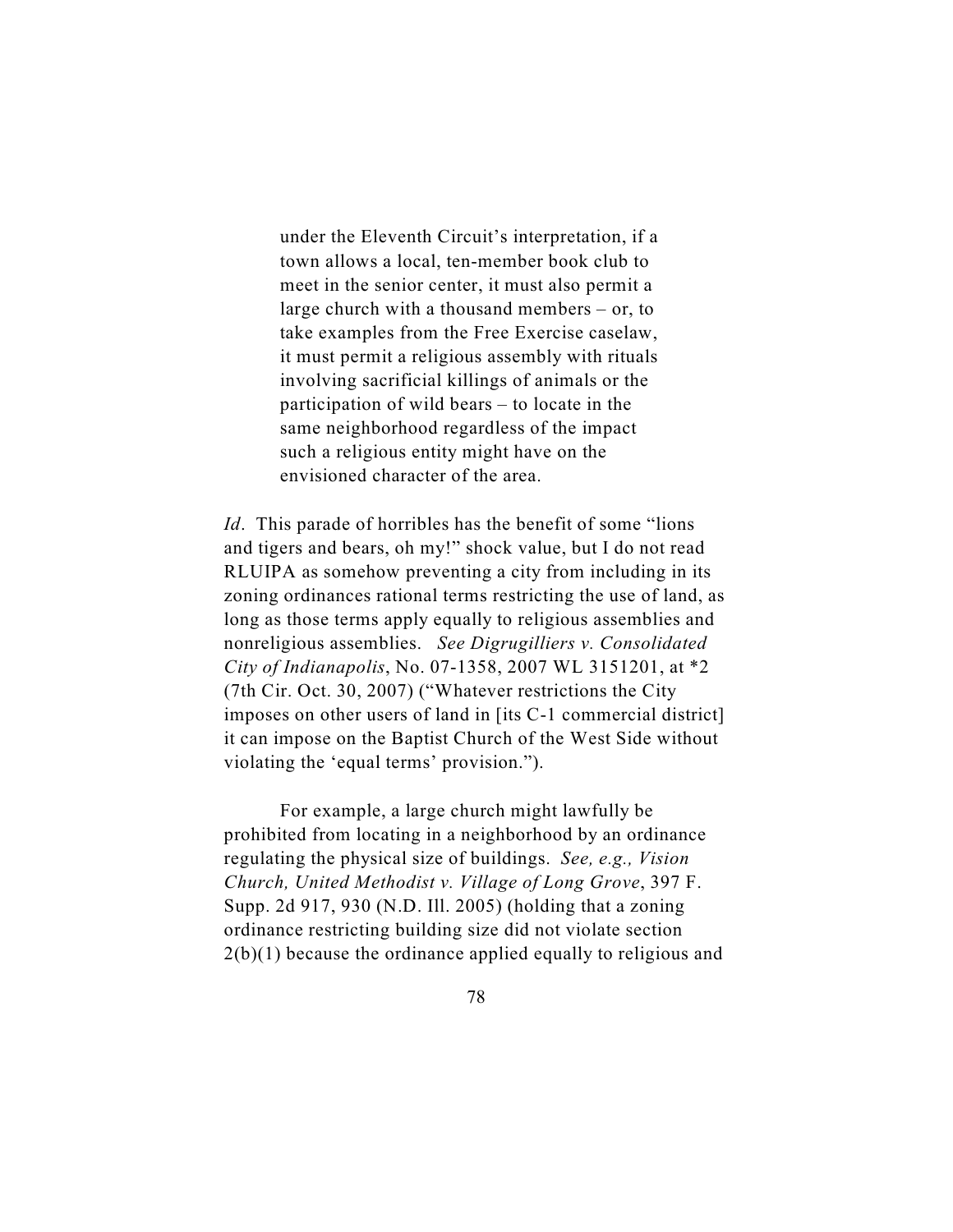> under the Eleventh Circuit's interpretation, if a town allows a local, ten-member book club to meet in the senior center, it must also permit a large church with a thousand members – or, to take examples from the Free Exercise caselaw, it must permit a religious assembly with rituals involving sacrificial killings of animals or the participation of wild bears – to locate in the same neighborhood regardless of the impact such a religious entity might have on the envisioned character of the area.

*Id*. This parade of horribles has the benefit of some "lions and tigers and bears, oh my!" shock value, but I do not read RLUIPA as somehow preventing a city from including in its zoning ordinances rational terms restricting the use of land, as long as those terms apply equally to religious assemblies and nonreligious assemblies. *See Digrugilliers v. Consolidated City of Indianapolis*, No. 07-1358, 2007 WL 3151201, at *2 (7th Cir. Oct. 30, 2007) ("Whatever restrictions the City imposes on other users of land in [its C-1 commercial district] it can impose on the Baptist Church of the West Side without violating the 'equal terms' provision.").

For example, a large church might lawfully be prohibited from locating in a neighborhood by an ordinance regulating the physical size of buildings. *See, e.g., Vision Church, United Methodist v. Village of Long Grove*, 397 F. Supp. 2d 917, 930 (N.D. Ill. 2005) (holding that a zoning ordinance restricting building size did not violate section 2(b)(1) because the ordinance applied equally to religious and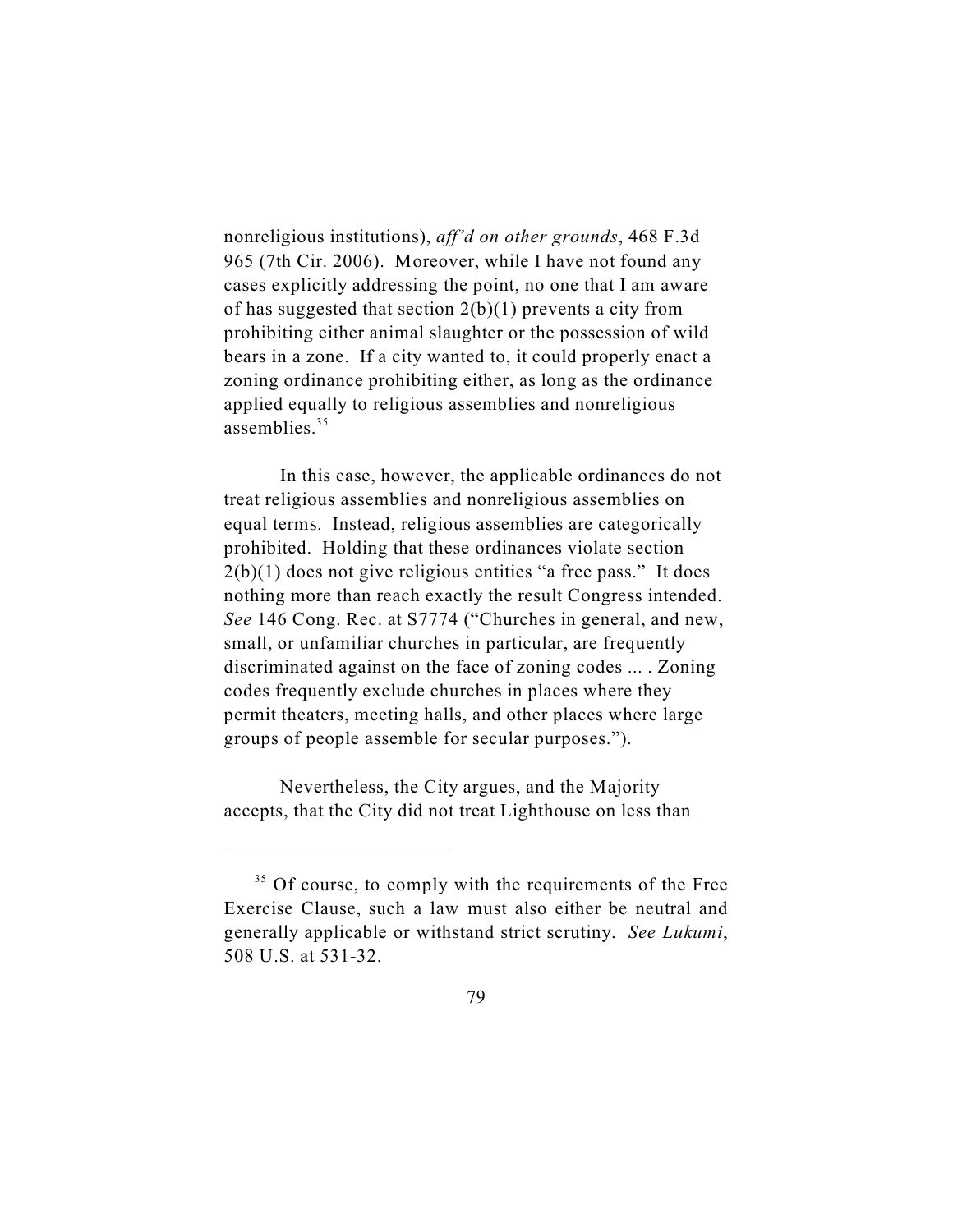nonreligious institutions), *aff'd on other grounds*, 468 F.3d 965 (7th Cir. 2006). Moreover, while I have not found any cases explicitly addressing the point, no one that I am aware of has suggested that section 2(b)(1) prevents a city from prohibiting either animal slaughter or the possession of wild bears in a zone. If a city wanted to, it could properly enact a zoning ordinance prohibiting either, as long as the ordinance applied equally to religious assemblies and nonreligious assemblies.[35]

In this case, however, the applicable ordinances do not treat religious assemblies and nonreligious assemblies on equal terms. Instead, religious assemblies are categorically prohibited. Holding that these ordinances violate section 2(b)(1) does not give religious entities "a free pass." It does nothing more than reach exactly the result Congress intended. *See* 146 Cong. Rec. at S7774 ("Churches in general, and new, small, or unfamiliar churches in particular, are frequently discriminated against on the face of zoning codes ... . Zoning codes frequently exclude churches in places where they permit theaters, meeting halls, and other places where large groups of people assemble for secular purposes.").

Nevertheless, the City argues, and the Majority accepts, that the City did not treat Lighthouse on less than

---

[35] Of course, to comply with the requirements of the Free Exercise Clause, such a law must also either be neutral and generally applicable or withstand strict scrutiny. *See Lukumi*, 508 U.S. at 531-32.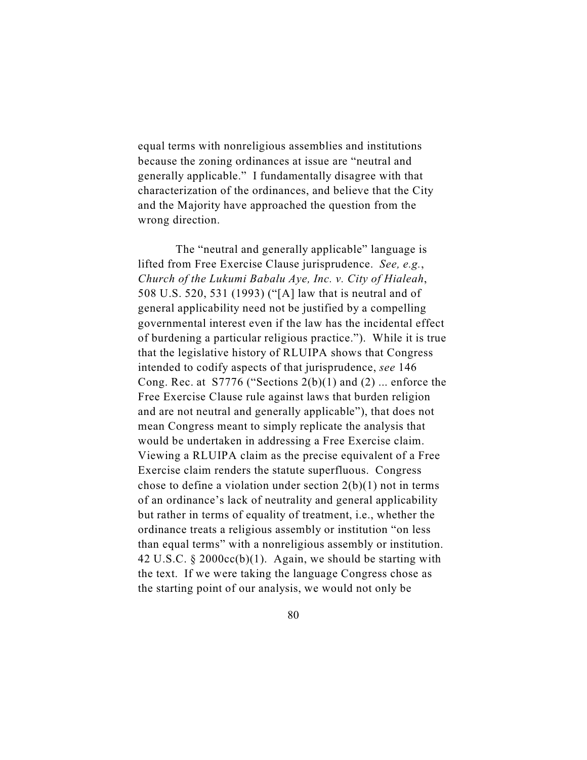equal terms with nonreligious assemblies and institutions because the zoning ordinances at issue are "neutral and generally applicable." I fundamentally disagree with that characterization of the ordinances, and believe that the City and the Majority have approached the question from the wrong direction.

The "neutral and generally applicable" language is lifted from Free Exercise Clause jurisprudence. *See, e.g.*, *Church of the Lukumi Babalu Aye, Inc. v. City of Hialeah*, 508 U.S. 520, 531 (1993) ("[A] law that is neutral and of general applicability need not be justified by a compelling governmental interest even if the law has the incidental effect of burdening a particular religious practice."). While it is true that the legislative history of RLUIPA shows that Congress intended to codify aspects of that jurisprudence, *see* 146 Cong. Rec. at S7776 ("Sections 2(b)(1) and (2) ... enforce the Free Exercise Clause rule against laws that burden religion and are not neutral and generally applicable"), that does not mean Congress meant to simply replicate the analysis that would be undertaken in addressing a Free Exercise claim. Viewing a RLUIPA claim as the precise equivalent of a Free Exercise claim renders the statute superfluous. Congress chose to define a violation under section 2(b)(1) not in terms of an ordinance's lack of neutrality and general applicability but rather in terms of equality of treatment, i.e., whether the ordinance treats a religious assembly or institution "on less than equal terms" with a nonreligious assembly or institution. 42 U.S.C. § 2000cc(b)(1). Again, we should be starting with the text. If we were taking the language Congress chose as the starting point of our analysis, we would not only be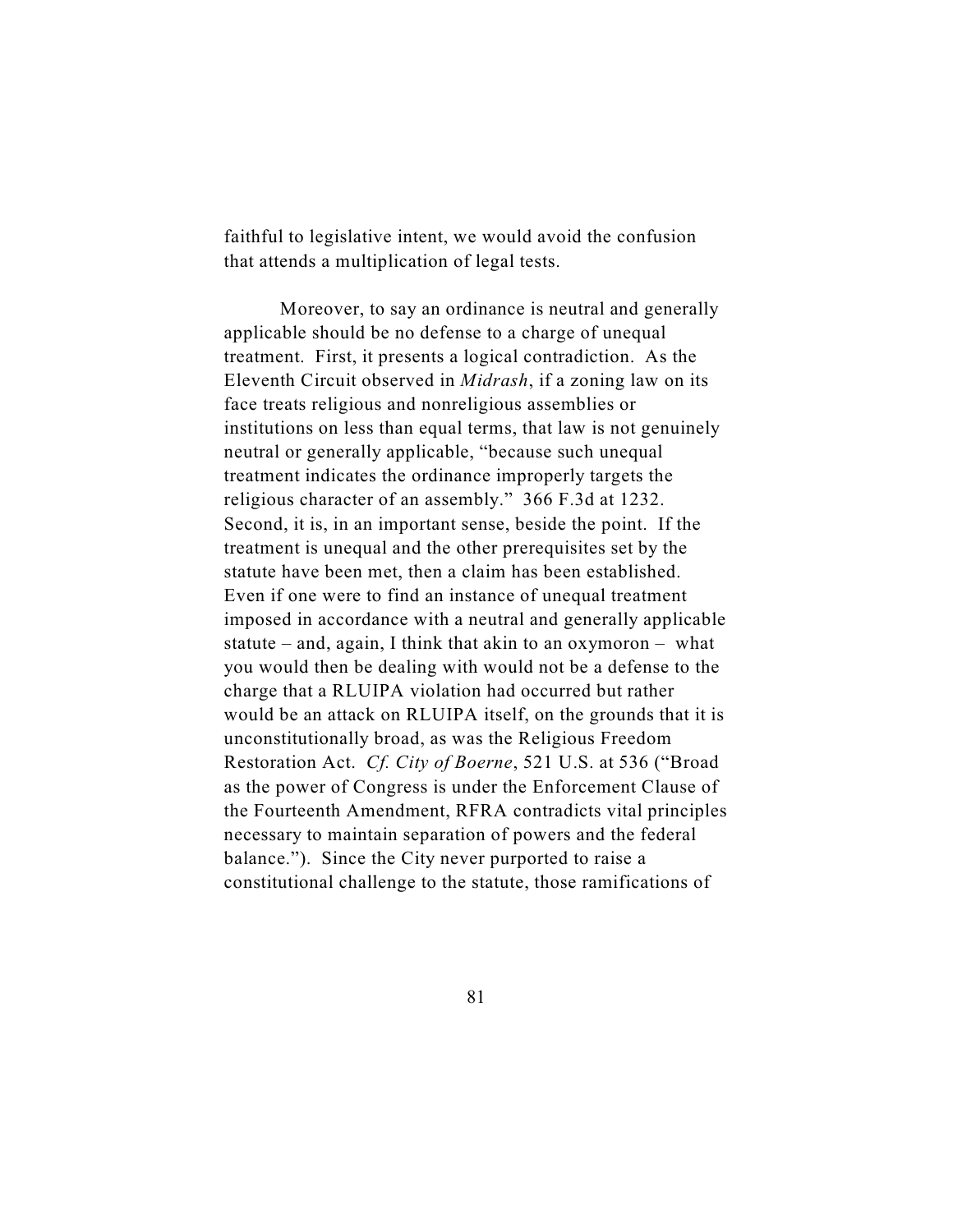faithful to legislative intent, we would avoid the confusion that attends a multiplication of legal tests.

Moreover, to say an ordinance is neutral and generally applicable should be no defense to a charge of unequal treatment. First, it presents a logical contradiction. As the Eleventh Circuit observed in *Midrash*, if a zoning law on its face treats religious and nonreligious assemblies or institutions on less than equal terms, that law is not genuinely neutral or generally applicable, "because such unequal treatment indicates the ordinance improperly targets the religious character of an assembly." 366 F.3d at 1232. Second, it is, in an important sense, beside the point. If the treatment is unequal and the other prerequisites set by the statute have been met, then a claim has been established. Even if one were to find an instance of unequal treatment imposed in accordance with a neutral and generally applicable statute – and, again, I think that akin to an oxymoron – what you would then be dealing with would not be a defense to the charge that a RLUIPA violation had occurred but rather would be an attack on RLUIPA itself, on the grounds that it is unconstitutionally broad, as was the Religious Freedom Restoration Act. *Cf. City of Boerne*, 521 U.S. at 536 ("Broad as the power of Congress is under the Enforcement Clause of the Fourteenth Amendment, RFRA contradicts vital principles necessary to maintain separation of powers and the federal balance."). Since the City never purported to raise a constitutional challenge to the statute, those ramifications of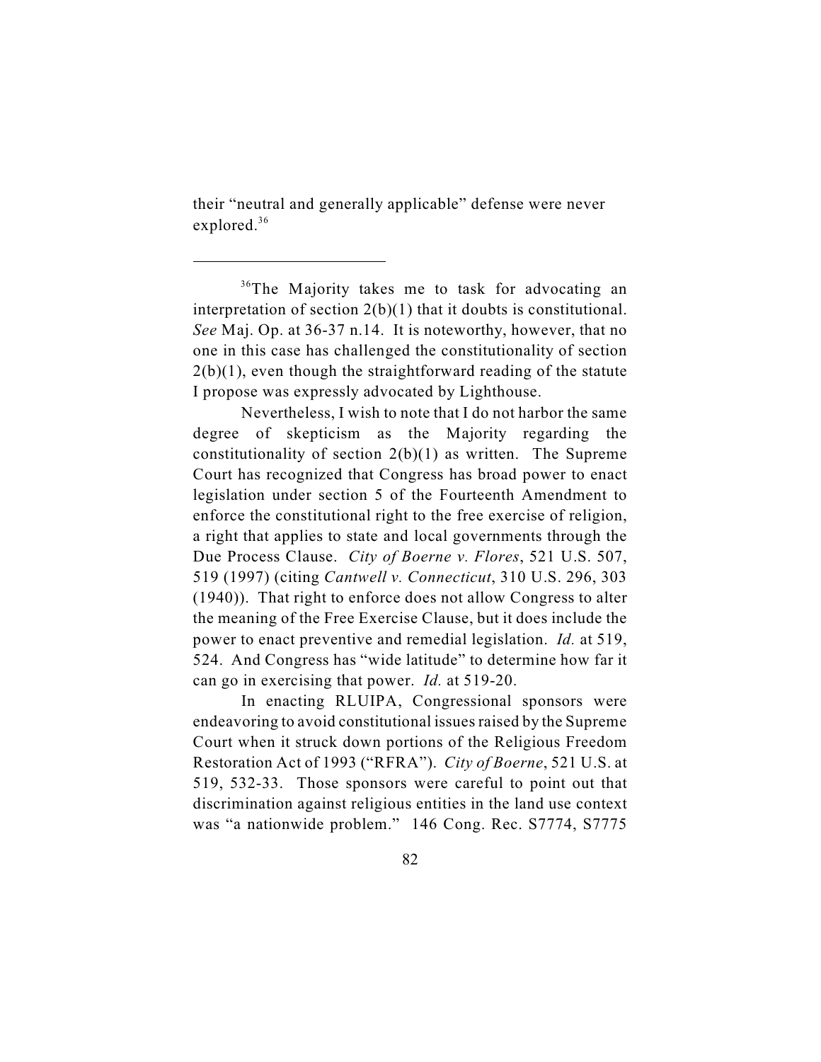their "neutral and generally applicable" defense were never explored.[36]

---

[36]The Majority takes me to task for advocating an interpretation of section 2(b)(1) that it doubts is constitutional. *See* Maj. Op. at 36-37 n.14. It is noteworthy, however, that no one in this case has challenged the constitutionality of section 2(b)(1), even though the straightforward reading of the statute I propose was expressly advocated by Lighthouse.

Nevertheless, I wish to note that I do not harbor the same degree of skepticism as the Majority regarding the constitutionality of section 2(b)(1) as written. The Supreme Court has recognized that Congress has broad power to enact legislation under section 5 of the Fourteenth Amendment to enforce the constitutional right to the free exercise of religion, a right that applies to state and local governments through the Due Process Clause. *City of Boerne v. Flores*, 521 U.S. 507, 519 (1997) (citing *Cantwell v. Connecticut*, 310 U.S. 296, 303 (1940)). That right to enforce does not allow Congress to alter the meaning of the Free Exercise Clause, but it does include the power to enact preventive and remedial legislation. *Id.* at 519, 524. And Congress has "wide latitude" to determine how far it can go in exercising that power. *Id.* at 519-20.

In enacting RLUIPA, Congressional sponsors were endeavoring to avoid constitutional issues raised by the Supreme Court when it struck down portions of the Religious Freedom Restoration Act of 1993 ("RFRA"). *City of Boerne*, 521 U.S. at 519, 532-33. Those sponsors were careful to point out that discrimination against religious entities in the land use context was "a nationwide problem." 146 Cong. Rec. S7774, S7775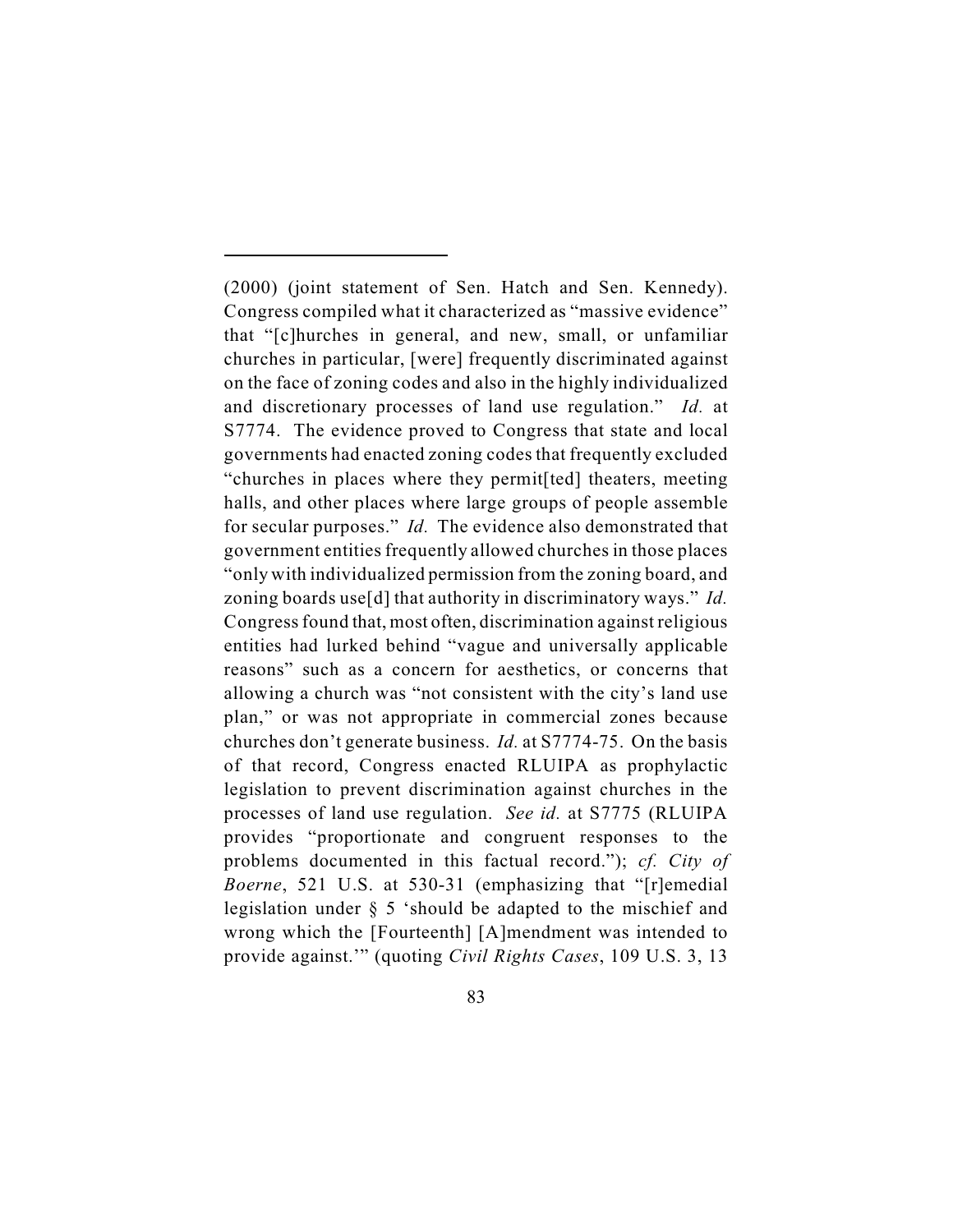(2000) (joint statement of Sen. Hatch and Sen. Kennedy). Congress compiled what it characterized as "massive evidence" that "[c]hurches in general, and new, small, or unfamiliar churches in particular, [were] frequently discriminated against on the face of zoning codes and also in the highly individualized and discretionary processes of land use regulation." *Id.* at S7774. The evidence proved to Congress that state and local governments had enacted zoning codes that frequently excluded "churches in places where they permit[ted] theaters, meeting halls, and other places where large groups of people assemble for secular purposes." *Id.* The evidence also demonstrated that government entities frequently allowed churches in those places "only with individualized permission from the zoning board, and zoning boards use[d] that authority in discriminatory ways." *Id.* Congress found that, most often, discrimination against religious entities had lurked behind "vague and universally applicable reasons" such as a concern for aesthetics, or concerns that allowing a church was "not consistent with the city's land use plan," or was not appropriate in commercial zones because churches don't generate business. *Id.* at S7774-75. On the basis of that record, Congress enacted RLUIPA as prophylactic legislation to prevent discrimination against churches in the processes of land use regulation. *See id.* at S7775 (RLUIPA provides "proportionate and congruent responses to the problems documented in this factual record."); *cf. City of Boerne*, 521 U.S. at 530-31 (emphasizing that "[r]emedial legislation under § 5 'should be adapted to the mischief and wrong which the [Fourteenth] [A]mendment was intended to provide against.'" (quoting *Civil Rights Cases*, 109 U.S. 3, 13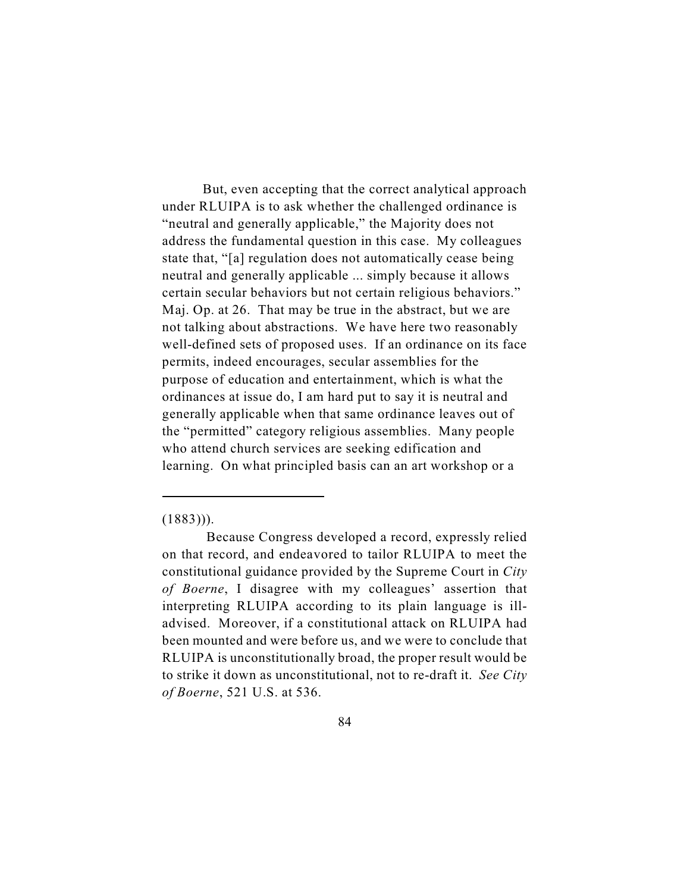But, even accepting that the correct analytical approach under RLUIPA is to ask whether the challenged ordinance is "neutral and generally applicable," the Majority does not address the fundamental question in this case. My colleagues state that, "[a] regulation does not automatically cease being neutral and generally applicable ... simply because it allows certain secular behaviors but not certain religious behaviors." Maj. Op. at 26. That may be true in the abstract, but we are not talking about abstractions. We have here two reasonably well-defined sets of proposed uses. If an ordinance on its face permits, indeed encourages, secular assemblies for the purpose of education and entertainment, which is what the ordinances at issue do, I am hard put to say it is neutral and generally applicable when that same ordinance leaves out of the "permitted" category religious assemblies. Many people who attend church services are seeking edification and learning. On what principled basis can an art workshop or a

---

(1883))).

Because Congress developed a record, expressly relied on that record, and endeavored to tailor RLUIPA to meet the constitutional guidance provided by the Supreme Court in *City of Boerne*, I disagree with my colleagues' assertion that interpreting RLUIPA according to its plain language is ill-advised. Moreover, if a constitutional attack on RLUIPA had been mounted and were before us, and we were to conclude that RLUIPA is unconstitutionally broad, the proper result would be to strike it down as unconstitutional, not to re-draft it. *See City of Boerne*, 521 U.S. at 536.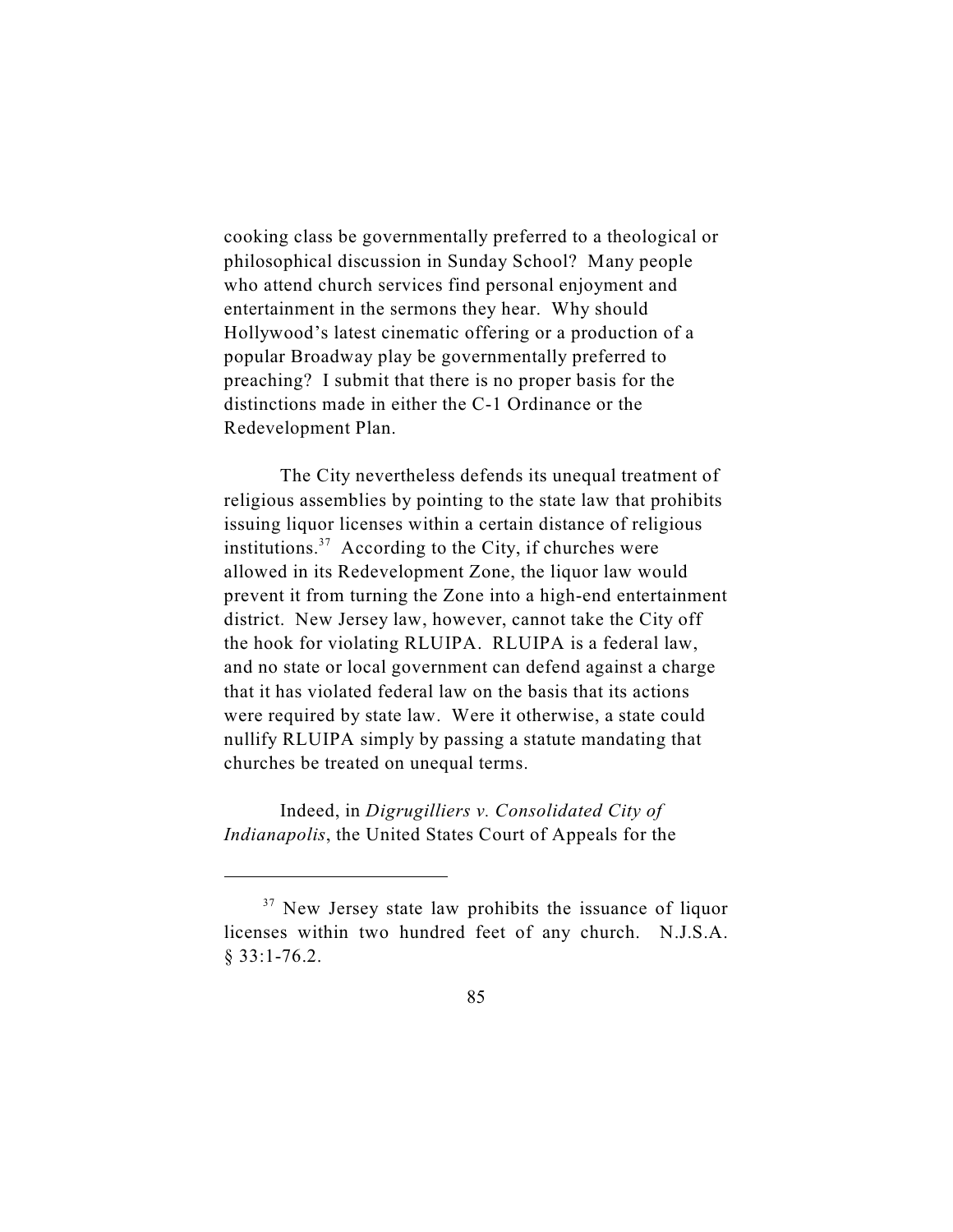cooking class be governmentally preferred to a theological or philosophical discussion in Sunday School? Many people who attend church services find personal enjoyment and entertainment in the sermons they hear. Why should Hollywood's latest cinematic offering or a production of a popular Broadway play be governmentally preferred to preaching? I submit that there is no proper basis for the distinctions made in either the C-1 Ordinance or the Redevelopment Plan.

The City nevertheless defends its unequal treatment of religious assemblies by pointing to the state law that prohibits issuing liquor licenses within a certain distance of religious institutions.[37] According to the City, if churches were allowed in its Redevelopment Zone, the liquor law would prevent it from turning the Zone into a high-end entertainment district. New Jersey law, however, cannot take the City off the hook for violating RLUIPA. RLUIPA is a federal law, and no state or local government can defend against a charge that it has violated federal law on the basis that its actions were required by state law. Were it otherwise, a state could nullify RLUIPA simply by passing a statute mandating that churches be treated on unequal terms.

Indeed, in *Digrugilliers v. Consolidated City of Indianapolis*, the United States Court of Appeals for the

---

[37] New Jersey state law prohibits the issuance of liquor licenses within two hundred feet of any church. N.J.S.A. § 33:1-76.2.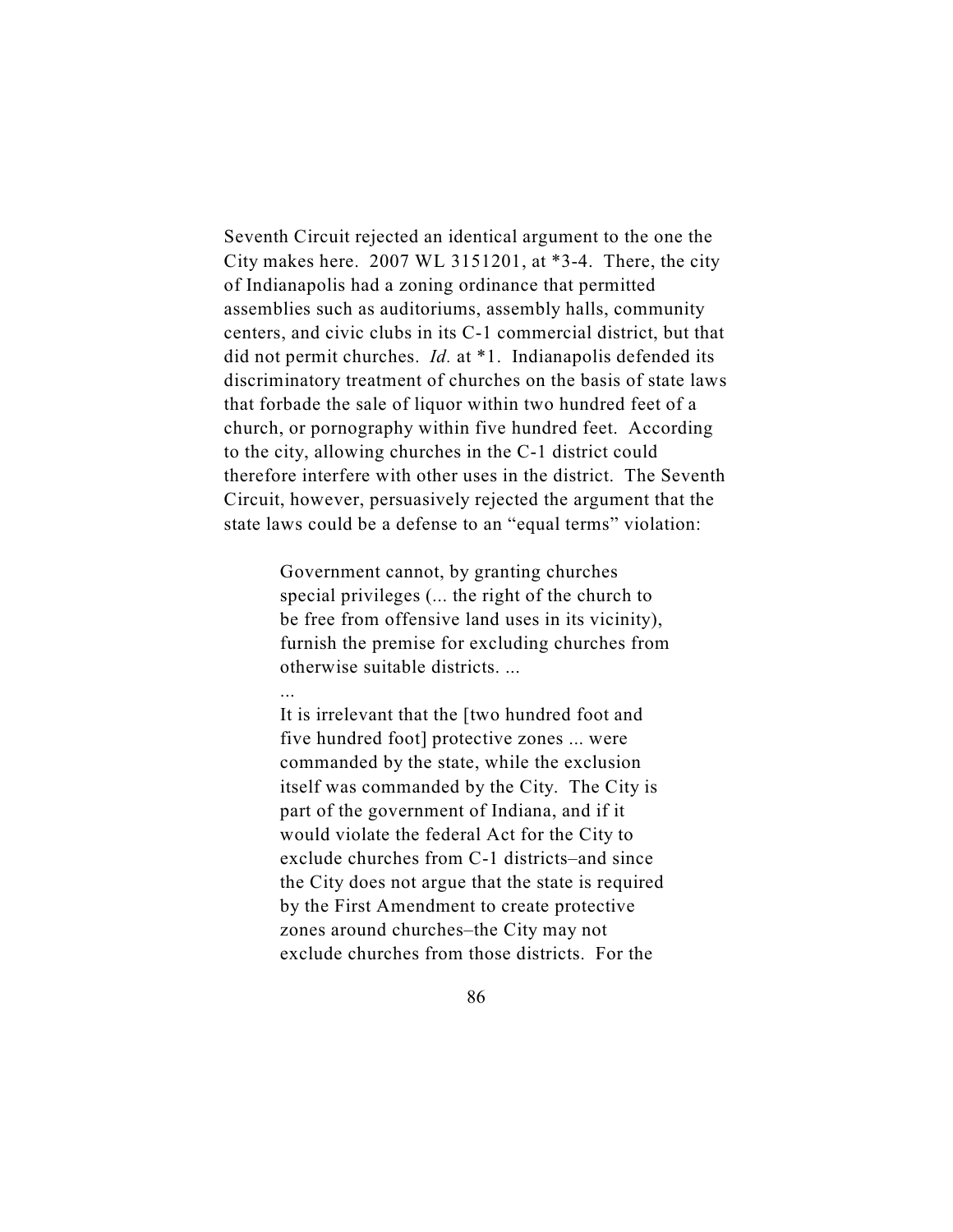Seventh Circuit rejected an identical argument to the one the City makes here. 2007 WL 3151201, at *3-4. There, the city of Indianapolis had a zoning ordinance that permitted assemblies such as auditoriums, assembly halls, community centers, and civic clubs in its C-1 commercial district, but that did not permit churches. *Id.* at *1. Indianapolis defended its discriminatory treatment of churches on the basis of state laws that forbade the sale of liquor within two hundred feet of a church, or pornography within five hundred feet. According to the city, allowing churches in the C-1 district could therefore interfere with other uses in the district. The Seventh Circuit, however, persuasively rejected the argument that the state laws could be a defense to an "equal terms" violation:

> Government cannot, by granting churches special privileges (... the right of the church to be free from offensive land uses in its vicinity), furnish the premise for excluding churches from otherwise suitable districts. ...
>
> ...
>
> It is irrelevant that the [two hundred foot and five hundred foot] protective zones ... were commanded by the state, while the exclusion itself was commanded by the City. The City is part of the government of Indiana, and if it would violate the federal Act for the City to exclude churches from C-1 districts–and since the City does not argue that the state is required by the First Amendment to create protective zones around churches–the City may not exclude churches from those districts. For the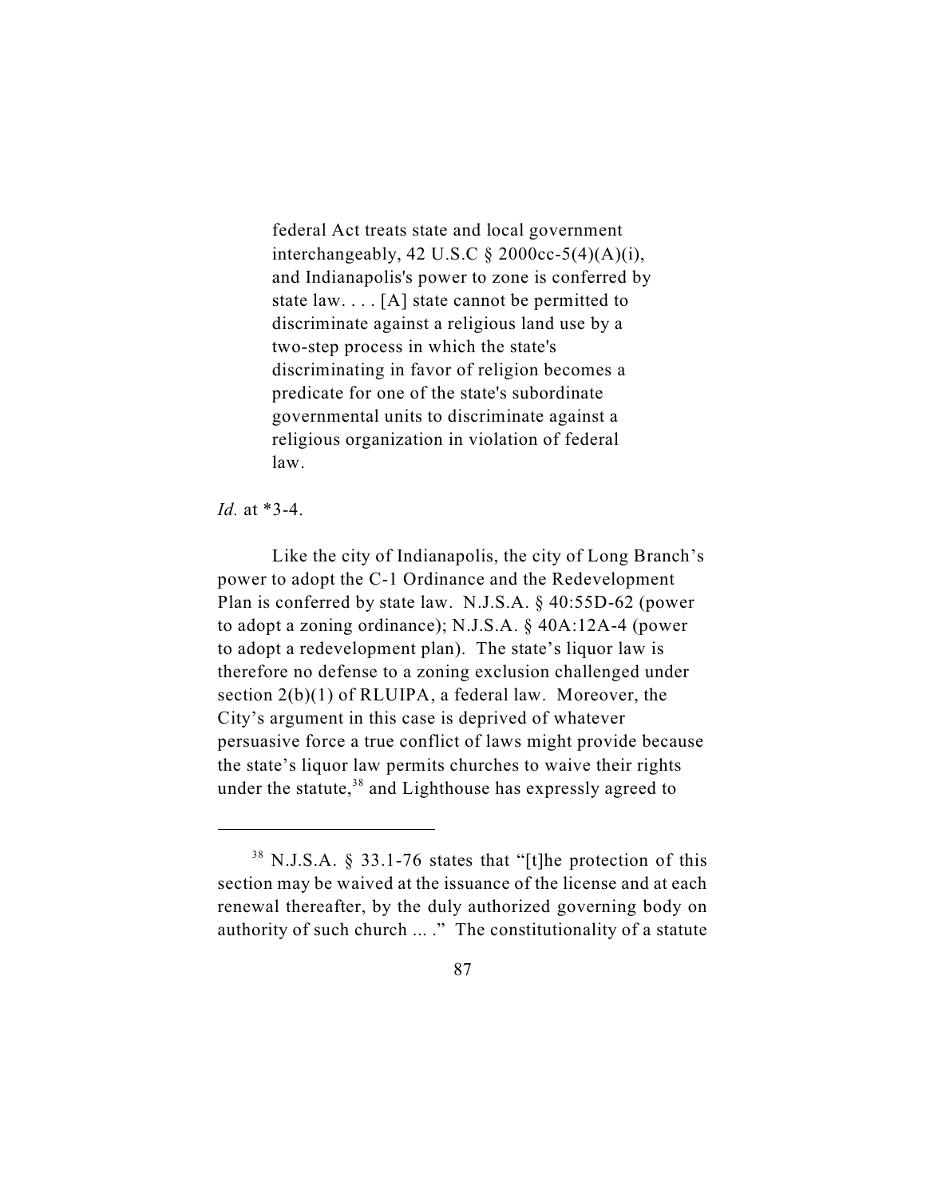> federal Act treats state and local government interchangeably, 42 U.S.C § 2000cc-5(4)(A)(i), and Indianapolis's power to zone is conferred by state law. . . . [A] state cannot be permitted to discriminate against a religious land use by a two-step process in which the state's discriminating in favor of religion becomes a predicate for one of the state's subordinate governmental units to discriminate against a religious organization in violation of federal law.

*Id.* at *3-4.

Like the city of Indianapolis, the city of Long Branch's power to adopt the C-1 Ordinance and the Redevelopment Plan is conferred by state law. N.J.S.A. § 40:55D-62 (power to adopt a zoning ordinance); N.J.S.A. § 40A:12A-4 (power to adopt a redevelopment plan). The state's liquor law is therefore no defense to a zoning exclusion challenged under section 2(b)(1) of RLUIPA, a federal law. Moreover, the City's argument in this case is deprived of whatever persuasive force a true conflict of laws might provide because the state's liquor law permits churches to waive their rights under the statute,[38] and Lighthouse has expressly agreed to

---

[38] N.J.S.A. § 33.1-76 states that "[t]he protection of this section may be waived at the issuance of the license and at each renewal thereafter, by the duly authorized governing body on authority of such church ... ." The constitutionality of a statute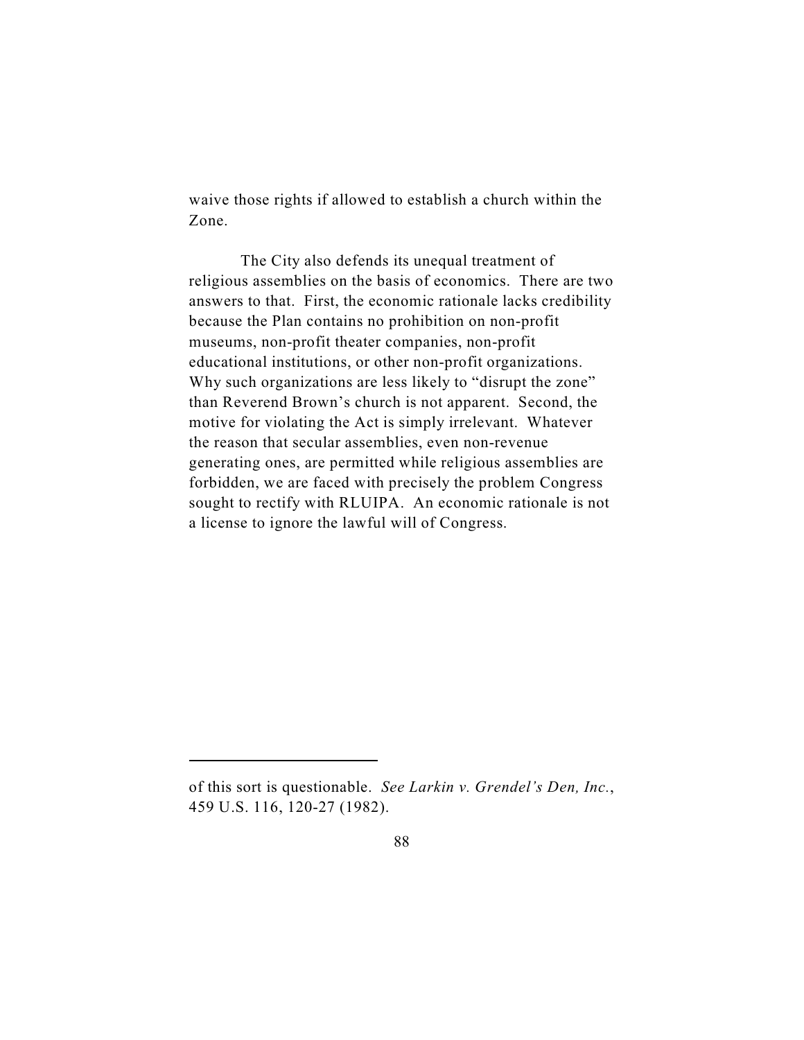waive those rights if allowed to establish a church within the Zone.

The City also defends its unequal treatment of religious assemblies on the basis of economics. There are two answers to that. First, the economic rationale lacks credibility because the Plan contains no prohibition on non-profit museums, non-profit theater companies, non-profit educational institutions, or other non-profit organizations. Why such organizations are less likely to "disrupt the zone" than Reverend Brown's church is not apparent. Second, the motive for violating the Act is simply irrelevant. Whatever the reason that secular assemblies, even non-revenue generating ones, are permitted while religious assemblies are forbidden, we are faced with precisely the problem Congress sought to rectify with RLUIPA. An economic rationale is not a license to ignore the lawful will of Congress.

---

of this sort is questionable. *See Larkin v. Grendel's Den, Inc.*, 459 U.S. 116, 120-27 (1982).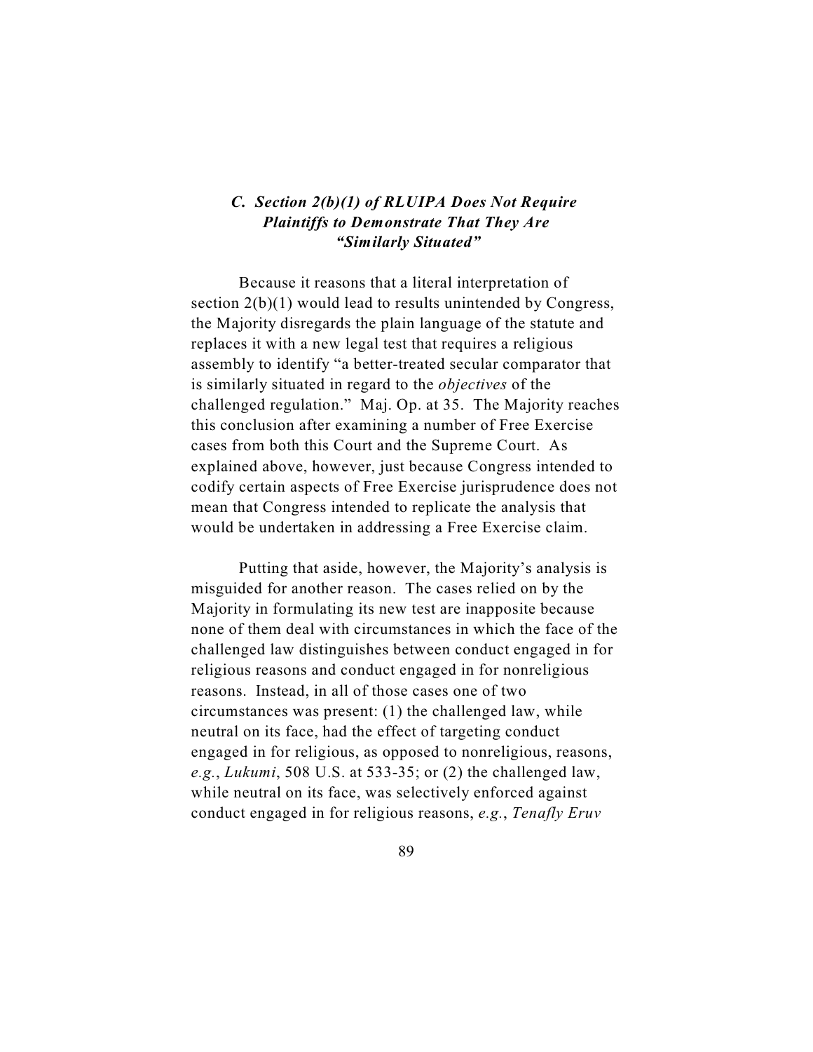### *C. Section 2(b)(1) of RLUIPA Does Not Require Plaintiffs to Demonstrate That They Are "Similarly Situated"*

Because it reasons that a literal interpretation of section 2(b)(1) would lead to results unintended by Congress, the Majority disregards the plain language of the statute and replaces it with a new legal test that requires a religious assembly to identify "a better-treated secular comparator that is similarly situated in regard to the *objectives* of the challenged regulation." Maj. Op. at 35. The Majority reaches this conclusion after examining a number of Free Exercise cases from both this Court and the Supreme Court. As explained above, however, just because Congress intended to codify certain aspects of Free Exercise jurisprudence does not mean that Congress intended to replicate the analysis that would be undertaken in addressing a Free Exercise claim.

Putting that aside, however, the Majority's analysis is misguided for another reason. The cases relied on by the Majority in formulating its new test are inapposite because none of them deal with circumstances in which the face of the challenged law distinguishes between conduct engaged in for religious reasons and conduct engaged in for nonreligious reasons. Instead, in all of those cases one of two circumstances was present: (1) the challenged law, while neutral on its face, had the effect of targeting conduct engaged in for religious, as opposed to nonreligious, reasons, *e.g.*, *Lukumi*, 508 U.S. at 533-35; or (2) the challenged law, while neutral on its face, was selectively enforced against conduct engaged in for religious reasons, *e.g.*, *Tenafly Eruv*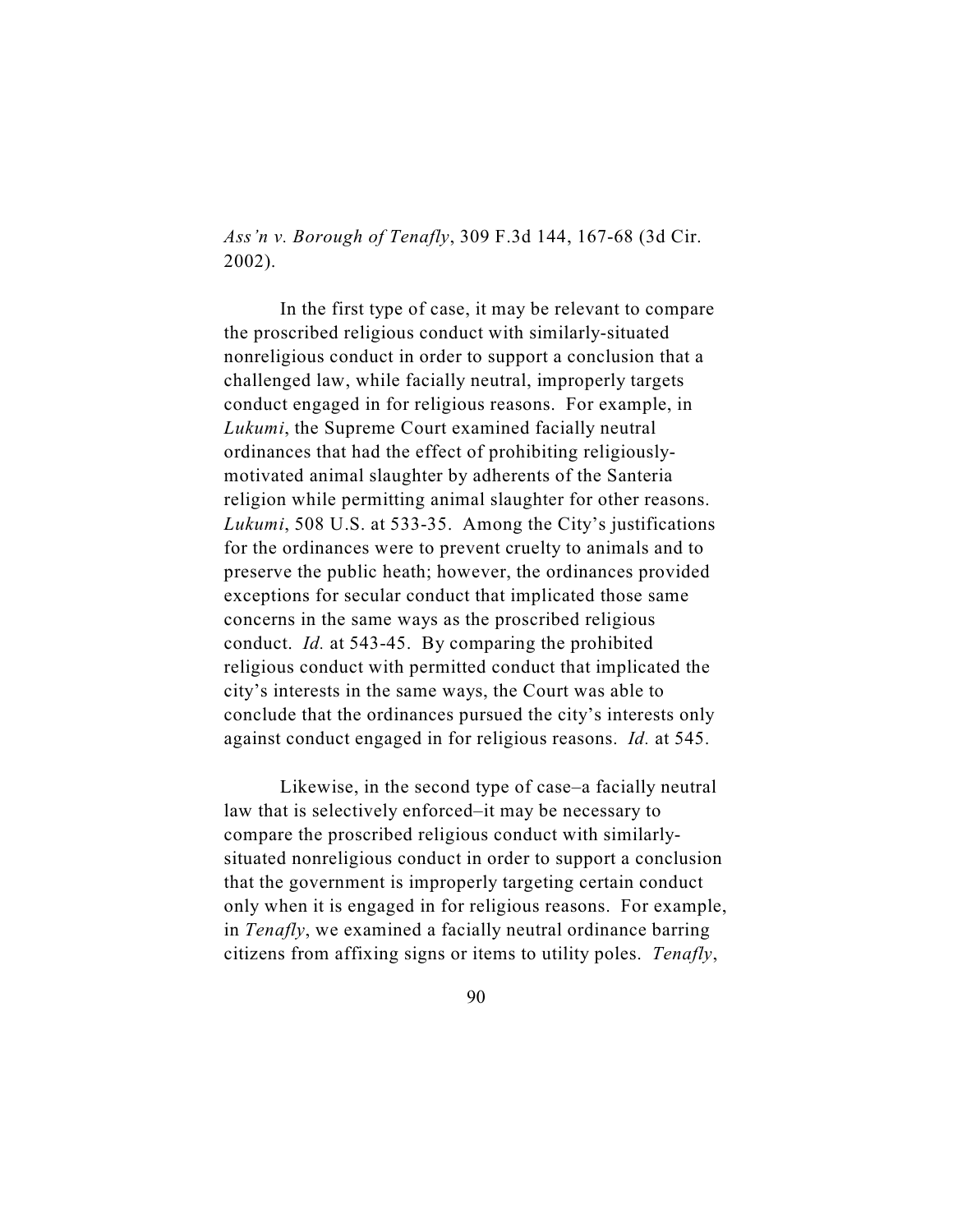*Ass'n v. Borough of Tenafly*, 309 F.3d 144, 167-68 (3d Cir. 2002).

In the first type of case, it may be relevant to compare the proscribed religious conduct with similarly-situated nonreligious conduct in order to support a conclusion that a challenged law, while facially neutral, improperly targets conduct engaged in for religious reasons. For example, in *Lukumi*, the Supreme Court examined facially neutral ordinances that had the effect of prohibiting religiously-motivated animal slaughter by adherents of the Santeria religion while permitting animal slaughter for other reasons. *Lukumi*, 508 U.S. at 533-35. Among the City's justifications for the ordinances were to prevent cruelty to animals and to preserve the public heath; however, the ordinances provided exceptions for secular conduct that implicated those same concerns in the same ways as the proscribed religious conduct. *Id.* at 543-45. By comparing the prohibited religious conduct with permitted conduct that implicated the city's interests in the same ways, the Court was able to conclude that the ordinances pursued the city's interests only against conduct engaged in for religious reasons. *Id.* at 545.

Likewise, in the second type of case–a facially neutral law that is selectively enforced–it may be necessary to compare the proscribed religious conduct with similarly-situated nonreligious conduct in order to support a conclusion that the government is improperly targeting certain conduct only when it is engaged in for religious reasons. For example, in *Tenafly*, we examined a facially neutral ordinance barring citizens from affixing signs or items to utility poles. *Tenafly*,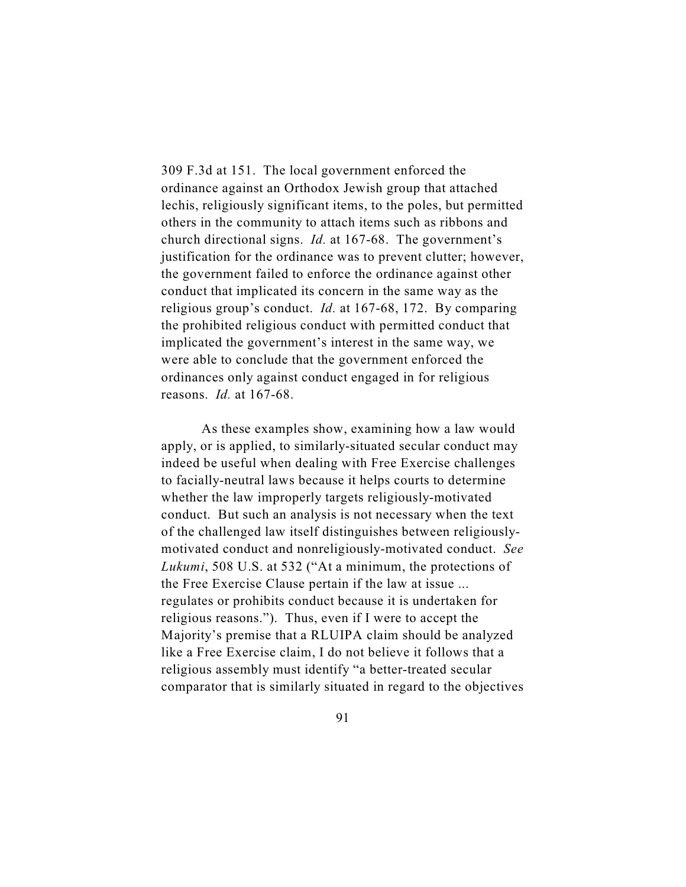309 F.3d at 151. The local government enforced the ordinance against an Orthodox Jewish group that attached lechis, religiously significant items, to the poles, but permitted others in the community to attach items such as ribbons and church directional signs. *Id.* at 167-68. The government's justification for the ordinance was to prevent clutter; however, the government failed to enforce the ordinance against other conduct that implicated its concern in the same way as the religious group's conduct. *Id.* at 167-68, 172. By comparing the prohibited religious conduct with permitted conduct that implicated the government's interest in the same way, we were able to conclude that the government enforced the ordinances only against conduct engaged in for religious reasons. *Id.* at 167-68.

As these examples show, examining how a law would apply, or is applied, to similarly-situated secular conduct may indeed be useful when dealing with Free Exercise challenges to facially-neutral laws because it helps courts to determine whether the law improperly targets religiously-motivated conduct. But such an analysis is not necessary when the text of the challenged law itself distinguishes between religiously-motivated conduct and nonreligiously-motivated conduct. *See Lukumi*, 508 U.S. at 532 ("At a minimum, the protections of the Free Exercise Clause pertain if the law at issue ... regulates or prohibits conduct because it is undertaken for religious reasons."). Thus, even if I were to accept the Majority's premise that a RLUIPA claim should be analyzed like a Free Exercise claim, I do not believe it follows that a religious assembly must identify "a better-treated secular comparator that is similarly situated in regard to the objectives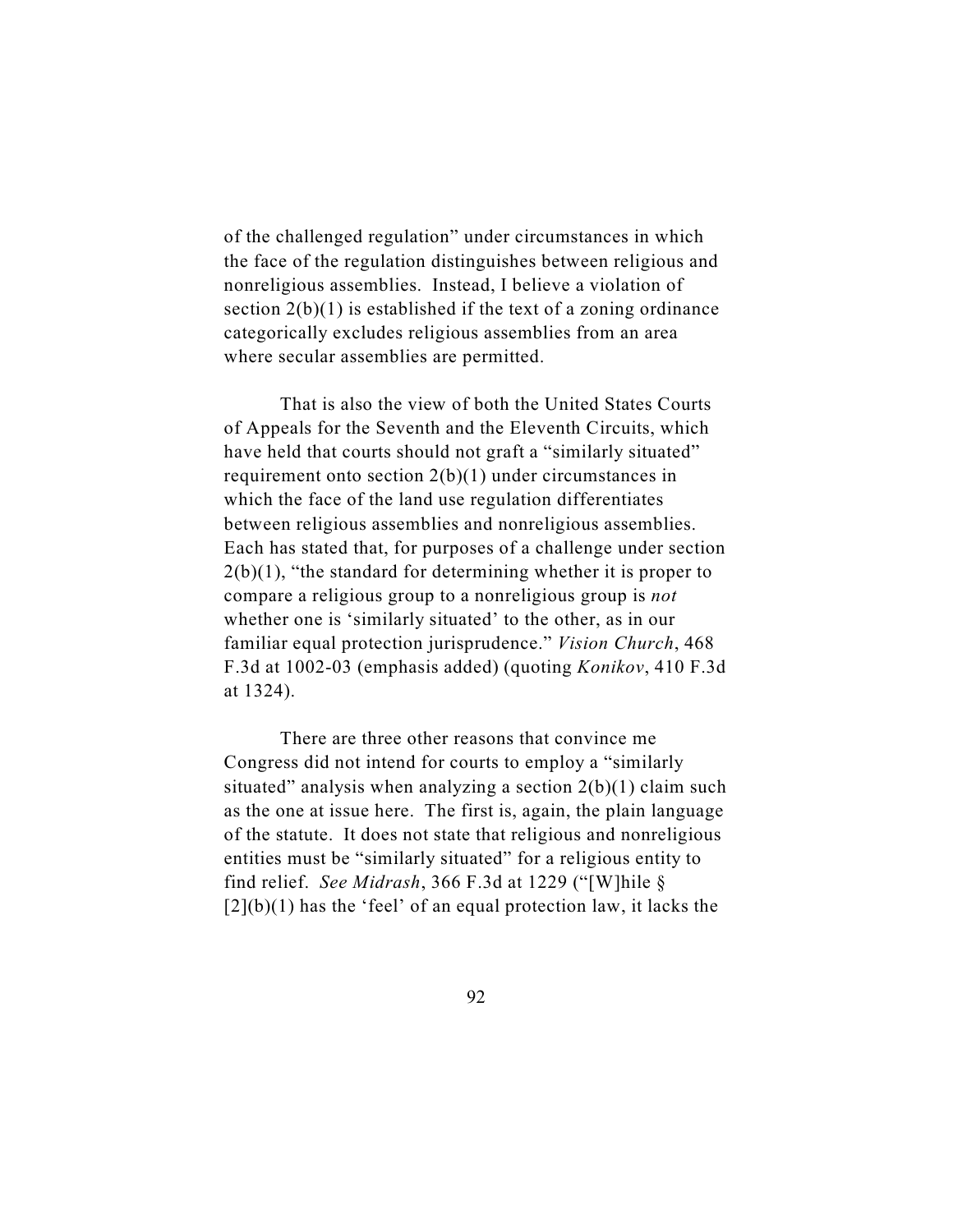of the challenged regulation" under circumstances in which the face of the regulation distinguishes between religious and nonreligious assemblies. Instead, I believe a violation of section 2(b)(1) is established if the text of a zoning ordinance categorically excludes religious assemblies from an area where secular assemblies are permitted.

That is also the view of both the United States Courts of Appeals for the Seventh and the Eleventh Circuits, which have held that courts should not graft a "similarly situated" requirement onto section 2(b)(1) under circumstances in which the face of the land use regulation differentiates between religious assemblies and nonreligious assemblies. Each has stated that, for purposes of a challenge under section 2(b)(1), "the standard for determining whether it is proper to compare a religious group to a nonreligious group is *not* whether one is 'similarly situated' to the other, as in our familiar equal protection jurisprudence." *Vision Church*, 468 F.3d at 1002-03 (emphasis added) (quoting *Konikov*, 410 F.3d at 1324).

There are three other reasons that convince me Congress did not intend for courts to employ a "similarly situated" analysis when analyzing a section 2(b)(1) claim such as the one at issue here. The first is, again, the plain language of the statute. It does not state that religious and nonreligious entities must be "similarly situated" for a religious entity to find relief. *See Midrash*, 366 F.3d at 1229 ("[W]hile § [2](b)(1) has the 'feel' of an equal protection law, it lacks the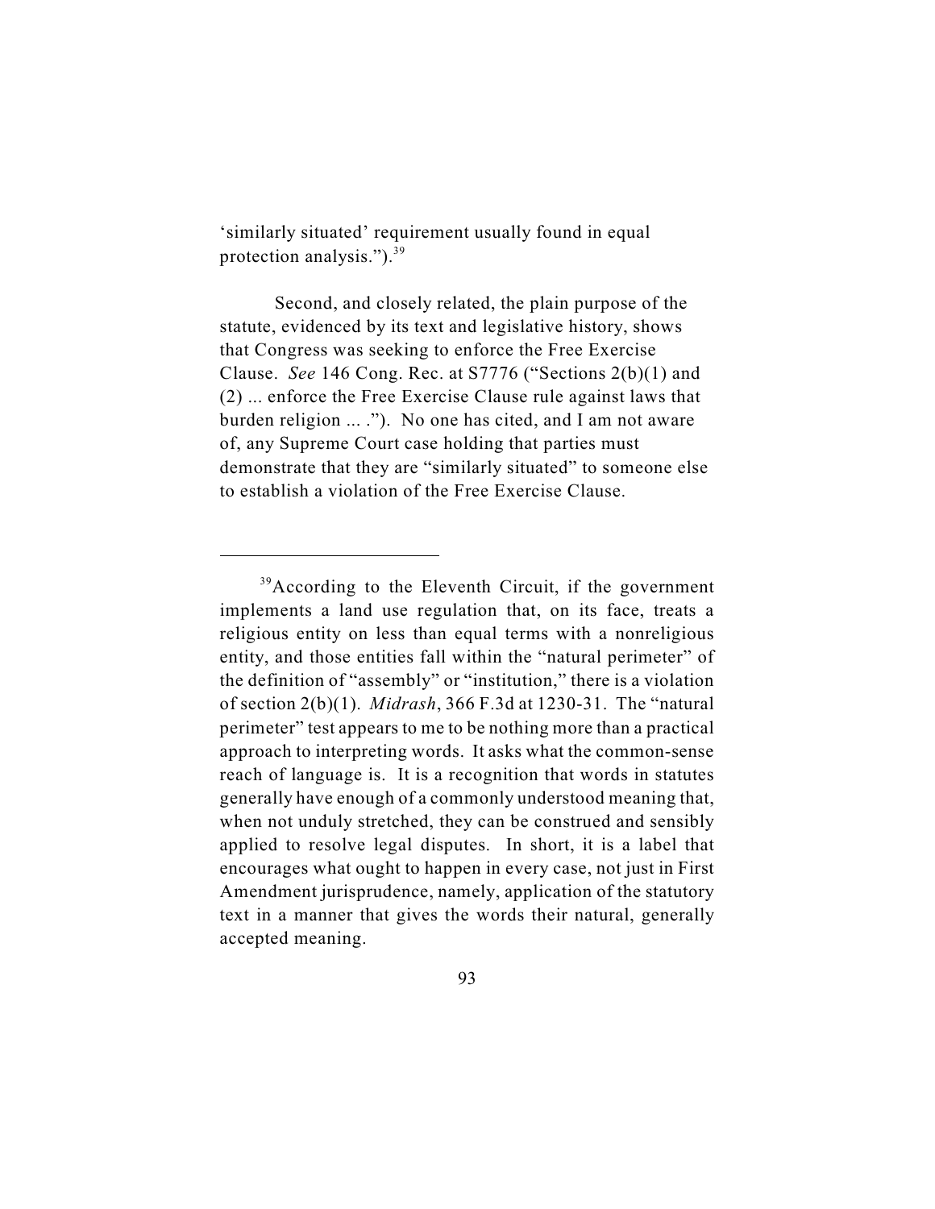'similarly situated' requirement usually found in equal protection analysis.").[39]

Second, and closely related, the plain purpose of the statute, evidenced by its text and legislative history, shows that Congress was seeking to enforce the Free Exercise Clause. *See* 146 Cong. Rec. at S7776 ("Sections 2(b)(1) and (2) ... enforce the Free Exercise Clause rule against laws that burden religion ... ."). No one has cited, and I am not aware of, any Supreme Court case holding that parties must demonstrate that they are "similarly situated" to someone else to establish a violation of the Free Exercise Clause.

---

[39]According to the Eleventh Circuit, if the government implements a land use regulation that, on its face, treats a religious entity on less than equal terms with a nonreligious entity, and those entities fall within the "natural perimeter" of the definition of "assembly" or "institution," there is a violation of section 2(b)(1). *Midrash*, 366 F.3d at 1230-31. The "natural perimeter" test appears to me to be nothing more than a practical approach to interpreting words. It asks what the common-sense reach of language is. It is a recognition that words in statutes generally have enough of a commonly understood meaning that, when not unduly stretched, they can be construed and sensibly applied to resolve legal disputes. In short, it is a label that encourages what ought to happen in every case, not just in First Amendment jurisprudence, namely, application of the statutory text in a manner that gives the words their natural, generally accepted meaning.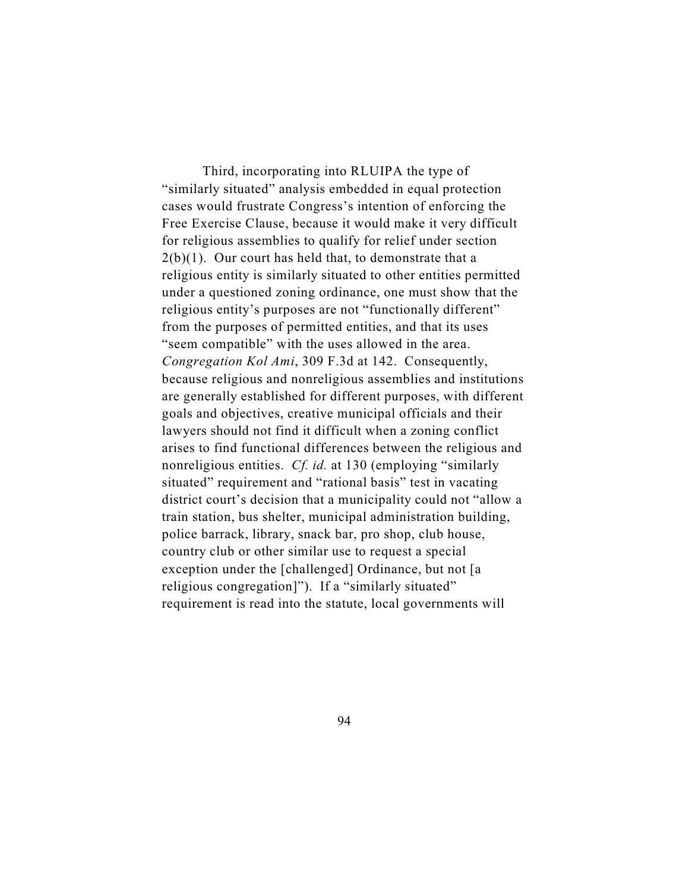Third, incorporating into RLUIPA the type of "similarly situated" analysis embedded in equal protection cases would frustrate Congress's intention of enforcing the Free Exercise Clause, because it would make it very difficult for religious assemblies to qualify for relief under section 2(b)(1). Our court has held that, to demonstrate that a religious entity is similarly situated to other entities permitted under a questioned zoning ordinance, one must show that the religious entity's purposes are not "functionally different" from the purposes of permitted entities, and that its uses "seem compatible" with the uses allowed in the area. *Congregation Kol Ami*, 309 F.3d at 142. Consequently, because religious and nonreligious assemblies and institutions are generally established for different purposes, with different goals and objectives, creative municipal officials and their lawyers should not find it difficult when a zoning conflict arises to find functional differences between the religious and nonreligious entities. *Cf. id.* at 130 (employing "similarly situated" requirement and "rational basis" test in vacating district court's decision that a municipality could not "allow a train station, bus shelter, municipal administration building, police barrack, library, snack bar, pro shop, club house, country club or other similar use to request a special exception under the [challenged] Ordinance, but not [a religious congregation]"). If a "similarly situated" requirement is read into the statute, local governments will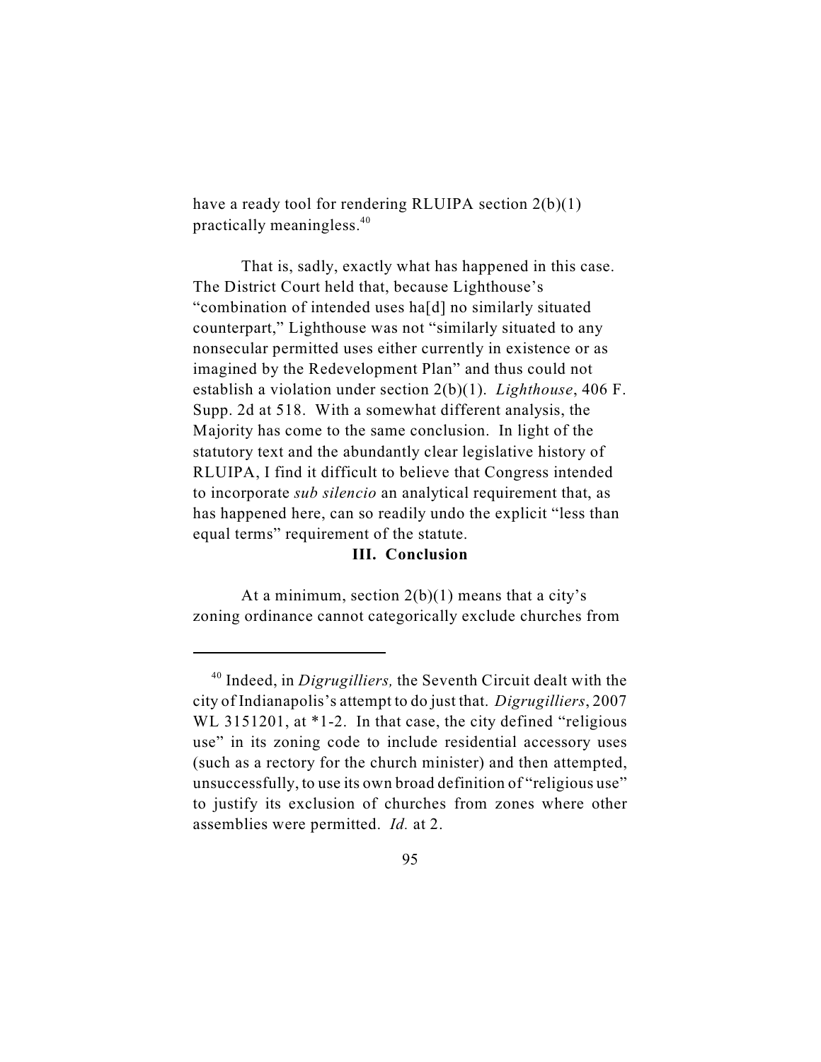have a ready tool for rendering RLUIPA section 2(b)(1) practically meaningless.[40]

That is, sadly, exactly what has happened in this case. The District Court held that, because Lighthouse's "combination of intended uses ha[d] no similarly situated counterpart," Lighthouse was not "similarly situated to any nonsecular permitted uses either currently in existence or as imagined by the Redevelopment Plan" and thus could not establish a violation under section 2(b)(1). *Lighthouse*, 406 F. Supp. 2d at 518. With a somewhat different analysis, the Majority has come to the same conclusion. In light of the statutory text and the abundantly clear legislative history of RLUIPA, I find it difficult to believe that Congress intended to incorporate *sub silencio* an analytical requirement that, as has happened here, can so readily undo the explicit "less than equal terms" requirement of the statute.

### III. Conclusion

At a minimum, section 2(b)(1) means that a city's zoning ordinance cannot categorically exclude churches from

---

[40] Indeed, in *Digrugilliers,* the Seventh Circuit dealt with the city of Indianapolis's attempt to do just that. *Digrugilliers*, 2007 WL 3151201, at *1-2. In that case, the city defined "religious use" in its zoning code to include residential accessory uses (such as a rectory for the church minister) and then attempted, unsuccessfully, to use its own broad definition of "religious use" to justify its exclusion of churches from zones where other assemblies were permitted. *Id.* at 2.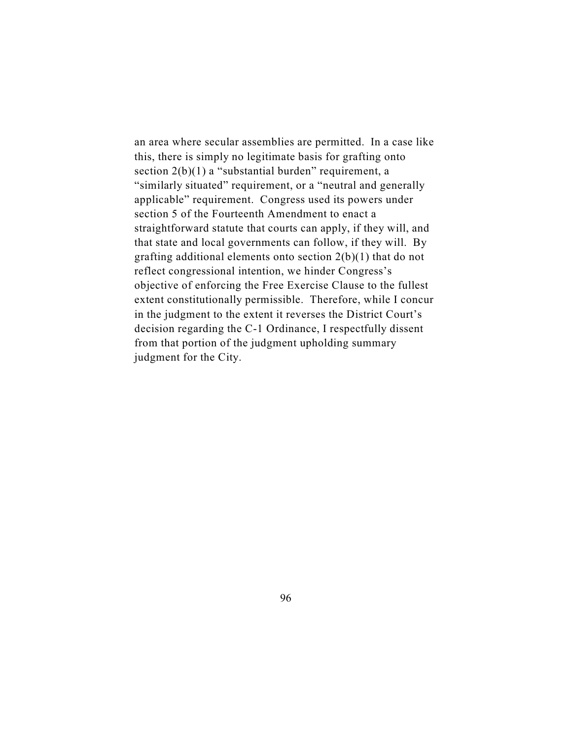an area where secular assemblies are permitted. In a case like this, there is simply no legitimate basis for grafting onto section 2(b)(1) a "substantial burden" requirement, a "similarly situated" requirement, or a "neutral and generally applicable" requirement. Congress used its powers under section 5 of the Fourteenth Amendment to enact a straightforward statute that courts can apply, if they will, and that state and local governments can follow, if they will. By grafting additional elements onto section 2(b)(1) that do not reflect congressional intention, we hinder Congress's objective of enforcing the Free Exercise Clause to the fullest extent constitutionally permissible. Therefore, while I concur in the judgment to the extent it reverses the District Court's decision regarding the C-1 Ordinance, I respectfully dissent from that portion of the judgment upholding summary judgment for the City.